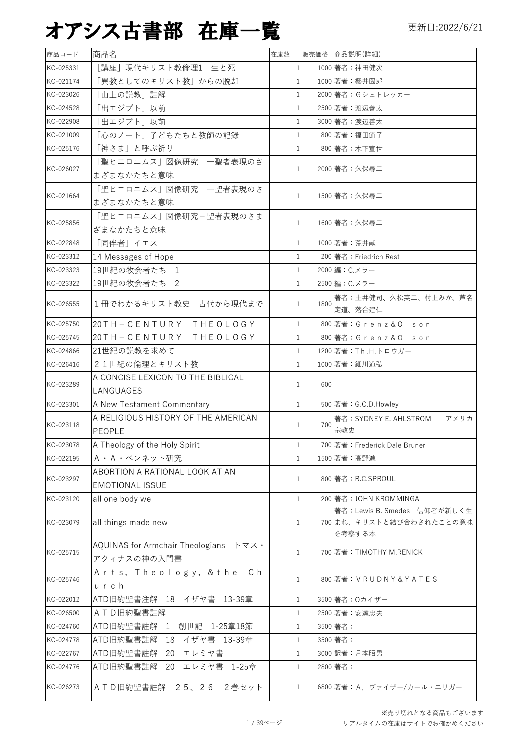# オアシス古書部　在庫一覧

更新日:2022/6/21

| 商品コード | 商品名 | 在庫数 | 販売価格 | 商品説明(詳細) |
|---|---|---|---|---|
| KC-025331 | ［講座］現代キリスト教倫理1　生と死 | 1 | 1000 | 著者：神田健次 |
| KC-021174 | 「異教としてのキリスト教」からの脱却 | 1 | 1000 | 著者：櫻井圀郎 |
| KC-023026 | 「山上の説教」註解 | 1 | 2000 | 著者：Gシュトレッカー |
| KC-024528 | 「出エジプト」以前 | 1 | 2500 | 著者：渡辺善太 |
| KC-022908 | 「出エジプト」以前 | 1 | 3000 | 著者：渡辺善太 |
| KC-021009 | 「心のノート」子どもたちと教師の記録 | 1 | 800 | 著者：福田節子 |
| KC-025176 | 「神さま」と呼ぶ祈り | 1 | 800 | 著者：木下宣世 |
| KC-026027 | 「聖ヒエロニムス」図像研究　ー聖者表現のさまざまなかたちと意味 | 1 | 2000 | 著者：久保尋二 |
| KC-021664 | 「聖ヒエロニムス」図像研究　ー聖者表現のさまざまなかたちと意味 | 1 | 1500 | 著者：久保尋二 |
| KC-025856 | 「聖ヒエロニムス」図像研究－聖者表現のさまざまなかたちと意味 | 1 | 1600 | 著者：久保尋二 |
| KC-022848 | 「同伴者」イエス | 1 | 1000 | 著者：荒井献 |
| KC-023312 | 14 Messages of Hope | 1 | 200 | 著者：Friedrich Rest |
| KC-023323 | 19世紀の牧会者たち　1 | 1 | 2000 | 編：C.メラー |
| KC-023322 | 19世紀の牧会者たち　2 | 1 | 2500 | 編：C.メラー |
| KC-026555 | １冊でわかるキリスト教史　古代から現代まで | 1 | 1800 | 著者：土井健司、久松英二、村上みか、芦名定道、落合建仁 |
| KC-025750 | 20ＴＨ－ＣＥＮＴＵＲＹ　ＴＨＥＯＬＯＧＹ | 1 | 800 | 著者：Ｇｒｅｎｚ＆Ｏｌｓｏｎ |
| KC-025745 | 20ＴＨ－ＣＥＮＴＵＲＹ　ＴＨＥＯＬＯＧＹ | 1 | 800 | 著者：Ｇｒｅｎｚ＆Ｏｌｓｏｎ |
| KC-024866 | 21世紀の説教を求めて | 1 | 1200 | 著者：Ｔｈ.Ｈ.トロウガー |
| KC-026416 | ２１世紀の倫理とキリスト教 | 1 | 1000 | 著者：細川道弘 |
| KC-023289 | A CONCISE LEXICON TO THE BIBLICAL LANGUAGES | 1 | 600 | |
| KC-023301 | A New Testament Commentary | 1 | 500 | 著者：G.C.D.Howley |
| KC-023118 | A RELIGIOUS HISTORY OF THE AMERICAN PEOPLE | 1 | 700 | 著者：SYDNEY E. AHLSTROM　　アメリカ宗教史 |
| KC-023078 | A Theology of the Holy Spirit | 1 | 700 | 著者：Frederick Dale Bruner |
| KC-022195 | A・A・ベンネット研究 | 1 | 1500 | 著者：高野進 |
| KC-023297 | ABORTION A RATIONAL LOOK AT AN EMOTIONAL ISSUE | 1 | 800 | 著者：R.C.SPROUL |
| KC-023120 | all one body we | 1 | 200 | 著者：JOHN KROMMINGA |
| KC-023079 | all things made new | 1 | 700 | 著者：Lewis B. Smedes　信仰者が新しく生まれ、キリストと結び合わされたことの意味を考察する本 |
| KC-025715 | AQUINAS for Armchair Theologians　トマス・アクィナスの神の入門書 | 1 | 700 | 著者：TIMOTHY M.RENICK |
| KC-025746 | Ａｒｔｓ，Ｔｈｅｏｌｏｇｙ，＆ｔｈｅ　Ｃｈｕｒｃｈ | 1 | 800 | 著者：ＶＲＵＤＮＹ＆ＹＡＴＥＳ |
| KC-022012 | ATD旧約聖書注解　18　イザヤ書　13-39章 | 1 | 3500 | 著者：Oカイザー |
| KC-026500 | ＡＴＤ旧約聖書註解 | 1 | 2500 | 著者：安達忠夫 |
| KC-024760 | ATD旧約聖書註解　1　創世記　1-25章18節 | 1 | 3500 | 著者： |
| KC-024778 | ATD旧約聖書註解　18　イザヤ書　13-39章 | 1 | 3500 | 著者： |
| KC-022767 | ATD旧約聖書註解　20　エレミヤ書 | 1 | 3000 | 訳者：月本昭男 |
| KC-024776 | ATD旧約聖書註解　20　エレミヤ書　1-25章 | 1 | 2800 | 著者： |
| KC-026273 | ＡＴＤ旧約聖書註解　２５、２６　２巻セット | 1 | 6800 | 著者：Ａ．ヴァイザー/カール・エリガー |

※売り切れとなる商品もございます
リアルタイムの在庫はサイトでお確かめください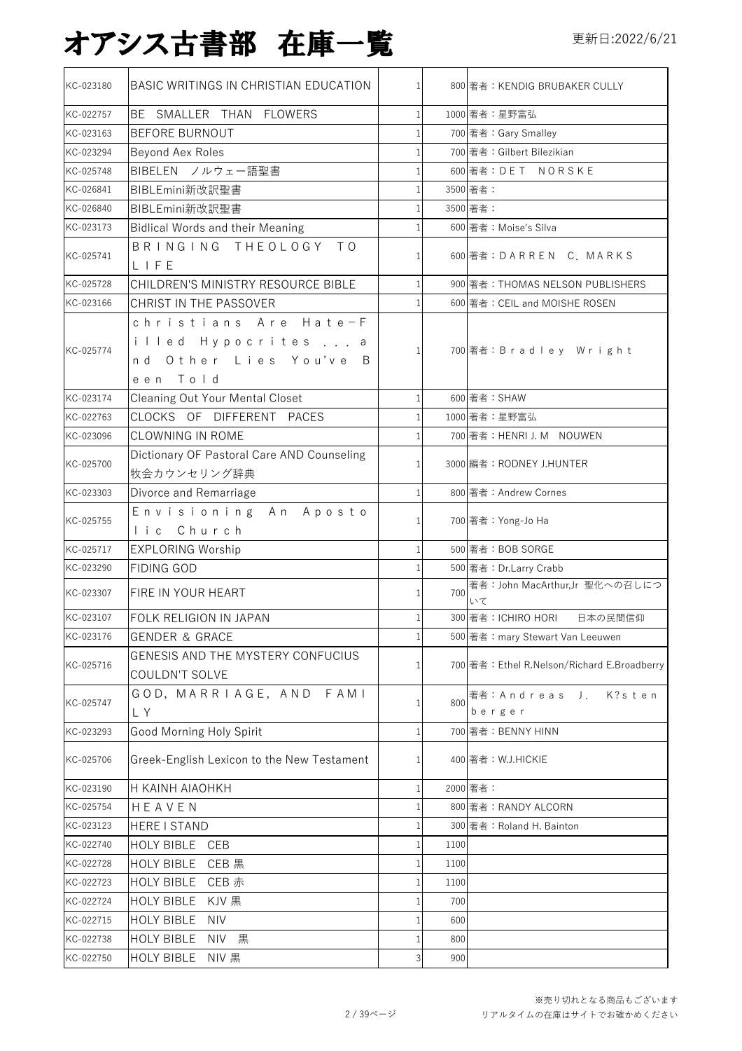# オアシス古書部　在庫一覧

更新日:2022/6/21

| | | | | |
|---|---|---|---|---|
| KC-023180 | BASIC WRITINGS IN CHRISTIAN EDUCATION | 1 | 800 | 著者：KENDIG BRUBAKER CULLY |
| KC-022757 | BE SMALLER THAN FLOWERS | 1 | 1000 | 著者：星野富弘 |
| KC-023163 | BEFORE BURNOUT | 1 | 700 | 著者：Gary Smalley |
| KC-023294 | Beyond Aex Roles | 1 | 700 | 著者：Gilbert Bilezikian |
| KC-025748 | BIBELEN　ノルウェー語聖書 | 1 | 600 | 著者：ＤＥＴ　ＮＯＲＳＫＥ |
| KC-026841 | BIBLEmini新改訳聖書 | 1 | 3500 | 著者： |
| KC-026840 | BIBLEmini新改訳聖書 | 1 | 3500 | 著者： |
| KC-023173 | Bidlical Words and their Meaning | 1 | 600 | 著者：Moise's Silva |
| KC-025741 | ＢＲＩＮＧＩＮＧ　ＴＨＥＯＬＯＧＹ　ＴＯ　ＬＩＦＥ | 1 | 600 | 著者：ＤＡＲＲＥＮ　Ｃ．ＭＡＲＫＳ |
| KC-025728 | CHILDREN'S MINISTRY RESOURCE BIBLE | 1 | 900 | 著者：THOMAS NELSON PUBLISHERS |
| KC-023166 | CHRIST IN THE PASSOVER | 1 | 600 | 著者：CEIL and MOISHE ROSEN |
| KC-025774 | ｃｈｒｉｓｔｉａｎｓ　Ａｒｅ　Ｈａｔｅ－Ｆｉｌｌｅｄ　Ｈｙｐｏｃｒｉｔｅｓ　．．．ａｎｄ　Ｏｔｈｅｒ　Ｌｉｅｓ　Ｙｏｕ'ｖｅ　Ｂｅｅｎ　Ｔｏｌｄ | 1 | 700 | 著者：Ｂｒａｄｌｅｙ　Ｗｒｉｇｈｔ |
| KC-023174 | Cleaning Out Your Mental Closet | 1 | 600 | 著者：SHAW |
| KC-022763 | CLOCKS OF DIFFERENT PACES | 1 | 1000 | 著者：星野富弘 |
| KC-023096 | CLOWNING IN ROME | 1 | 700 | 著者：HENRI J. M　NOUWEN |
| KC-025700 | Dictionary OF Pastoral Care AND Counseling　牧会カウンセリング辞典 | 1 | 3000 | 編者：RODNEY J.HUNTER |
| KC-023303 | Divorce and Remarriage | 1 | 800 | 著者：Andrew Cornes |
| KC-025755 | Ｅｎｖｉｓｉｏｎｉｎｇ　Ａｎ　Ａｐｏｓｔｏｌｉｃ　Ｃｈｕｒｃｈ | 1 | 700 | 著者：Yong-Jo Ha |
| KC-025717 | EXPLORING Worship | 1 | 500 | 著者：BOB SORGE |
| KC-023290 | FIDING GOD | 1 | 500 | 著者：Dr.Larry Crabb |
| KC-023307 | FIRE IN YOUR HEART | 1 | 700 | 著者：John MacArthur,Jr 聖化への召しについて |
| KC-023107 | FOLK RELIGION IN JAPAN | 1 | 300 | 著者：ICHIRO HORI　　日本の民間信仰 |
| KC-023176 | GENDER & GRACE | 1 | 500 | 著者：mary Stewart Van Leeuwen |
| KC-025716 | GENESIS AND THE MYSTERY CONFUCIUS COULDN'T SOLVE | 1 | 700 | 著者：Ethel R.Nelson/Richard E.Broadberry |
| KC-025747 | ＧＯＤ，ＭＡＲＲＩＡＧＥ，ＡＮＤ　ＦＡＭＩＬＹ | 1 | 800 | 著者：Ａｎｄｒｅａｓ　Ｊ．　Ｋ?ｓｔｅｎｂｅｒｇｅｒ |
| KC-023293 | Good Morning Holy Spirit | 1 | 700 | 著者：BENNY HINN |
| KC-025706 | Greek-English Lexicon to the New Testament | 1 | 400 | 著者：W.J.HICKIE |
| KC-023190 | H KAINH AIAOHKH | 1 | 2000 | 著者： |
| KC-025754 | ＨＥＡＶＥＮ | 1 | 800 | 著者：RANDY ALCORN |
| KC-023123 | HERE I STAND | 1 | 300 | 著者：Roland H. Bainton |
| KC-022740 | HOLY BIBLE　CEB | 1 | 1100 | |
| KC-022728 | HOLY BIBLE　CEB 黒 | 1 | 1100 | |
| KC-022723 | HOLY BIBLE　CEB 赤 | 1 | 1100 | |
| KC-022724 | HOLY BIBLE　KJV 黒 | 1 | 700 | |
| KC-022715 | HOLY BIBLE　NIV | 1 | 600 | |
| KC-022738 | HOLY BIBLE　NIV　黒 | 1 | 800 | |
| KC-022750 | HOLY BIBLE　NIV 黒 | 3 | 900 | |

※売り切れとなる商品もございます
リアルタイムの在庫はサイトでお確かめください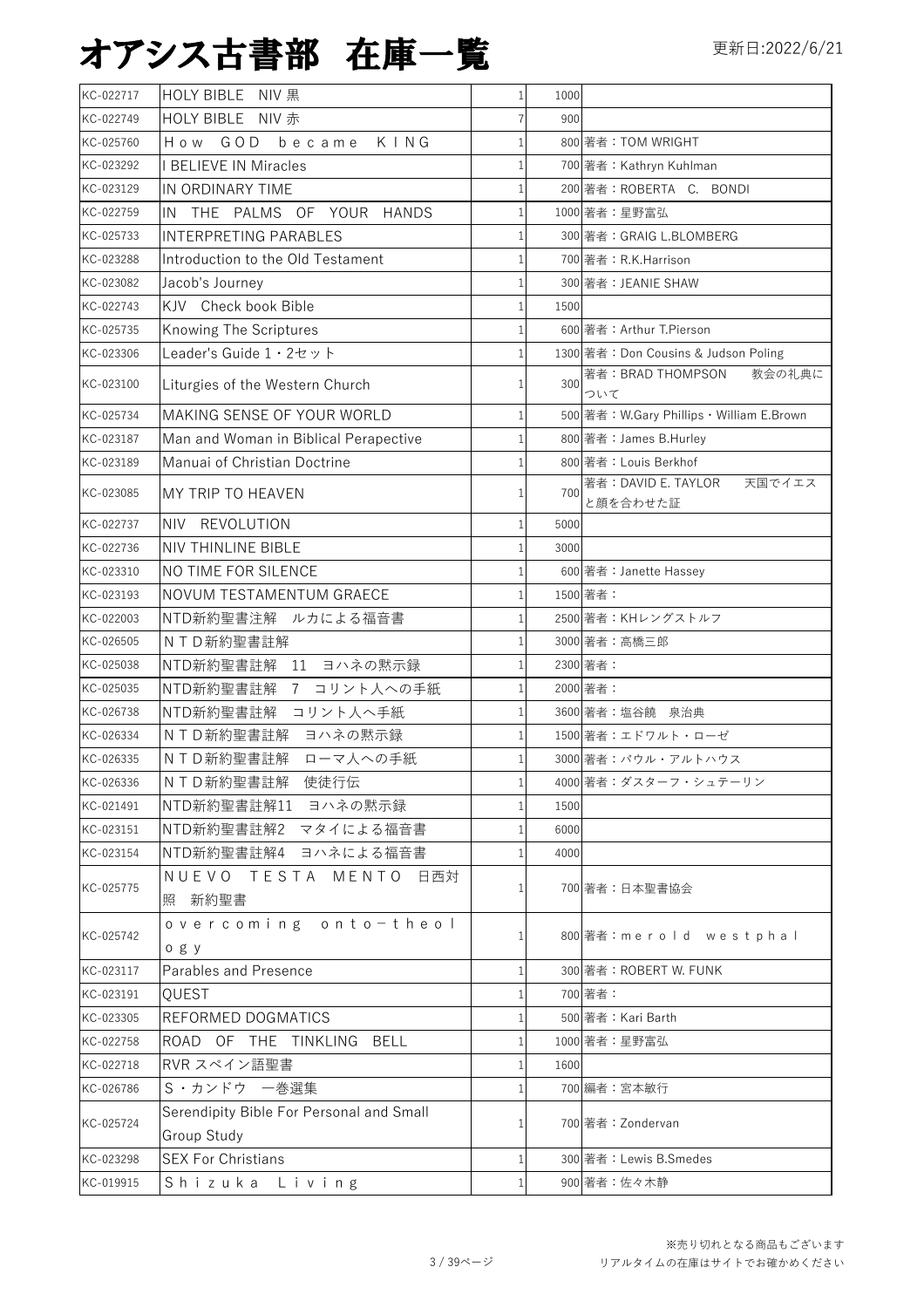# オアシス古書部 在庫一覧

更新日:2022/6/21

| | | | | |
|---|---|---|---|---|
| KC-022717 | HOLY BIBLE NIV 黒 | 1 | 1000 | |
| KC-022749 | HOLY BIBLE NIV 赤 | 7 | 900 | |
| KC-025760 | How GOD became KING | 1 | 800 | 著者：TOM WRIGHT |
| KC-023292 | I BELIEVE IN Miracles | 1 | 700 | 著者：Kathryn Kuhlman |
| KC-023129 | IN ORDINARY TIME | 1 | 200 | 著者：ROBERTA C. BONDI |
| KC-022759 | IN THE PALMS OF YOUR HANDS | 1 | 1000 | 著者：星野富弘 |
| KC-025733 | INTERPRETING PARABLES | 1 | 300 | 著者：GRAIG L.BLOMBERG |
| KC-023288 | Introduction to the Old Testament | 1 | 700 | 著者：R.K.Harrison |
| KC-023082 | Jacob's Journey | 1 | 300 | 著者：JEANIE SHAW |
| KC-022743 | KJV Check book Bible | 1 | 1500 | |
| KC-025735 | Knowing The Scriptures | 1 | 600 | 著者：Arthur T.Pierson |
| KC-023306 | Leader's Guide 1・2セット | 1 | 1300 | 著者：Don Cousins & Judson Poling |
| KC-023100 | Liturgies of the Western Church | 1 | 300 | 著者：BRAD THOMPSON 教会の礼典について |
| KC-025734 | MAKING SENSE OF YOUR WORLD | 1 | 500 | 著者：W.Gary Phillips・William E.Brown |
| KC-023187 | Man and Woman in Biblical Perapective | 1 | 800 | 著者：James B.Hurley |
| KC-023189 | Manuai of Christian Doctrine | 1 | 800 | 著者：Louis Berkhof |
| KC-023085 | MY TRIP TO HEAVEN | 1 | 700 | 著者：DAVID E. TAYLOR 天国でイエスと顔を合わせた証 |
| KC-022737 | NIV REVOLUTION | 1 | 5000 | |
| KC-022736 | NIV THINLINE BIBLE | 1 | 3000 | |
| KC-023310 | NO TIME FOR SILENCE | 1 | 600 | 著者：Janette Hassey |
| KC-023193 | NOVUM TESTAMENTUM GRAECE | 1 | 1500 | 著者： |
| KC-022003 | NTD新約聖書注解 ルカによる福音書 | 1 | 2500 | 著者：KHレングストルフ |
| KC-026505 | ＮＴＤ新約聖書註解 | 1 | 3000 | 著者：高橋三郎 |
| KC-025038 | NTD新約聖書註解 11 ヨハネの黙示録 | 1 | 2300 | 著者： |
| KC-025035 | NTD新約聖書註解 7 コリント人への手紙 | 1 | 2000 | 著者： |
| KC-026738 | NTD新約聖書註解 コリント人へ手紙 | 1 | 3600 | 著者：塩谷饒 泉治典 |
| KC-026334 | ＮＴＤ新約聖書註解 ヨハネの黙示録 | 1 | 1500 | 著者：エドワルト・ローゼ |
| KC-026335 | ＮＴＤ新約聖書註解 ローマ人への手紙 | 1 | 3000 | 著者：パウル・アルトハウス |
| KC-026336 | ＮＴＤ新約聖書註解 使徒行伝 | 1 | 4000 | 著者：ダスターフ・シュテーリン |
| KC-021491 | NTD新約聖書註解11 ヨハネの黙示録 | 1 | 1500 | |
| KC-023151 | NTD新約聖書註解2 マタイによる福音書 | 1 | 6000 | |
| KC-023154 | NTD新約聖書註解4 ヨハネによる福音書 | 1 | 4000 | |
| KC-025775 | ＮＵＥＶＯ ＴＥＳＴＡ ＭＥＮＴＯ 日西対照 新約聖書 | 1 | 700 | 著者：日本聖書協会 |
| KC-025742 | ｏｖｅｒｃｏｍｉｎｇ ｏｎｔｏ－ｔｈｅｏｌｏｇｙ | 1 | 800 | 著者：ｍｅｒｏｌｄ ｗｅｓｔｐｈａｌ |
| KC-023117 | Parables and Presence | 1 | 300 | 著者：ROBERT W. FUNK |
| KC-023191 | QUEST | 1 | 700 | 著者： |
| KC-023305 | REFORMED DOGMATICS | 1 | 500 | 著者：Kari Barth |
| KC-022758 | ROAD OF THE TINKLING BELL | 1 | 1000 | 著者：星野富弘 |
| KC-022718 | RVR スペイン語聖書 | 1 | 1600 | |
| KC-026786 | S・カンドウ 一巻選集 | 1 | 700 | 編者：宮本敏行 |
| KC-025724 | Serendipity Bible For Personal and Small Group Study | 1 | 700 | 著者：Zondervan |
| KC-023298 | SEX For Christians | 1 | 300 | 著者：Lewis B.Smedes |
| KC-019915 | Ｓｈｉｚｕｋａ Ｌｉｖｉｎｇ | 1 | 900 | 著者：佐々木静 |

※売り切れとなる商品もございます
リアルタイムの在庫はサイトでお確かめください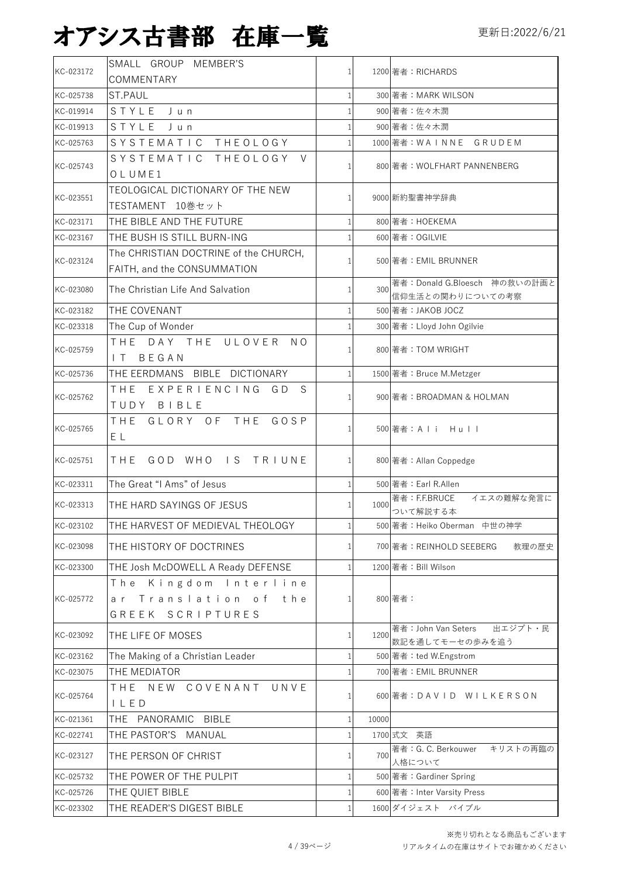# オアシス古書部　在庫一覧

更新日:2022/6/21

| | | | | |
|---|---|---|---|---|
| KC-023172 | SMALL GROUP MEMBER'S COMMENTARY | 1 | 1200 | 著者：RICHARDS |
| KC-025738 | ST.PAUL | 1 | 300 | 著者：MARK WILSON |
| KC-019914 | ＳＴＹＬＥ　Ｊｕｎ | 1 | 900 | 著者：佐々木潤 |
| KC-019913 | ＳＴＹＬＥ　Ｊｕｎ | 1 | 900 | 著者：佐々木潤 |
| KC-025763 | ＳＹＳＴＥＭＡＴＩＣ　ＴＨＥＯＬＯＧＹ | 1 | 1000 | 著者：ＷＡＩＮＮＥ　ＧＲＵＤＥＭ |
| KC-025743 | ＳＹＳＴＥＭＡＴＩＣ　ＴＨＥＯＬＯＧＹ　ＶＯＬＵＭＥ1 | 1 | 800 | 著者：WOLFHART PANNENBERG |
| KC-023551 | TEOLOGICAL DICTIONARY OF THE NEW TESTAMENT　10巻セット | 1 | 9000 | 新約聖書神学辞典 |
| KC-023171 | THE BIBLE AND THE FUTURE | 1 | 800 | 著者：HOEKEMA |
| KC-023167 | THE BUSH IS STILL BURN-ING | 1 | 600 | 著者：OGILVIE |
| KC-023124 | The CHRISTIAN DOCTRINE of the CHURCH, FAITH, and the CONSUMMATION | 1 | 500 | 著者：EMIL BRUNNER |
| KC-023080 | The Christian Life And Salvation | 1 | 300 | 著者：Donald G.Bloesch　神の救いの計画と信仰生活との関わりについての考察 |
| KC-023182 | THE COVENANT | 1 | 500 | 著者：JAKOB JOCZ |
| KC-023318 | The Cup of Wonder | 1 | 300 | 著者：Lloyd John Ogilvie |
| KC-025759 | ＴＨＥ　ＤＡＹ　ＴＨＥ　ＵＬＯＶＥＲ　ＮＯＩＴ　ＢＥＧＡＮ | 1 | 800 | 著者：TOM WRIGHT |
| KC-025736 | THE EERDMANS　BIBLE　DICTIONARY | 1 | 1500 | 著者：Bruce M.Metzger |
| KC-025762 | ＴＨＥ　ＥＸＰＥＲＩＥＮＣＩＮＧ　ＧＤ　ＳＴＵＤＹ　ＢＩＢＬＥ | 1 | 900 | 著者：BROADMAN & HOLMAN |
| KC-025765 | ＴＨＥ　ＧＬＯＲＹ　ＯＦ　ＴＨＥ　ＧＯＳＰＥＬ | 1 | 500 | 著者：Ａｌｉ　Ｈｕｌｌ |
| KC-025751 | ＴＨＥ　ＧＯＤ　ＷＨＯ　ＩＳ　ＴＲＩＵＮＥ | 1 | 800 | 著者：Allan Coppedge |
| KC-023311 | The Great "I Ams" of Jesus | 1 | 500 | 著者：Earl R.Allen |
| KC-023313 | THE HARD SAYINGS OF JESUS | 1 | 1000 | 著者：F.F.BRUCE　　イエスの難解な発言について解説する本 |
| KC-023102 | THE HARVEST OF MEDIEVAL THEOLOGY | 1 | 500 | 著者：Heiko Oberman　中世の神学 |
| KC-023098 | THE HISTORY OF DOCTRINES | 1 | 700 | 著者：REINHOLD SEEBERG　　教理の歴史 |
| KC-023300 | THE Josh McDOWELL A Ready DEFENSE | 1 | 1200 | 著者：Bill Wilson |
| KC-025772 | Ｔｈｅ　Ｋｉｎｇｄｏｍ　Ｉｎｔｅｒｌｉｎｅａｒ　Ｔｒａｎｓｌａｔｉｏｎ　ｏｆ　ｔｈｅ　ＧＲＥＥＫ　ＳＣＲＩＰＴＵＲＥＳ | 1 | 800 | 著者： |
| KC-023092 | THE LIFE OF MOSES | 1 | 1200 | 著者：John Van Seters　　出エジプト・民数記を通してモーセの歩みを追う |
| KC-023162 | The Making of a Christian Leader | 1 | 500 | 著者：ted W.Engstrom |
| KC-023075 | THE MEDIATOR | 1 | 700 | 著者：EMIL BRUNNER |
| KC-025764 | ＴＨＥ　ＮＥＷ　ＣＯＶＥＮＡＮＴ　ＵＮＶＥＩＬＥＤ | 1 | 600 | 著者：ＤＡＶＩＤ　ＷＩＬＫＥＲＳＯＮ |
| KC-021361 | THE　PANORAMIC　BIBLE | 1 | 10000 | |
| KC-022741 | THE PASTOR'S　MANUAL | 1 | 1700 | 式文　英語 |
| KC-023127 | THE PERSON OF CHRIST | 1 | 700 | 著者：G. C. Berkouwer　　キリストの再臨の人格について |
| KC-025732 | THE POWER OF THE PULPIT | 1 | 500 | 著者：Gardiner Spring |
| KC-025726 | THE QUIET BIBLE | 1 | 600 | 著者：Inter Varsity Press |
| KC-023302 | THE READER'S DIGEST BIBLE | 1 | 1600 | ダイジェスト　バイブル |

※売り切れとなる商品もございます
リアルタイムの在庫はサイトでお確かめください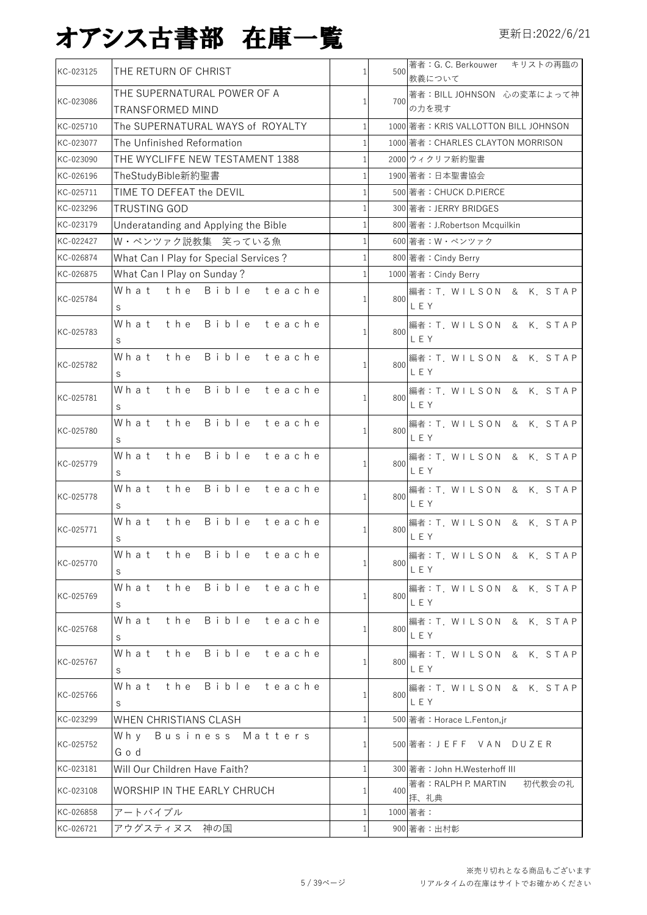# オアシス古書部　在庫一覧

更新日:2022/6/21

| | | | | |
|---|---|---|---|---|
| KC-023125 | THE RETURN OF CHRIST | 1 | 500 | 著者：G. C. Berkouwer　キリストの再臨の教義について |
| KC-023086 | THE SUPERNATURAL POWER OF A TRANSFORMED MIND | 1 | 700 | 著者：BILL JOHNSON　心の変革によって神の力を現す |
| KC-025710 | The SUPERNATURAL WAYS of ROYALTY | 1 | 1000 | 著者：KRIS VALLOTTON BILL JOHNSON |
| KC-023077 | The Unfinished Reformation | 1 | 1000 | 著者：CHARLES CLAYTON MORRISON |
| KC-023090 | THE WYCLIFFE NEW TESTAMENT 1388 | 1 | 2000 | ウィクリフ新約聖書 |
| KC-026196 | TheStudyBible新約聖書 | 1 | 1900 | 著者：日本聖書協会 |
| KC-025711 | TIME TO DEFEAT the DEVIL | 1 | 500 | 著者：CHUCK D.PIERCE |
| KC-023296 | TRUSTING GOD | 1 | 300 | 著者：JERRY BRIDGES |
| KC-023179 | Underatanding and Applying the Bible | 1 | 800 | 著者：J.Robertson Mcquilkin |
| KC-022427 | W・ペンツァク説教集　笑っている魚 | 1 | 600 | 著者：W・ペンツァク |
| KC-026874 | What Can I Play for Special Services？ | 1 | 800 | 著者：Cindy Berry |
| KC-026875 | What Can I Play on Sunday？ | 1 | 1000 | 著者：Cindy Berry |
| KC-025784 | Ｗｈａｔ　ｔｈｅ　Ｂｉｂｌｅ　ｔｅａｃｈｅｓ | 1 | 800 | 編者：Ｔ．ＷＩＬＳＯＮ　＆　Ｋ．ＳＴＡＰＬＥＹ |
| KC-025783 | Ｗｈａｔ　ｔｈｅ　Ｂｉｂｌｅ　ｔｅａｃｈｅｓ | 1 | 800 | 編者：Ｔ．ＷＩＬＳＯＮ　＆　Ｋ．ＳＴＡＰＬＥＹ |
| KC-025782 | Ｗｈａｔ　ｔｈｅ　Ｂｉｂｌｅ　ｔｅａｃｈｅｓ | 1 | 800 | 編者：Ｔ．ＷＩＬＳＯＮ　＆　Ｋ．ＳＴＡＰＬＥＹ |
| KC-025781 | Ｗｈａｔ　ｔｈｅ　Ｂｉｂｌｅ　ｔｅａｃｈｅｓ | 1 | 800 | 編者：Ｔ．ＷＩＬＳＯＮ　＆　Ｋ．ＳＴＡＰＬＥＹ |
| KC-025780 | Ｗｈａｔ　ｔｈｅ　Ｂｉｂｌｅ　ｔｅａｃｈｅｓ | 1 | 800 | 編者：Ｔ．ＷＩＬＳＯＮ　＆　Ｋ．ＳＴＡＰＬＥＹ |
| KC-025779 | Ｗｈａｔ　ｔｈｅ　Ｂｉｂｌｅ　ｔｅａｃｈｅｓ | 1 | 800 | 編者：Ｔ．ＷＩＬＳＯＮ　＆　Ｋ．ＳＴＡＰＬＥＹ |
| KC-025778 | Ｗｈａｔ　ｔｈｅ　Ｂｉｂｌｅ　ｔｅａｃｈｅｓ | 1 | 800 | 編者：Ｔ．ＷＩＬＳＯＮ　＆　Ｋ．ＳＴＡＰＬＥＹ |
| KC-025771 | Ｗｈａｔ　ｔｈｅ　Ｂｉｂｌｅ　ｔｅａｃｈｅｓ | 1 | 800 | 編者：Ｔ．ＷＩＬＳＯＮ　＆　Ｋ．ＳＴＡＰＬＥＹ |
| KC-025770 | Ｗｈａｔ　ｔｈｅ　Ｂｉｂｌｅ　ｔｅａｃｈｅｓ | 1 | 800 | 編者：Ｔ．ＷＩＬＳＯＮ　＆　Ｋ．ＳＴＡＰＬＥＹ |
| KC-025769 | Ｗｈａｔ　ｔｈｅ　Ｂｉｂｌｅ　ｔｅａｃｈｅｓ | 1 | 800 | 編者：Ｔ．ＷＩＬＳＯＮ　＆　Ｋ．ＳＴＡＰＬＥＹ |
| KC-025768 | Ｗｈａｔ　ｔｈｅ　Ｂｉｂｌｅ　ｔｅａｃｈｅｓ | 1 | 800 | 編者：Ｔ．ＷＩＬＳＯＮ　＆　Ｋ．ＳＴＡＰＬＥＹ |
| KC-025767 | Ｗｈａｔ　ｔｈｅ　Ｂｉｂｌｅ　ｔｅａｃｈｅｓ | 1 | 800 | 編者：Ｔ．ＷＩＬＳＯＮ　＆　Ｋ．ＳＴＡＰＬＥＹ |
| KC-025766 | Ｗｈａｔ　ｔｈｅ　Ｂｉｂｌｅ　ｔｅａｃｈｅｓ | 1 | 800 | 編者：Ｔ．ＷＩＬＳＯＮ　＆　Ｋ．ＳＴＡＰＬＥＹ |
| KC-023299 | WHEN CHRISTIANS CLASH | 1 | 500 | 著者：Horace L.Fenton,jr |
| KC-025752 | Ｗｈｙ　Ｂｕｓｉｎｅｓｓ　Ｍａｔｔｅｒｓ　Ｇｏｄ | 1 | 500 | 著者：ＪＥＦＦ　ＶＡＮ　ＤＵＺＥＲ |
| KC-023181 | Will Our Children Have Faith? | 1 | 300 | 著者：John H.Westerhoff III |
| KC-023108 | WORSHIP IN THE EARLY CHRUCH | 1 | 400 | 著者：RALPH P. MARTIN　　初代教会の礼拝、礼典 |
| KC-026858 | アートバイブル | 1 | 1000 | 著者： |
| KC-026721 | アウグスティヌス　神の国 | 1 | 900 | 著者：出村彰 |

※売り切れとなる商品もございます
リアルタイムの在庫はサイトでお確かめください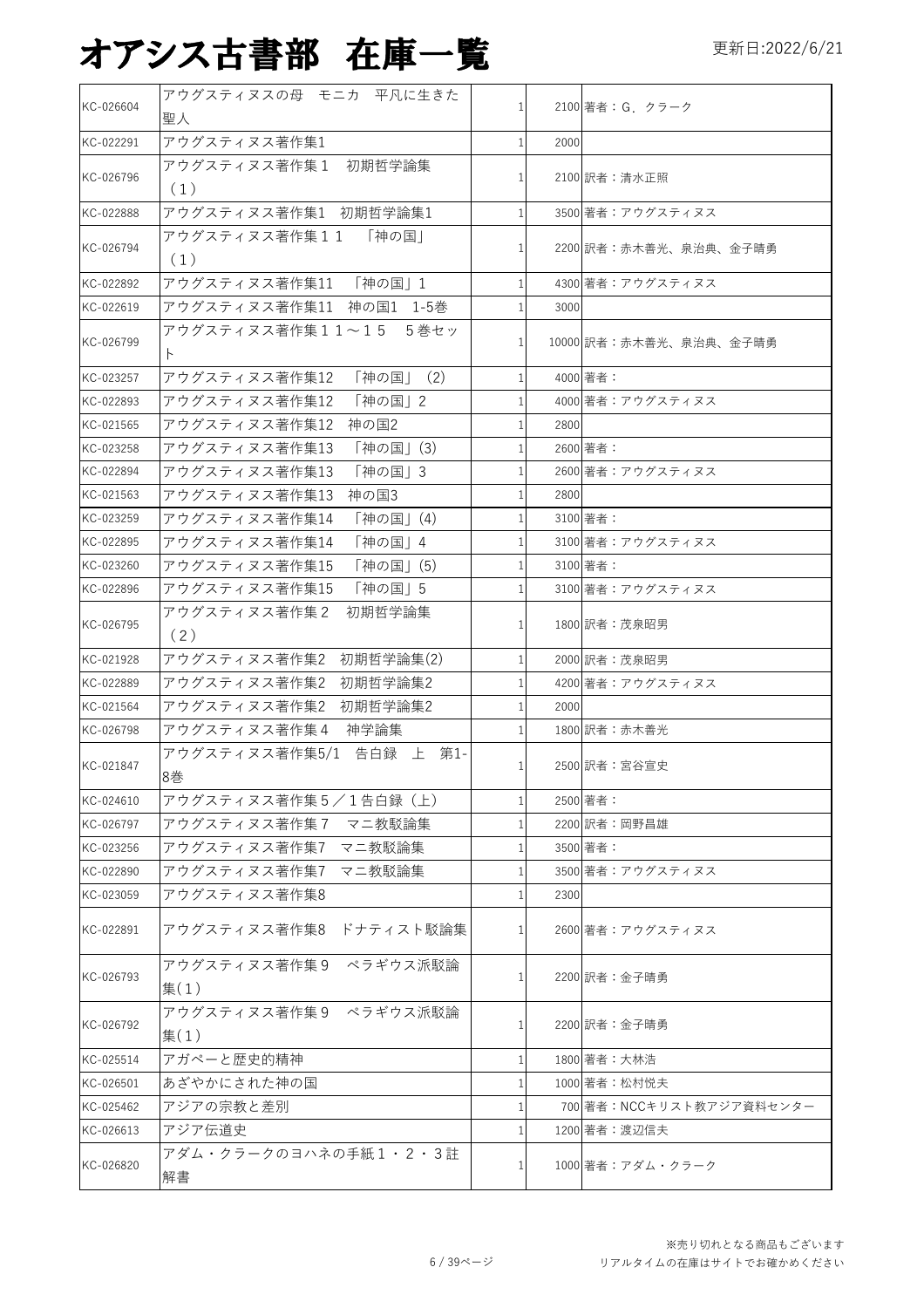# オアシス古書部　在庫一覧

更新日:2022/6/21

| | | | | |
|---|---|---|---|---|
| KC-026604 | アウグスティヌスの母　モニカ　平凡に生きた聖人 | 1 | 2100 | 著者：G．クラーク |
| KC-022291 | アウグスティヌス著作集1 | 1 | 2000 | |
| KC-026796 | アウグスティヌス著作集１　初期哲学論集（1） | 1 | 2100 | 訳者：清水正照 |
| KC-022888 | アウグスティヌス著作集1　初期哲学論集1 | 1 | 3500 | 著者：アウグスティヌス |
| KC-026794 | アウグスティヌス著作集１１　「神の国」（1） | 1 | 2200 | 訳者：赤木善光、泉治典、金子晴勇 |
| KC-022892 | アウグスティヌス著作集11　「神の国」1 | 1 | 4300 | 著者：アウグスティヌス |
| KC-022619 | アウグスティヌス著作集11　神の国1　1-5巻 | 1 | 3000 | |
| KC-026799 | アウグスティヌス著作集１１～１５　５巻セット | 1 | 10000 | 訳者：赤木善光、泉治典、金子晴勇 |
| KC-023257 | アウグスティヌス著作集12　「神の国」（2) | 1 | 4000 | 著者： |
| KC-022893 | アウグスティヌス著作集12　「神の国」2 | 1 | 4000 | 著者：アウグスティヌス |
| KC-021565 | アウグスティヌス著作集12　神の国2 | 1 | 2800 | |
| KC-023258 | アウグスティヌス著作集13　「神の国」(3) | 1 | 2600 | 著者： |
| KC-022894 | アウグスティヌス著作集13　「神の国」3 | 1 | 2600 | 著者：アウグスティヌス |
| KC-021563 | アウグスティヌス著作集13　神の国3 | 1 | 2800 | |
| KC-023259 | アウグスティヌス著作集14　「神の国」(4) | 1 | 3100 | 著者： |
| KC-022895 | アウグスティヌス著作集14　「神の国」4 | 1 | 3100 | 著者：アウグスティヌス |
| KC-023260 | アウグスティヌス著作集15　「神の国」(5) | 1 | 3100 | 著者： |
| KC-022896 | アウグスティヌス著作集15　「神の国」5 | 1 | 3100 | 著者：アウグスティヌス |
| KC-026795 | アウグスティヌス著作集２　初期哲学論集（2） | 1 | 1800 | 訳者：茂泉昭男 |
| KC-021928 | アウグスティヌス著作集2　初期哲学論集(2) | 1 | 2000 | 訳者：茂泉昭男 |
| KC-022889 | アウグスティヌス著作集2　初期哲学論集2 | 1 | 4200 | 著者：アウグスティヌス |
| KC-021564 | アウグスティヌス著作集2　初期哲学論集2 | 1 | 2000 | |
| KC-026798 | アウグスティヌス著作集４　神学論集 | 1 | 1800 | 訳者：赤木善光 |
| KC-021847 | アウグスティヌス著作集5/1　告白録　上　第1-8巻 | 1 | 2500 | 訳者：宮谷宣史 |
| KC-024610 | アウグスティヌス著作集５／１告白録（上） | 1 | 2500 | 著者： |
| KC-026797 | アウグスティヌス著作集７　マニ教駁論集 | 1 | 2200 | 訳者：岡野昌雄 |
| KC-023256 | アウグスティヌス著作集7　マニ教駁論集 | 1 | 3500 | 著者： |
| KC-022890 | アウグスティヌス著作集7　マニ教駁論集 | 1 | 3500 | 著者：アウグスティヌス |
| KC-023059 | アウグスティヌス著作集8 | 1 | 2300 | |
| KC-022891 | アウグスティヌス著作集8　ドナティスト駁論集 | 1 | 2600 | 著者：アウグスティヌス |
| KC-026793 | アウグスティヌス著作集９　ペラギウス派駁論集(1) | 1 | 2200 | 訳者：金子晴勇 |
| KC-026792 | アウグスティヌス著作集９　ペラギウス派駁論集(1) | 1 | 2200 | 訳者：金子晴勇 |
| KC-025514 | アガペーと歴史的精神 | 1 | 1800 | 著者：大林浩 |
| KC-026501 | あざやかにされた神の国 | 1 | 1000 | 著者：松村悦夫 |
| KC-025462 | アジアの宗教と差別 | 1 | 700 | 著者：NCCキリスト教アジア資料センター |
| KC-026613 | アジア伝道史 | 1 | 1200 | 著者：渡辺信夫 |
| KC-026820 | アダム・クラークのヨハネの手紙１・２・３註解書 | 1 | 1000 | 著者：アダム・クラーク |

※売り切れとなる商品もございます
リアルタイムの在庫はサイトでお確かめください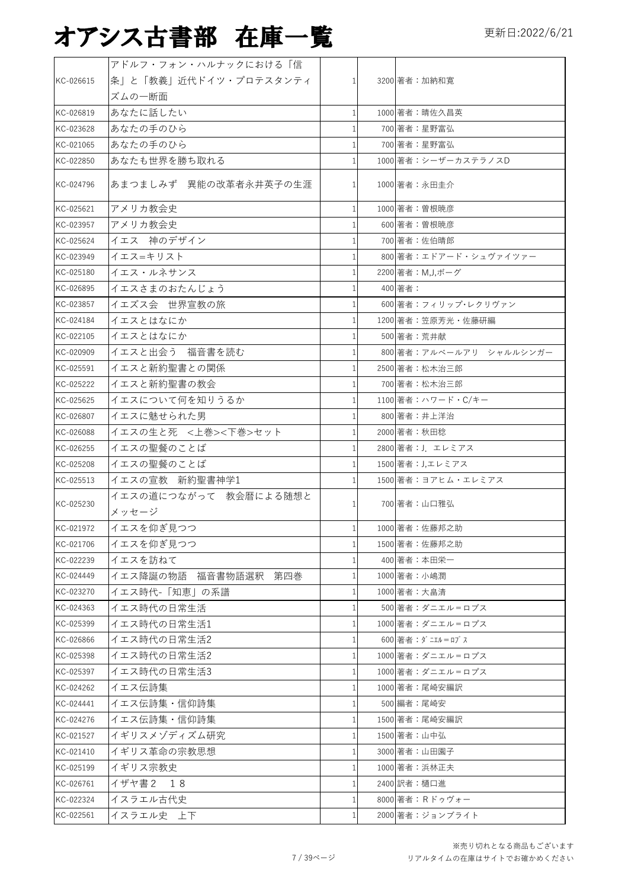# オアシス古書部　在庫一覧

更新日:2022/6/21

| | | | | |
|---|---|---|---|---|
| KC-026615 | アドルフ・フォン・ハルナックにおける「信条」と「教義」近代ドイツ・プロテスタンティズムの一断面 | 1 | 3200 | 著者：加納和寛 |
| KC-026819 | あなたに話したい | 1 | 1000 | 著者：晴佐久昌英 |
| KC-023628 | あなたの手のひら | 1 | 700 | 著者：星野富弘 |
| KC-021065 | あなたの手のひら | 1 | 700 | 著者：星野富弘 |
| KC-022850 | あなたも世界を勝ち取れる | 1 | 1000 | 著者：シーザーカステラノスD |
| KC-024796 | あまつましみず　異能の改革者永井英子の生涯 | 1 | 1000 | 著者：永田圭介 |
| KC-025621 | アメリカ教会史 | 1 | 1000 | 著者：曽根暁彦 |
| KC-023957 | アメリカ教会史 | 1 | 600 | 著者：曽根暁彦 |
| KC-025624 | イエス　神のデザイン | 1 | 700 | 著者：佐伯晴郎 |
| KC-023949 | イエス=キリスト | 1 | 800 | 著者：エドアード・シュヴァイツァー |
| KC-025180 | イエス・ルネサンス | 1 | 2200 | 著者：M,J,ボーグ |
| KC-026895 | イエスさまのおたんじょう | 1 | 400 | 著者： |
| KC-023857 | イエズス会　世界宣教の旅 | 1 | 600 | 著者：フィリップ・レクリヴァン |
| KC-024184 | イエスとはなにか | 1 | 1200 | 著者：笠原芳光・佐藤研編 |
| KC-022105 | イエスとはなにか | 1 | 500 | 著者：荒井献 |
| KC-020909 | イエスと出会う　福音書を読む | 1 | 800 | 著者：アルベールアリ　シャルルシンガー |
| KC-025591 | イエスと新約聖書との関係 | 1 | 2500 | 著者：松木治三郎 |
| KC-025222 | イエスと新約聖書の教会 | 1 | 700 | 著者：松木治三郎 |
| KC-025625 | イエスについて何を知りうるか | 1 | 1100 | 著者：ハワード・C/キー |
| KC-026807 | イエスに魅せられた男 | 1 | 800 | 著者：井上洋治 |
| KC-026088 | イエスの生と死　<上巻><下巻>セット | 1 | 2000 | 著者：秋田稔 |
| KC-026255 | イエスの聖餐のことば | 1 | 2800 | 著者：J. エレミアス |
| KC-025208 | イエスの聖餐のことば | 1 | 1500 | 著者：J,エレミアス |
| KC-025513 | イエスの宣教　新約聖書神学1 | 1 | 1500 | 著者：ヨアヒム・エレミアス |
| KC-025230 | イエスの道につながって　教会暦による随想とメッセージ | 1 | 700 | 著者：山口雅弘 |
| KC-021972 | イエスを仰ぎ見つつ | 1 | 1000 | 著者：佐藤邦之助 |
| KC-021706 | イエスを仰ぎ見つつ | 1 | 1500 | 著者：佐藤邦之助 |
| KC-022239 | イエスを訪ねて | 1 | 400 | 著者：本田栄一 |
| KC-024449 | イエス降誕の物語　福音書物語選釈　第四巻 | 1 | 1000 | 著者：小嶋潤 |
| KC-023270 | イエス時代-「知恵」の系譜 | 1 | 1000 | 著者：大畠清 |
| KC-024363 | イエス時代の日常生活 | 1 | 500 | 著者：ダニエル＝ロプス |
| KC-025399 | イエス時代の日常生活1 | 1 | 1000 | 著者：ダニエル＝ロプス |
| KC-026866 | イエス時代の日常生活2 | 1 | 600 | 著者：ﾀﾞﾆｴﾙ＝ﾛﾌﾟｽ |
| KC-025398 | イエス時代の日常生活2 | 1 | 1000 | 著者：ダニエル＝ロプス |
| KC-025397 | イエス時代の日常生活3 | 1 | 1000 | 著者：ダニエル＝ロプス |
| KC-024262 | イエス伝詩集 | 1 | 1000 | 著者：尾崎安編訳 |
| KC-024441 | イエス伝詩集・信仰詩集 | 1 | 500 | 編者：尾崎安 |
| KC-024276 | イエス伝詩集・信仰詩集 | 1 | 1500 | 著者：尾崎安編訳 |
| KC-021527 | イギリスメゾディズム研究 | 1 | 1500 | 著者：山中弘 |
| KC-021410 | イギリス革命の宗教思想 | 1 | 3000 | 著者：山田園子 |
| KC-025199 | イギリス宗教史 | 1 | 1000 | 著者：浜林正夫 |
| KC-026761 | イザヤ書２　１８ | 1 | 2400 | 訳者：樋口進 |
| KC-022324 | イスラエル古代史 | 1 | 8000 | 著者：Ｒドゥヴォー |
| KC-022561 | イスラエル史　上下 | 1 | 2000 | 著者：ジョンブライト |

※売り切れとなる商品もございます
リアルタイムの在庫はサイトでお確かめください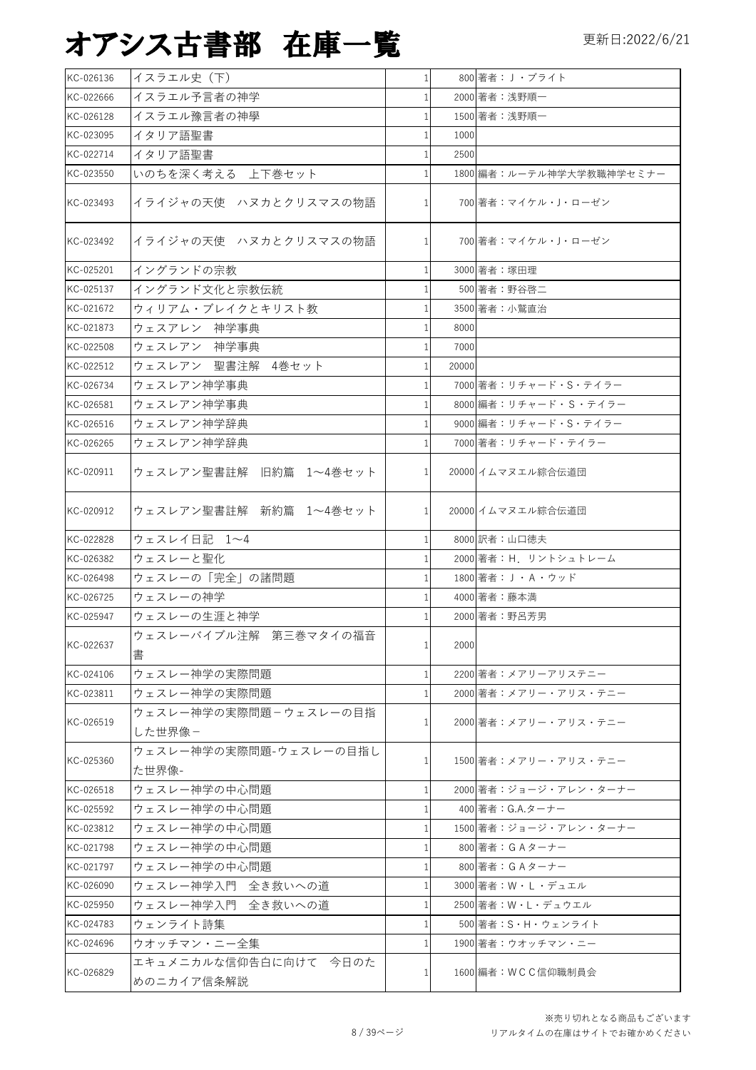# オアシス古書部　在庫一覧

更新日:2022/6/21

| KC-026136 | イスラエル史（下） | 1 | 800 | 著者：Ｊ・ブライト |
|---|---|---|---|---|
| KC-022666 | イスラエル予言者の神学 | 1 | 2000 | 著者：浅野順一 |
| KC-026128 | イスラエル豫言者の神學 | 1 | 1500 | 著者：浅野順一 |
| KC-023095 | イタリア語聖書 | 1 | 1000 | |
| KC-022714 | イタリア語聖書 | 1 | 2500 | |
| KC-023550 | いのちを深く考える　上下巻セット | 1 | 1800 | 編著：ルーテル神学大学教職神学セミナー |
| KC-023493 | イライジャの天使　ハヌカとクリスマスの物語 | 1 | 700 | 著者：マイケル・J・ローゼン |
| KC-023492 | イライジャの天使　ハヌカとクリスマスの物語 | 1 | 700 | 著者：マイケル・J・ローゼン |
| KC-025201 | イングランドの宗教 | 1 | 3000 | 著者：塚田理 |
| KC-025137 | イングランド文化と宗教伝統 | 1 | 500 | 著者：野谷啓二 |
| KC-021672 | ウィリアム・ブレイクとキリスト教 | 1 | 3500 | 著者：小鷲直治 |
| KC-021873 | ウェスアレン　神学事典 | 1 | 8000 | |
| KC-022508 | ウェスレアン　神学事典 | 1 | 7000 | |
| KC-022512 | ウェスレアン　聖書注解　4巻セット | 1 | 20000 | |
| KC-026734 | ウェスレアン神学事典 | 1 | 7000 | 著者：リチャード・S・テイラー |
| KC-026581 | ウェスレアン神学事典 | 1 | 8000 | 編著：リチャード・Ｓ・テイラー |
| KC-026516 | ウェスレアン神学辞典 | 1 | 9000 | 編著：リチャード・S・テイラー |
| KC-026265 | ウェスレアン神学辞典 | 1 | 7000 | 著者：リチャード・テイラー |
| KC-020911 | ウェスレアン聖書註解　旧約篇　1～4巻セット | 1 | 20000 | イムマヌエル綜合伝道団 |
| KC-020912 | ウェスレアン聖書註解　新約篇　1～4巻セット | 1 | 20000 | イムマヌエル綜合伝道団 |
| KC-022828 | ウェスレイ日記　1～4 | 1 | 8000 | 訳者：山口徳夫 |
| KC-026382 | ウェスレーと聖化 | 1 | 2000 | 著者：H．リントシュトレーム |
| KC-026498 | ウェスレーの「完全」の諸問題 | 1 | 1800 | 著者：Ｊ・Ａ・ウッド |
| KC-026725 | ウェスレーの神学 | 1 | 4000 | 著者：藤本満 |
| KC-025947 | ウェスレーの生涯と神学 | 1 | 2000 | 著者：野呂芳男 |
| KC-022637 | ウェスレーバイブル注解　第三巻マタイの福音書 | 1 | 2000 | |
| KC-024106 | ウェスレー神学の実際問題 | 1 | 2200 | 著者：メアリーアリステニー |
| KC-023811 | ウェスレー神学の実際問題 | 1 | 2000 | 著者：メアリー・アリス・テニー |
| KC-026519 | ウェスレー神学の実際問題－ウェスレーの目指した世界像－ | 1 | 2000 | 著者：メアリー・アリス・テニー |
| KC-025360 | ウェスレー神学の実際問題-ウェスレーの目指した世界像- | 1 | 1500 | 著者：メアリー・アリス・テニー |
| KC-026518 | ウェスレー神学の中心問題 | 1 | 2000 | 著者：ジョージ・アレン・ターナー |
| KC-025592 | ウェスレー神学の中心問題 | 1 | 400 | 著者：G.A.ターナー |
| KC-023812 | ウェスレー神学の中心問題 | 1 | 1500 | 著者：ジョージ・アレン・ターナー |
| KC-021798 | ウェスレー神学の中心問題 | 1 | 800 | 著者：ＧＡターナー |
| KC-021797 | ウェスレー神学の中心問題 | 1 | 800 | 著者：ＧＡターナー |
| KC-026090 | ウェスレー神学入門　全き救いへの道 | 1 | 3000 | 著者：W・L・デュエル |
| KC-025950 | ウェスレー神学入門　全き救いへの道 | 1 | 2500 | 著者：W・L・デュウエル |
| KC-024783 | ウェンライト詩集 | 1 | 500 | 著者：S・H・ウェンライト |
| KC-024696 | ウオッチマン・ニー全集 | 1 | 1900 | 著者：ウオッチマン・ニー |
| KC-026829 | エキュメニカルな信仰告白に向けて　今日のためのニカイア信条解説 | 1 | 1600 | 編著：ＷＣＣ信仰職制員会 |

※売り切れとなる商品もございます
リアルタイムの在庫はサイトでお確かめください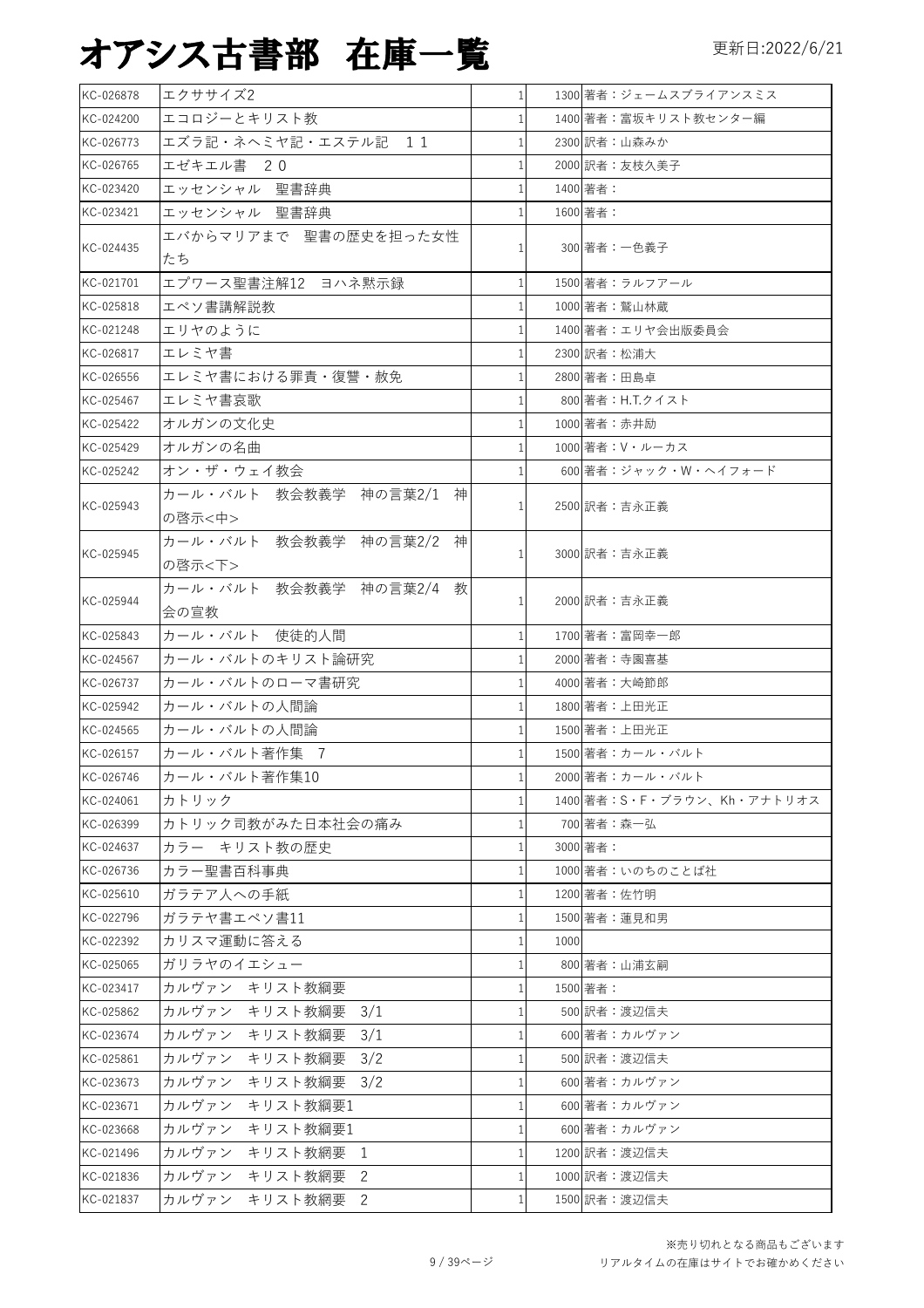# オアシス古書部　在庫一覧

更新日:2022/6/21

| | | | | |
|---|---|---|---|---|
| KC-026878 | エクササイズ2 | 1 | 1300 | 著者：ジェームスブライアンスミス |
| KC-024200 | エコロジーとキリスト教 | 1 | 1400 | 著者：富坂キリスト教センター編 |
| KC-026773 | エズラ記・ネヘミヤ記・エステル記　１１ | 1 | 2300 | 訳者：山森みか |
| KC-026765 | エゼキエル書　２０ | 1 | 2000 | 訳者：友枝久美子 |
| KC-023420 | エッセンシャル　聖書辞典 | 1 | 1400 | 著者： |
| KC-023421 | エッセンシャル　聖書辞典 | 1 | 1600 | 著者： |
| KC-024435 | エバからマリアまで　聖書の歴史を担った女性たち | 1 | 300 | 著者：一色義子 |
| KC-021701 | エプワース聖書注解12　ヨハネ黙示録 | 1 | 1500 | 著者：ラルフアール |
| KC-025818 | エペソ書講解説教 | 1 | 1000 | 著者：鷲山林蔵 |
| KC-021248 | エリヤのように | 1 | 1400 | 著者：エリヤ会出版委員会 |
| KC-026817 | エレミヤ書 | 1 | 2300 | 訳者：松浦大 |
| KC-026556 | エレミヤ書における罪責・復讐・赦免 | 1 | 2800 | 著者：田島卓 |
| KC-025467 | エレミヤ書哀歌 | 1 | 800 | 著者：H.T.クイスト |
| KC-025422 | オルガンの文化史 | 1 | 1000 | 著者：赤井励 |
| KC-025429 | オルガンの名曲 | 1 | 1000 | 著者：V・ルーカス |
| KC-025242 | オン・ザ・ウェイ教会 | 1 | 600 | 著者：ジャック・W・ヘイフォード |
| KC-025943 | カール・バルト　教会教義学　神の言葉2/1　神の啓示<中> | 1 | 2500 | 訳者：吉永正義 |
| KC-025945 | カール・バルト　教会教義学　神の言葉2/2　神の啓示<下> | 1 | 3000 | 訳者：吉永正義 |
| KC-025944 | カール・バルト　教会教義学　神の言葉2/4　教会の宣教 | 1 | 2000 | 訳者：吉永正義 |
| KC-025843 | カール・バルト　使徒的人間 | 1 | 1700 | 著者：富岡幸一郎 |
| KC-024567 | カール・バルトのキリスト論研究 | 1 | 2000 | 著者：寺園喜基 |
| KC-026737 | カール・バルトのローマ書研究 | 1 | 4000 | 著者：大崎節郎 |
| KC-025942 | カール・バルトの人間論 | 1 | 1800 | 著者：上田光正 |
| KC-024565 | カール・バルトの人間論 | 1 | 1500 | 著者：上田光正 |
| KC-026157 | カール・バルト著作集　7 | 1 | 1500 | 著者：カール・バルト |
| KC-026746 | カール・バルト著作集10 | 1 | 2000 | 著者：カール・バルト |
| KC-024061 | カトリック | 1 | 1400 | 著者：S・F・ブラウン、Kh・アナトリオス |
| KC-026399 | カトリック司教がみた日本社会の痛み | 1 | 700 | 著者：森一弘 |
| KC-024637 | カラー　キリスト教の歴史 | 1 | 3000 | 著者： |
| KC-026736 | カラー聖書百科事典 | 1 | 1000 | 著者：いのちのことば社 |
| KC-025610 | ガラテア人への手紙 | 1 | 1200 | 著者：佐竹明 |
| KC-022796 | ガラテヤ書エペソ書11 | 1 | 1500 | 著者：蓮見和男 |
| KC-022392 | カリスマ運動に答える | 1 | 1000 | |
| KC-025065 | ガリラヤのイエシュー | 1 | 800 | 著者：山浦玄嗣 |
| KC-023417 | カルヴァン　キリスト教綱要 | 1 | 1500 | 著者： |
| KC-025862 | カルヴァン　キリスト教綱要　3/1 | 1 | 500 | 訳者：渡辺信夫 |
| KC-023674 | カルヴァン　キリスト教綱要　3/1 | 1 | 600 | 著者：カルヴァン |
| KC-025861 | カルヴァン　キリスト教綱要　3/2 | 1 | 500 | 訳者：渡辺信夫 |
| KC-023673 | カルヴァン　キリスト教綱要　3/2 | 1 | 600 | 著者：カルヴァン |
| KC-023671 | カルヴァン　キリスト教綱要1 | 1 | 600 | 著者：カルヴァン |
| KC-023668 | カルヴァン　キリスト教綱要1 | 1 | 600 | 著者：カルヴァン |
| KC-021496 | カルヴァン　キリスト教綱要　1 | 1 | 1200 | 訳者：渡辺信夫 |
| KC-021836 | カルヴァン　キリスト教綱要　2 | 1 | 1000 | 訳者：渡辺信夫 |
| KC-021837 | カルヴァン　キリスト教綱要　2 | 1 | 1500 | 訳者：渡辺信夫 |

※売り切れとなる商品もございます
リアルタイムの在庫はサイトでお確かめください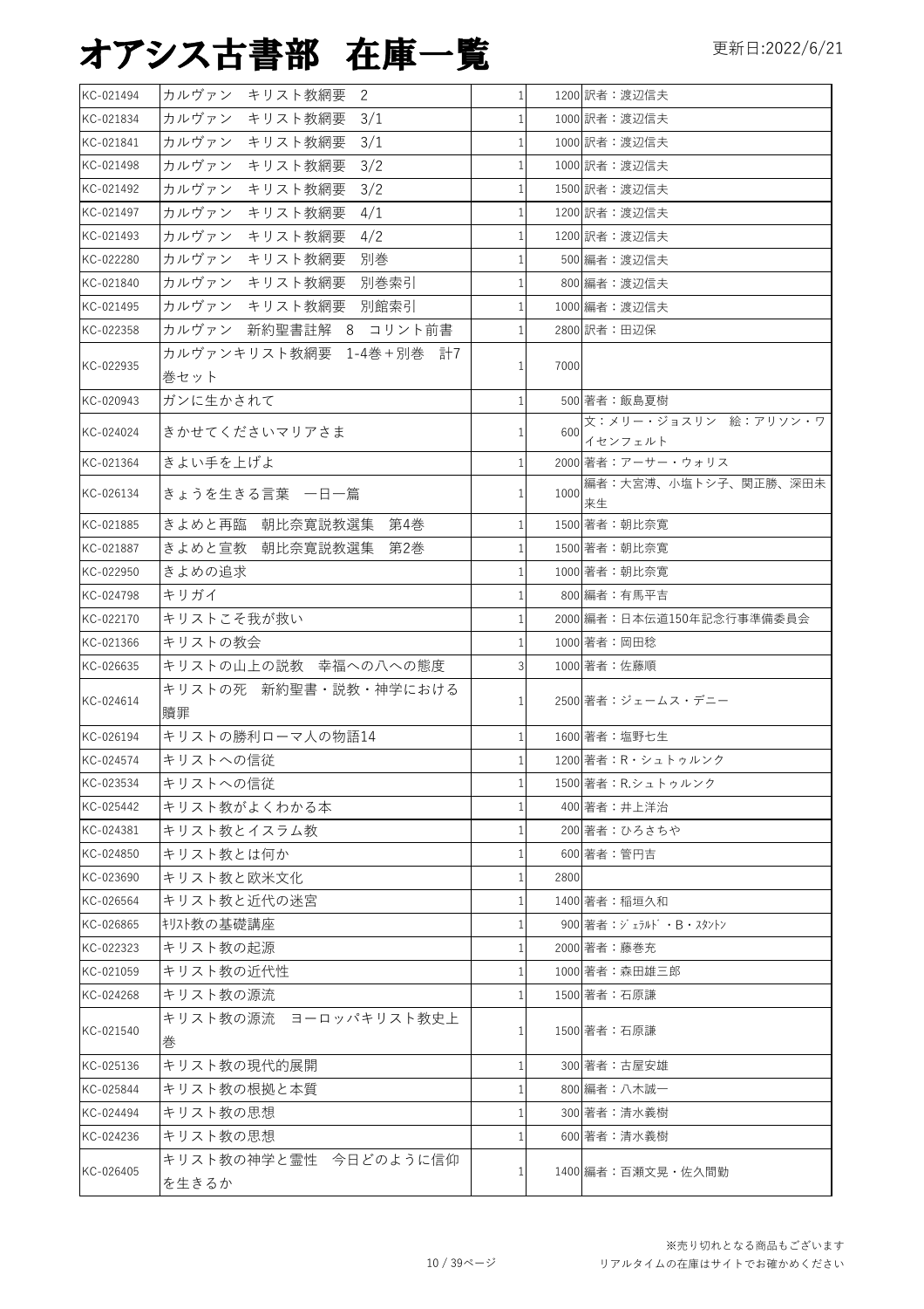# オアシス古書部 在庫一覧

更新日:2022/6/21

| | | | | |
|---|---|---|---|---|
| KC-021494 | カルヴァン キリスト教綱要 2 | 1 | 1200 | 訳者：渡辺信夫 |
| KC-021834 | カルヴァン キリスト教綱要 3/1 | 1 | 1000 | 訳者：渡辺信夫 |
| KC-021841 | カルヴァン キリスト教綱要 3/1 | 1 | 1000 | 訳者：渡辺信夫 |
| KC-021498 | カルヴァン キリスト教綱要 3/2 | 1 | 1000 | 訳者：渡辺信夫 |
| KC-021492 | カルヴァン キリスト教綱要 3/2 | 1 | 1500 | 訳者：渡辺信夫 |
| KC-021497 | カルヴァン キリスト教綱要 4/1 | 1 | 1200 | 訳者：渡辺信夫 |
| KC-021493 | カルヴァン キリスト教綱要 4/2 | 1 | 1200 | 訳者：渡辺信夫 |
| KC-022280 | カルヴァン キリスト教綱要 別巻 | 1 | 500 | 編者：渡辺信夫 |
| KC-021840 | カルヴァン キリスト教綱要 別巻索引 | 1 | 800 | 編者：渡辺信夫 |
| KC-021495 | カルヴァン キリスト教綱要 別館索引 | 1 | 1000 | 編者：渡辺信夫 |
| KC-022358 | カルヴァン 新約聖書註解 8 コリント前書 | 1 | 2800 | 訳者：田辺保 |
| KC-022935 | カルヴァンキリスト教綱要 1-4巻＋別巻 計7巻セット | 1 | 7000 | |
| KC-020943 | ガンに生かされて | 1 | 500 | 著者：飯島夏樹 |
| KC-024024 | きかせてくださいマリアさま | 1 | 600 | 文：メリー・ジョスリン 絵：アリソン・ワイセンフェルト |
| KC-021364 | きよい手を上げよ | 1 | 2000 | 著者：アーサー・ウォリス |
| KC-026134 | きょうを生きる言葉 一日一篇 | 1 | 1000 | 編者：大宮溥、小塩トシ子、関正勝、深田未来生 |
| KC-021885 | きよめと再臨 朝比奈寛説教選集 第4巻 | 1 | 1500 | 著者：朝比奈寛 |
| KC-021887 | きよめと宣教 朝比奈寛説教選集 第2巻 | 1 | 1500 | 著者：朝比奈寛 |
| KC-022950 | きよめの追求 | 1 | 1000 | 著者：朝比奈寛 |
| KC-024798 | キリガイ | 1 | 800 | 編者：有馬平吉 |
| KC-022170 | キリストこそ我が救い | 1 | 2000 | 編者：日本伝道150年記念行事準備委員会 |
| KC-021366 | キリストの教会 | 1 | 1000 | 著者：岡田稔 |
| KC-026635 | キリストの山上の説教 幸福への八への態度 | 3 | 1000 | 著者：佐藤順 |
| KC-024614 | キリストの死 新約聖書・説教・神学における贖罪 | 1 | 2500 | 著者：ジェームス・デニー |
| KC-026194 | キリストの勝利ローマ人の物語14 | 1 | 1600 | 著者：塩野七生 |
| KC-024574 | キリストへの信従 | 1 | 1200 | 著者：R・シュトゥルンク |
| KC-023534 | キリストへの信従 | 1 | 1500 | 著者：R.シュトゥルンク |
| KC-025442 | キリスト教がよくわかる本 | 1 | 400 | 著者：井上洋治 |
| KC-024381 | キリスト教とイスラム教 | 1 | 200 | 著者：ひろさちや |
| KC-024850 | キリスト教とは何か | 1 | 600 | 著者：管円吉 |
| KC-023690 | キリスト教と欧米文化 | 1 | 2800 | |
| KC-026564 | キリスト教と近代の迷宮 | 1 | 1400 | 著者：稲垣久和 |
| KC-026865 | ｷﾘｽﾄ教の基礎講座 | 1 | 900 | 著者：ｼﾞｪﾗﾙﾄﾞ・B・ｽﾀﾝﾄﾝ |
| KC-022323 | キリスト教の起源 | 1 | 2000 | 著者：藤巻充 |
| KC-021059 | キリスト教の近代性 | 1 | 1000 | 著者：森田雄三郎 |
| KC-024268 | キリスト教の源流 | 1 | 1500 | 著者：石原謙 |
| KC-021540 | キリスト教の源流 ヨーロッパキリスト教史上巻 | 1 | 1500 | 著者：石原謙 |
| KC-025136 | キリスト教の現代的展開 | 1 | 300 | 著者：古屋安雄 |
| KC-025844 | キリスト教の根拠と本質 | 1 | 800 | 編者：八木誠一 |
| KC-024494 | キリスト教の思想 | 1 | 300 | 著者：清水義樹 |
| KC-024236 | キリスト教の思想 | 1 | 600 | 著者：清水義樹 |
| KC-026405 | キリスト教の神学と霊性 今日どのように信仰を生きるか | 1 | 1400 | 編者：百瀬文晃・佐久間勤 |

※売り切れとなる商品もございます
リアルタイムの在庫はサイトでお確かめください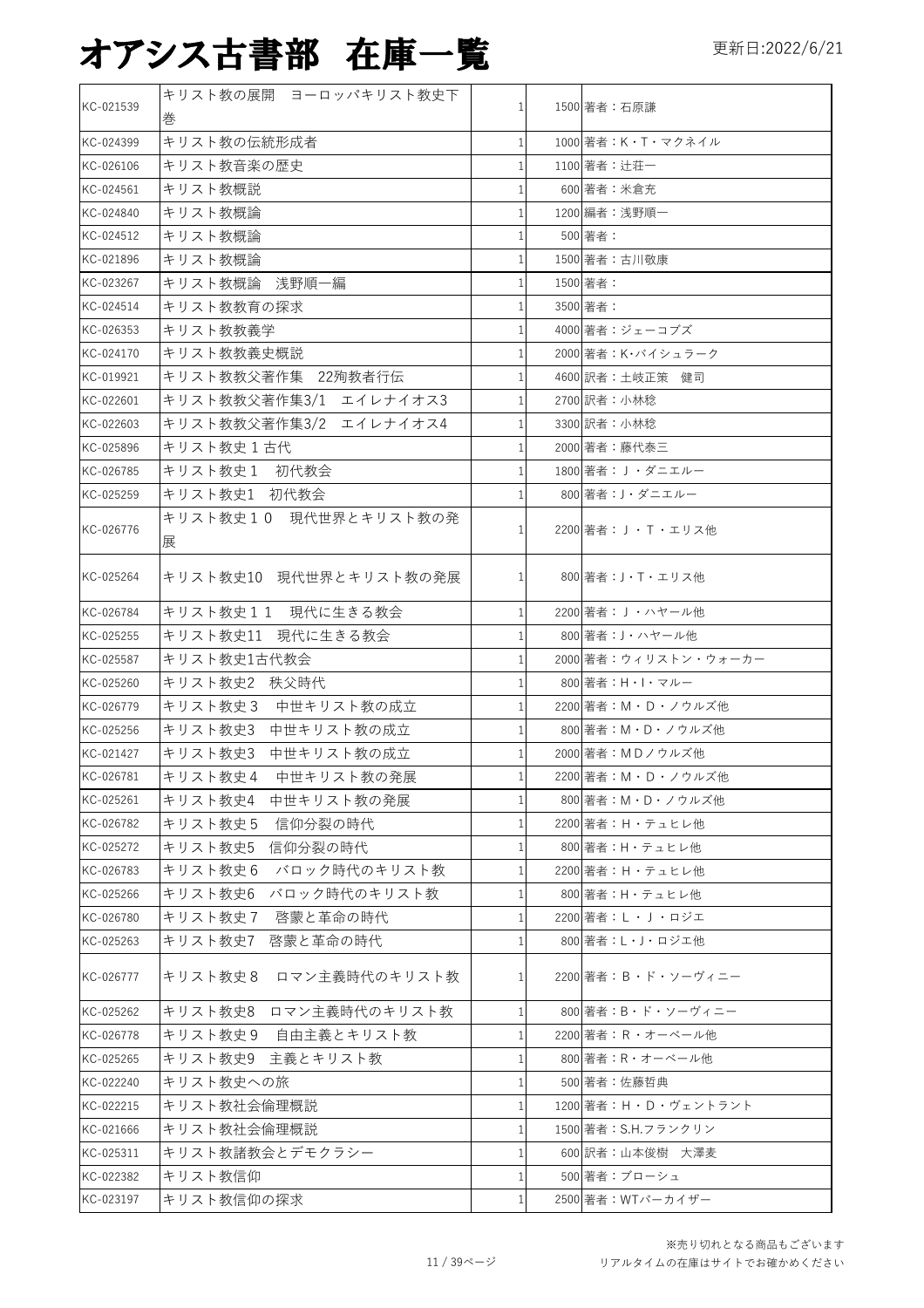# オアシス古書部　在庫一覧

更新日:2022/6/21

| | | | | |
|---|---|---|---|---|
| KC-021539 | キリスト教の展開　ヨーロッパキリスト教史下巻 | 1 | 1500 | 著者：石原謙 |
| KC-024399 | キリスト教の伝統形成者 | 1 | 1000 | 著者：K・T・マクネイル |
| KC-026106 | キリスト教音楽の歴史 | 1 | 1100 | 著者：辻荘一 |
| KC-024561 | キリスト教概説 | 1 | 600 | 著者：米倉充 |
| KC-024840 | キリスト教概論 | 1 | 1200 | 編者：浅野順一 |
| KC-024512 | キリスト教概論 | 1 | 500 | 著者： |
| KC-021896 | キリスト教概論 | 1 | 1500 | 著者：古川敬康 |
| KC-023267 | キリスト教概論　浅野順一編 | 1 | 1500 | 著者： |
| KC-024514 | キリスト教教育の探求 | 1 | 3500 | 著者： |
| KC-026353 | キリスト教教義学 | 1 | 4000 | 著者：ジェーコブズ |
| KC-024170 | キリスト教教義史概説 | 1 | 2000 | 著者：K･パイシュラーク |
| KC-019921 | キリスト教教父著作集　22殉教者行伝 | 1 | 4600 | 訳者：土岐正策　健司 |
| KC-022601 | キリスト教教父著作集3/1　エイレナイオス3 | 1 | 2700 | 訳者：小林稔 |
| KC-022603 | キリスト教教父著作集3/2　エイレナイオス4 | 1 | 3300 | 訳者：小林稔 |
| KC-025896 | キリスト教史１古代 | 1 | 2000 | 著者：藤代泰三 |
| KC-026785 | キリスト教史１　初代教会 | 1 | 1800 | 著者：Ｊ・ダニエルー |
| KC-025259 | キリスト教史1　初代教会 | 1 | 800 | 著者：J・ダニエルー |
| KC-026776 | キリスト教史１０　現代世界とキリスト教の発展 | 1 | 2200 | 著者：Ｊ・Ｔ・エリス他 |
| KC-025264 | キリスト教史10　現代世界とキリスト教の発展 | 1 | 800 | 著者：J・T・エリス他 |
| KC-026784 | キリスト教史１１　現代に生きる教会 | 1 | 2200 | 著者：Ｊ・ハヤール他 |
| KC-025255 | キリスト教史11　現代に生きる教会 | 1 | 800 | 著者：J・ハヤール他 |
| KC-025587 | キリスト教史1古代教会 | 1 | 2000 | 著者：ウィリストン・ウォーカー |
| KC-025260 | キリスト教史2　秩父時代 | 1 | 800 | 著者：H・I・マルー |
| KC-026779 | キリスト教史３　中世キリスト教の成立 | 1 | 2200 | 著者：Ｍ・Ｄ・ノウルズ他 |
| KC-025256 | キリスト教史3　中世キリスト教の成立 | 1 | 800 | 著者：M・D・ノウルズ他 |
| KC-021427 | キリスト教史3　中世キリスト教の成立 | 1 | 2000 | 著者：MDノウルズ他 |
| KC-026781 | キリスト教史４　中世キリスト教の発展 | 1 | 2200 | 著者：Ｍ・Ｄ・ノウルズ他 |
| KC-025261 | キリスト教史4　中世キリスト教の発展 | 1 | 800 | 著者：M・D・ノウルズ他 |
| KC-026782 | キリスト教史５　信仰分裂の時代 | 1 | 2200 | 著者：Ｈ・テュヒレ他 |
| KC-025272 | キリスト教史5　信仰分裂の時代 | 1 | 800 | 著者：H・テュヒレ他 |
| KC-026783 | キリスト教史６　バロック時代のキリスト教 | 1 | 2200 | 著者：Ｈ・テュヒレ他 |
| KC-025266 | キリスト教史6　バロック時代のキリスト教 | 1 | 800 | 著者：H・テュヒレ他 |
| KC-026780 | キリスト教史７　啓蒙と革命の時代 | 1 | 2200 | 著者：Ｌ・Ｊ・ロジエ |
| KC-025263 | キリスト教史7　啓蒙と革命の時代 | 1 | 800 | 著者：L・J・ロジエ他 |
| KC-026777 | キリスト教史８　ロマン主義時代のキリスト教 | 1 | 2200 | 著者：Ｂ・ド・ソーヴィニー |
| KC-025262 | キリスト教史8　ロマン主義時代のキリスト教 | 1 | 800 | 著者：B・ド・ソーヴィニー |
| KC-026778 | キリスト教史９　自由主義とキリスト教 | 1 | 2200 | 著者：Ｒ・オーベール他 |
| KC-025265 | キリスト教史9　主義とキリスト教 | 1 | 800 | 著者：R・オーベール他 |
| KC-022240 | キリスト教史への旅 | 1 | 500 | 著者：佐藤哲典 |
| KC-022215 | キリスト教社会倫理概説 | 1 | 1200 | 著者：Ｈ・Ｄ・ヴェントラント |
| KC-021666 | キリスト教社会倫理概説 | 1 | 1500 | 著者：S.H.フランクリン |
| KC-025311 | キリスト教諸教会とデモクラシー | 1 | 600 | 訳者：山本俊樹　大澤麦 |
| KC-022382 | キリスト教信仰 | 1 | 500 | 著者：ブローシュ |
| KC-023197 | キリスト教信仰の探求 | 1 | 2500 | 著者：WTパーカイザー |

※売り切れとなる商品もございます
リアルタイムの在庫はサイトでお確かめください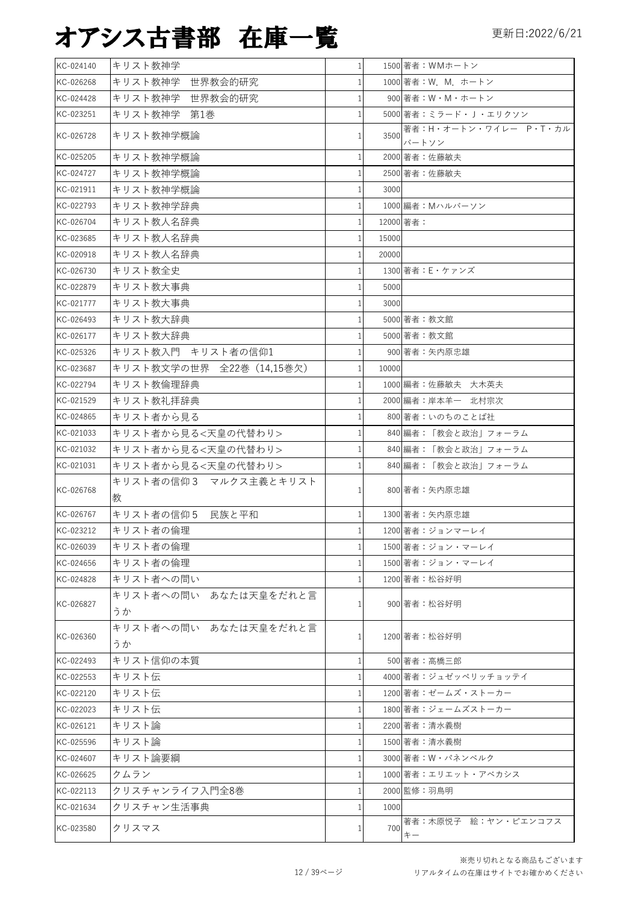# オアシス古書部　在庫一覧

更新日:2022/6/21

| | | | | |
|---|---|---|---|---|
| KC-024140 | キリスト教神学 | 1 | 1500 | 著者：WMホートン |
| KC-026268 | キリスト教神学　世界教会的研究 | 1 | 1000 | 著者：W．M．ホートン |
| KC-024428 | キリスト教神学　世界教会的研究 | 1 | 900 | 著者：W・M・ホートン |
| KC-023251 | キリスト教神学　第1巻 | 1 | 5000 | 著者：ミラード・J・エリクソン |
| KC-026728 | キリスト教神学概論 | 1 | 3500 | 著者：H・オートン・ワイレー　P・T・カルバートソン |
| KC-025205 | キリスト教神学概論 | 1 | 2000 | 著者：佐藤敏夫 |
| KC-024727 | キリスト教神学概論 | 1 | 2500 | 著者：佐藤敏夫 |
| KC-021911 | キリスト教神学概論 | 1 | 3000 | |
| KC-022793 | キリスト教神学辞典 | 1 | 1000 | 編者：Mハルバーソン |
| KC-026704 | キリスト教人名辞典 | 1 | 12000 | 著者： |
| KC-023685 | キリスト教人名辞典 | 1 | 15000 | |
| KC-020918 | キリスト教人名辞典 | 1 | 20000 | |
| KC-026730 | キリスト教全史 | 1 | 1300 | 著者：E・ケァンズ |
| KC-022879 | キリスト教大事典 | 1 | 5000 | |
| KC-021777 | キリスト教大事典 | 1 | 3000 | |
| KC-026493 | キリスト教大辞典 | 1 | 5000 | 著者：教文館 |
| KC-026177 | キリスト教大辞典 | 1 | 5000 | 著者：教文館 |
| KC-025326 | キリスト教入門　キリスト者の信仰1 | 1 | 900 | 著者：矢内原忠雄 |
| KC-023687 | キリスト教文学の世界　全22巻（14,15巻欠） | 1 | 10000 | |
| KC-022794 | キリスト教倫理辞典 | 1 | 1000 | 編者：佐藤敏夫　大木英夫 |
| KC-021529 | キリスト教礼拝辞典 | 1 | 2000 | 編者：岸本羊一　北村宗次 |
| KC-024865 | キリスト者から見る | 1 | 800 | 著者：いのちのことば社 |
| KC-021033 | キリスト者から見る<天皇の代替わり> | 1 | 840 | 編者：「教会と政治」フォーラム |
| KC-021032 | キリスト者から見る<天皇の代替わり> | 1 | 840 | 編者：「教会と政治」フォーラム |
| KC-021031 | キリスト者から見る<天皇の代替わり> | 1 | 840 | 編者：「教会と政治」フォーラム |
| KC-026768 | キリスト者の信仰３　マルクス主義とキリスト教 | 1 | 800 | 著者：矢内原忠雄 |
| KC-026767 | キリスト者の信仰５　民族と平和 | 1 | 1300 | 著者：矢内原忠雄 |
| KC-023212 | キリスト者の倫理 | 1 | 1200 | 著者：ジョンマーレイ |
| KC-026039 | キリスト者の倫理 | 1 | 1500 | 著者：ジョン・マーレイ |
| KC-024656 | キリスト者の倫理 | 1 | 1500 | 著者：ジョン・マーレイ |
| KC-024828 | キリスト者への問い | 1 | 1200 | 著者：松谷好明 |
| KC-026827 | キリスト者への問い　あなたは天皇をだれと言うか | 1 | 900 | 著者：松谷好明 |
| KC-026360 | キリスト者への問い　あなたは天皇をだれと言うか | 1 | 1200 | 著者：松谷好明 |
| KC-022493 | キリスト信仰の本質 | 1 | 500 | 著者：高橋三郎 |
| KC-022553 | キリスト伝 | 1 | 4000 | 著者：ジュゼッペリッチョッテイ |
| KC-022120 | キリスト伝 | 1 | 1200 | 著者：ゼームズ・ストーカー |
| KC-022023 | キリスト伝 | 1 | 1800 | 著者：ジェームズストーカー |
| KC-026121 | キリスト論 | 1 | 2200 | 著者：清水義樹 |
| KC-025596 | キリスト論 | 1 | 1500 | 著者：清水義樹 |
| KC-024607 | キリスト論要綱 | 1 | 3000 | 著者：W・パネンベルク |
| KC-026625 | クムラン | 1 | 1000 | 著者：エリエット・アベカシス |
| KC-022113 | クリスチャンライフ入門全8巻 | 1 | 2000 | 監修：羽鳥明 |
| KC-021634 | クリスチャン生活事典 | 1 | 1000 | |
| KC-023580 | クリスマス | 1 | 700 | 著者：木原悦子　絵：ヤン・ピエンコフスキー |

※売り切れとなる商品もございます
リアルタイムの在庫はサイトでお確かめください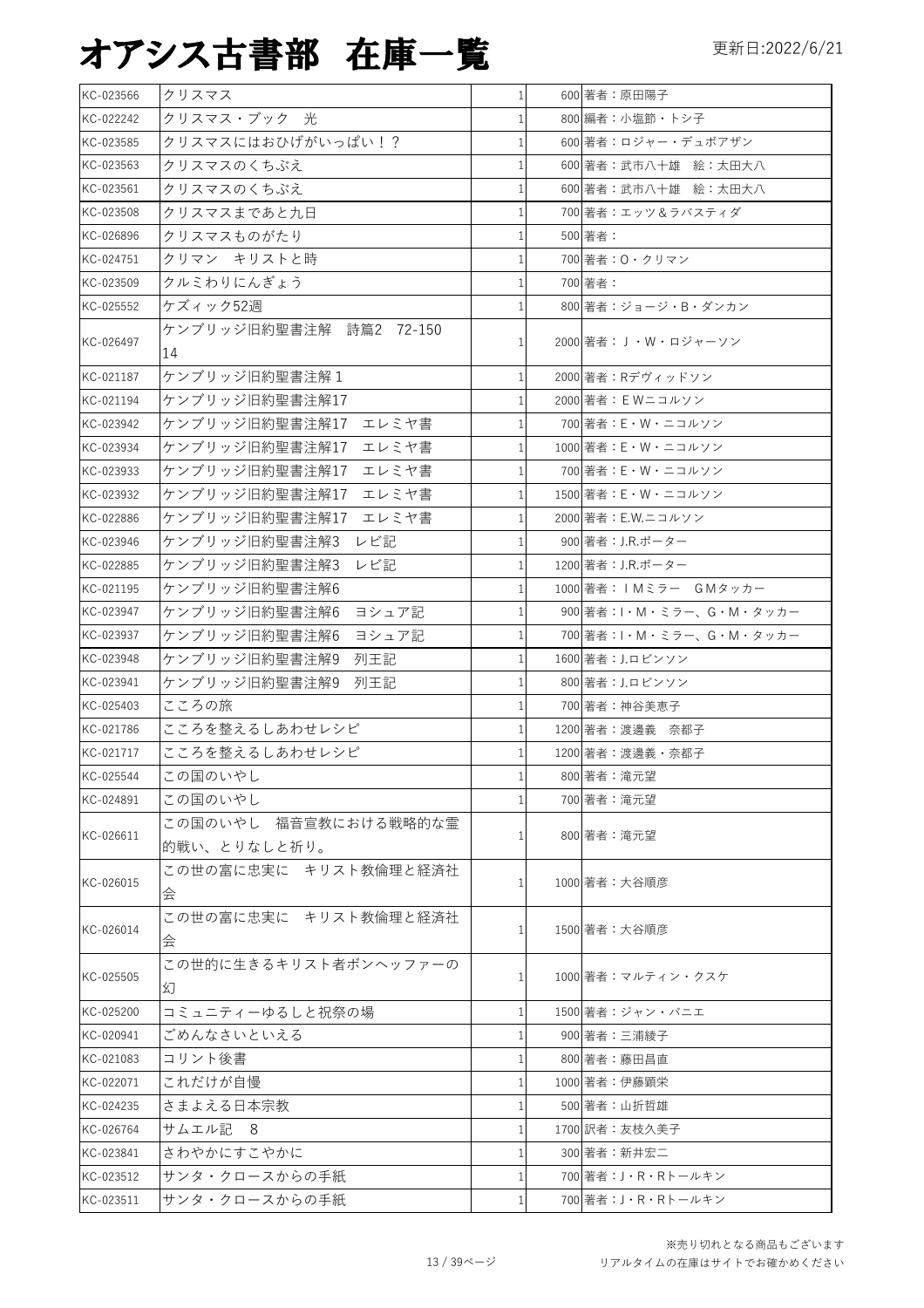# オアシス古書部　在庫一覧

更新日:2022/6/21

| | | | | |
|---|---|---|---|---|
| KC-023566 | クリスマス | 1 | 600 | 著者：原田陽子 |
| KC-022242 | クリスマス・ブック　光 | 1 | 800 | 編者：小塩節・トシ子 |
| KC-023585 | クリスマスにはおひげがいっぱい！？ | 1 | 600 | 著者：ロジャー・デュボアザン |
| KC-023563 | クリスマスのくちぶえ | 1 | 600 | 著者：武市八十雄　絵：太田大八 |
| KC-023561 | クリスマスのくちぶえ | 1 | 600 | 著者：武市八十雄　絵：太田大八 |
| KC-023508 | クリスマスまであと九日 | 1 | 700 | 著者：エッツ＆ラバスティダ |
| KC-026896 | クリスマスものがたり | 1 | 500 | 著者： |
| KC-024751 | クリマン　キリストと時 | 1 | 700 | 著者：O・クリマン |
| KC-023509 | クルミわりにんぎょう | 1 | 700 | 著者： |
| KC-025552 | ケズィック52週 | 1 | 800 | 著者：ジョージ・B・ダンカン |
| KC-026497 | ケンブリッジ旧約聖書注解　詩篇2　72-150 14 | 1 | 2000 | 著者：Ｊ・Ｗ・ロジャーソン |
| KC-021187 | ケンブリッジ旧約聖書注解１ | 1 | 2000 | 著者：Rデヴィッドソン |
| KC-021194 | ケンブリッジ旧約聖書注解17 | 1 | 2000 | 著者：ＥＷニコルソン |
| KC-023942 | ケンブリッジ旧約聖書注解17　エレミヤ書 | 1 | 700 | 著者：E・W・ニコルソン |
| KC-023934 | ケンブリッジ旧約聖書注解17　エレミヤ書 | 1 | 1000 | 著者：E・W・ニコルソン |
| KC-023933 | ケンブリッジ旧約聖書注解17　エレミヤ書 | 1 | 700 | 著者：E・W・ニコルソン |
| KC-023932 | ケンブリッジ旧約聖書注解17　エレミヤ書 | 1 | 1500 | 著者：E・W・ニコルソン |
| KC-022886 | ケンブリッジ旧約聖書注解17　エレミヤ書 | 1 | 2000 | 著者：E.W.ニコルソン |
| KC-023946 | ケンブリッジ旧約聖書注解3　レビ記 | 1 | 900 | 著者：J.R.ポーター |
| KC-022885 | ケンブリッジ旧約聖書注解3　レビ記 | 1 | 1200 | 著者：J.R.ポーター |
| KC-021195 | ケンブリッジ旧約聖書注解6 | 1 | 1000 | 著者：ＩＭミラー　ＧＭタッカー |
| KC-023947 | ケンブリッジ旧約聖書注解6　ヨシュア記 | 1 | 900 | 著者：I・M・ミラー、G・M・タッカー |
| KC-023937 | ケンブリッジ旧約聖書注解6　ヨシュア記 | 1 | 700 | 著者：I・M・ミラー、G・M・タッカー |
| KC-023948 | ケンブリッジ旧約聖書注解9　列王記 | 1 | 1600 | 著者：J.ロビンソン |
| KC-023941 | ケンブリッジ旧約聖書注解9　列王記 | 1 | 800 | 著者：J.ロビンソン |
| KC-025403 | こころの旅 | 1 | 700 | 著者：神谷美恵子 |
| KC-021786 | こころを整えるしあわせレシピ | 1 | 1200 | 著者：渡邊義　奈都子 |
| KC-021717 | こころを整えるしあわせレシピ | 1 | 1200 | 著者：渡邊義・奈都子 |
| KC-025544 | この国のいやし | 1 | 800 | 著者：滝元望 |
| KC-024891 | この国のいやし | 1 | 700 | 著者：滝元望 |
| KC-026611 | この国のいやし　福音宣教における戦略的な霊的戦い、とりなしと祈り。 | 1 | 800 | 著者：滝元望 |
| KC-026015 | この世の富に忠実に　キリスト教倫理と経済社会 | 1 | 1000 | 著者：大谷順彦 |
| KC-026014 | この世の富に忠実に　キリスト教倫理と経済社会 | 1 | 1500 | 著者：大谷順彦 |
| KC-025505 | この世的に生きるキリスト者ボンヘッファーの幻 | 1 | 1000 | 著者：マルティン・クスケ |
| KC-025200 | コミュニティーゆるしと祝祭の場 | 1 | 1500 | 著者：ジャン・バニエ |
| KC-020941 | ごめんなさいといえる | 1 | 900 | 著者：三浦綾子 |
| KC-021083 | コリント後書 | 1 | 800 | 著者：藤田昌直 |
| KC-022071 | これだけが自慢 | 1 | 1000 | 著者：伊藤顕栄 |
| KC-024235 | さまよえる日本宗教 | 1 | 500 | 著者：山折哲雄 |
| KC-026764 | サムエル記　8 | 1 | 1700 | 訳者：友枝久美子 |
| KC-023841 | さわやかにすこやかに | 1 | 300 | 著者：新井宏二 |
| KC-023512 | サンタ・クロースからの手紙 | 1 | 700 | 著者：J・R・Rトールキン |
| KC-023511 | サンタ・クロースからの手紙 | 1 | 700 | 著者：J・R・Rトールキン |

※売り切れとなる商品もございます
リアルタイムの在庫はサイトでお確かめください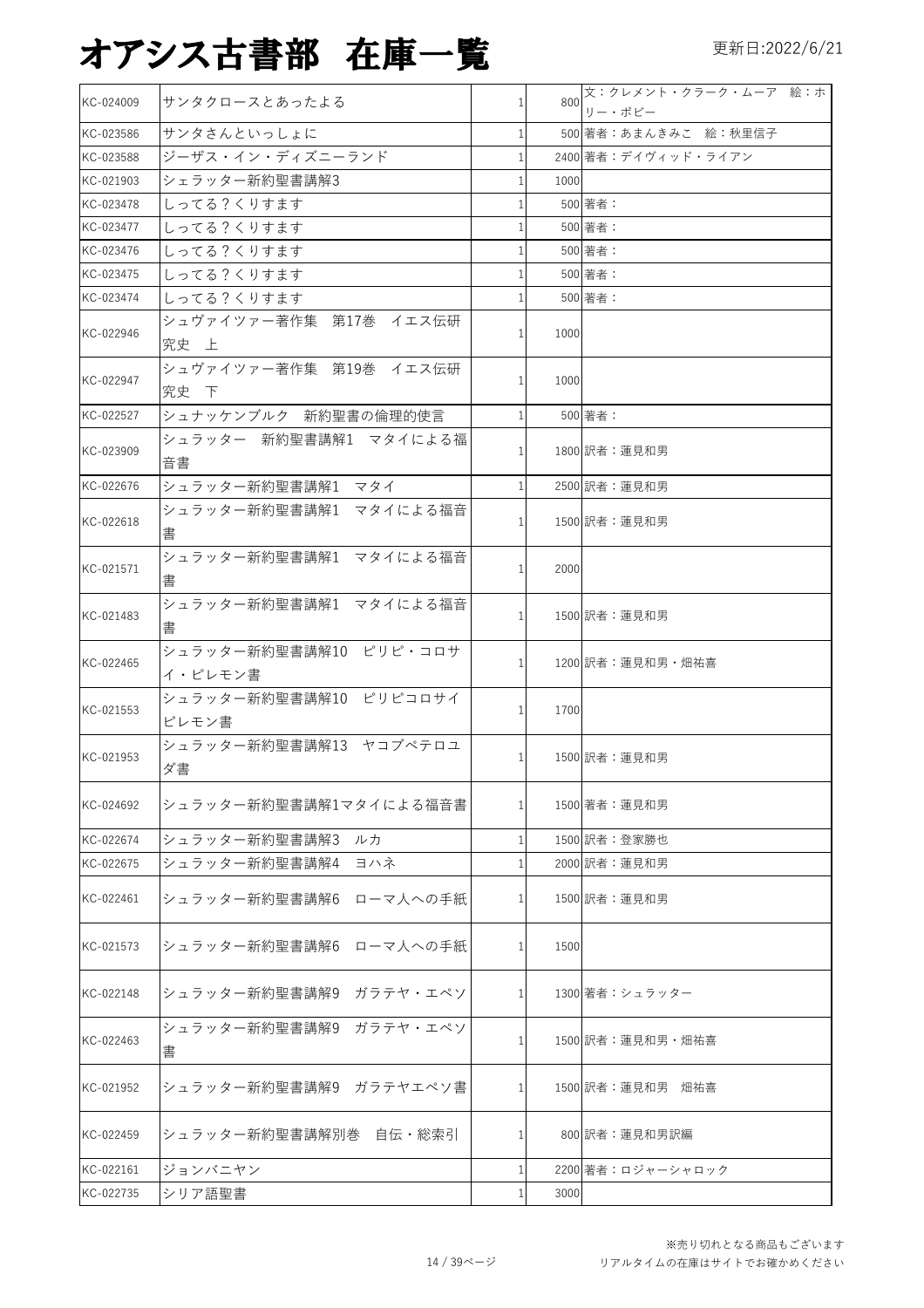# オアシス古書部　在庫一覧

更新日:2022/6/21

| | | | | |
|---|---|---|---|---|
| KC-024009 | サンタクロースとあったよる | 1 | 800 | 文：クレメント・クラーク・ムーア　絵：ホリー・ボビー |
| KC-023586 | サンタさんといっしょに | 1 | 500 | 著者：あまんきみこ　絵：秋里信子 |
| KC-023588 | ジーザス・イン・ディズニーランド | 1 | 2400 | 著者：デイヴィッド・ライアン |
| KC-021903 | シェラッター新約聖書講解3 | 1 | 1000 | |
| KC-023478 | しってる？くりすます | 1 | 500 | 著者： |
| KC-023477 | しってる？くりすます | 1 | 500 | 著者： |
| KC-023476 | しってる？くりすます | 1 | 500 | 著者： |
| KC-023475 | しってる？くりすます | 1 | 500 | 著者： |
| KC-023474 | しってる？くりすます | 1 | 500 | 著者： |
| KC-022946 | シュヴァイツァー著作集　第17巻　イエス伝研究史　上 | 1 | 1000 | |
| KC-022947 | シュヴァイツァー著作集　第19巻　イエス伝研究史　下 | 1 | 1000 | |
| KC-022527 | シュナッケンブルク　新約聖書の倫理的使言 | 1 | 500 | 著者： |
| KC-023909 | シュラッター　新約聖書講解1　マタイによる福音書 | 1 | 1800 | 訳者：蓮見和男 |
| KC-022676 | シュラッター新約聖書講解1　マタイ | 1 | 2500 | 訳者：蓮見和男 |
| KC-022618 | シュラッター新約聖書講解1　マタイによる福音書 | 1 | 1500 | 訳者：蓮見和男 |
| KC-021571 | シュラッター新約聖書講解1　マタイによる福音書 | 1 | 2000 | |
| KC-021483 | シュラッター新約聖書講解1　マタイによる福音書 | 1 | 1500 | 訳者：蓮見和男 |
| KC-022465 | シュラッター新約聖書講解10　ピリピ・コロサイ・ピレモン書 | 1 | 1200 | 訳者：蓮見和男・畑祐喜 |
| KC-021553 | シュラッター新約聖書講解10　ピリピコロサイピレモン書 | 1 | 1700 | |
| KC-021953 | シュラッター新約聖書講解13　ヤコブペテロユダ書 | 1 | 1500 | 訳者：蓮見和男 |
| KC-024692 | シュラッター新約聖書講解1マタイによる福音書 | 1 | 1500 | 著者：蓮見和男 |
| KC-022674 | シュラッター新約聖書講解3　ルカ | 1 | 1500 | 訳者：登家勝也 |
| KC-022675 | シュラッター新約聖書講解4　ヨハネ | 1 | 2000 | 訳者：蓮見和男 |
| KC-022461 | シュラッター新約聖書講解6　ローマ人への手紙 | 1 | 1500 | 訳者：蓮見和男 |
| KC-021573 | シュラッター新約聖書講解6　ローマ人への手紙 | 1 | 1500 | |
| KC-022148 | シュラッター新約聖書講解9　ガラテヤ・エペソ | 1 | 1300 | 著者：シュラッター |
| KC-022463 | シュラッター新約聖書講解9　ガラテヤ・エペソ書 | 1 | 1500 | 訳者：蓮見和男・畑祐喜 |
| KC-021952 | シュラッター新約聖書講解9　ガラテヤエペソ書 | 1 | 1500 | 訳者：蓮見和男　畑祐喜 |
| KC-022459 | シュラッター新約聖書講解別巻　自伝・総索引 | 1 | 800 | 訳者：蓮見和男訳編 |
| KC-022161 | ジョンバニヤン | 1 | 2200 | 著者：ロジャーシャロック |
| KC-022735 | シリア語聖書 | 1 | 3000 | |

※売り切れとなる商品もございます
リアルタイムの在庫はサイトでお確かめください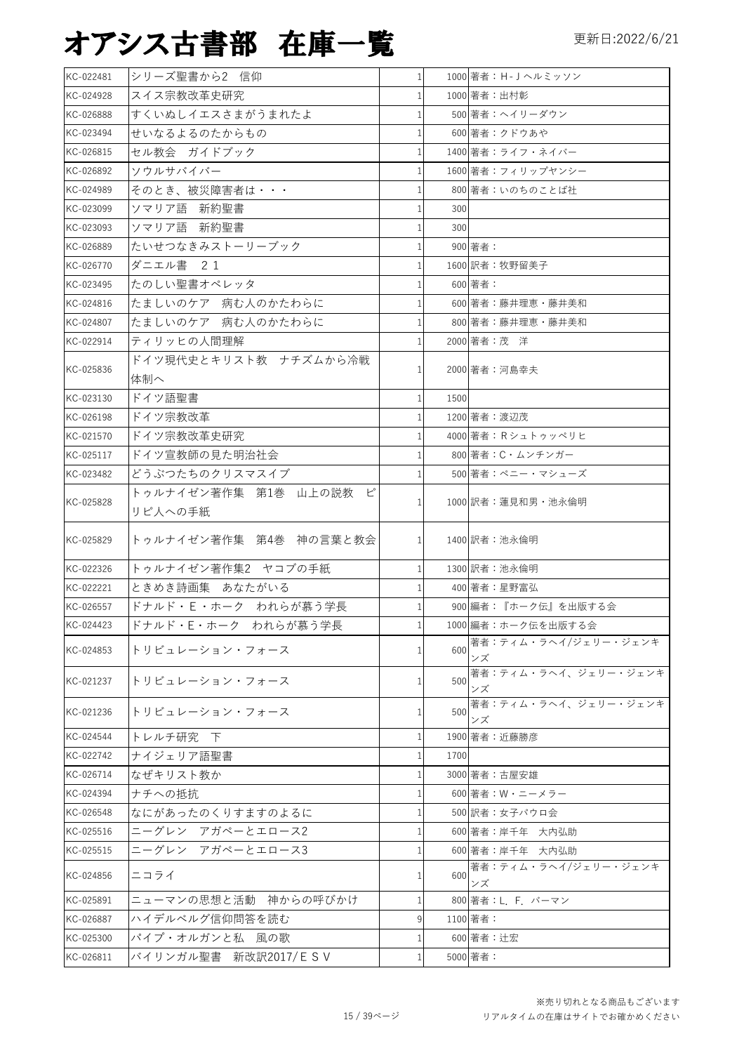# オアシス古書部 在庫一覧

更新日:2022/6/21

| | | | | |
|---|---|---|---|---|
| KC-022481 | シリーズ聖書から2 信仰 | 1 | 1000 | 著者：H-Jヘルミッソン |
| KC-024928 | スイス宗教改革史研究 | 1 | 1000 | 著者：出村彰 |
| KC-026888 | すくいぬしイエスさまがうまれたよ | 1 | 500 | 著者：ヘイリーダウン |
| KC-023494 | せいなるよるのたからもの | 1 | 600 | 著者：クドウあや |
| KC-026815 | セル教会 ガイドブック | 1 | 1400 | 著者：ライフ・ネイバー |
| KC-026892 | ソウルサバイバー | 1 | 1600 | 著者：フィリップヤンシー |
| KC-024989 | そのとき、被災障害者は・・・ | 1 | 800 | 著者：いのちのことば社 |
| KC-023099 | ソマリア語 新約聖書 | 1 | 300 | |
| KC-023093 | ソマリア語 新約聖書 | 1 | 300 | |
| KC-026889 | たいせつなきみストーリーブック | 1 | 900 | 著者： |
| KC-026770 | ダニエル書 21 | 1 | 1600 | 訳者：牧野留美子 |
| KC-023495 | たのしい聖書オペレッタ | 1 | 600 | 著者： |
| KC-024816 | たましいのケア 病む人のかたわらに | 1 | 600 | 著者：藤井理恵・藤井美和 |
| KC-024807 | たましいのケア 病む人のかたわらに | 1 | 800 | 著者：藤井理恵・藤井美和 |
| KC-022914 | ティリッヒの人間理解 | 1 | 2000 | 著者：茂 洋 |
| KC-025836 | ドイツ現代史とキリスト教 ナチズムから冷戦体制へ | 1 | 2000 | 著者：河島幸夫 |
| KC-023130 | ドイツ語聖書 | 1 | 1500 | |
| KC-026198 | ドイツ宗教改革 | 1 | 1200 | 著者：渡辺茂 |
| KC-021570 | ドイツ宗教改革史研究 | 1 | 4000 | 著者：Rシュトゥッペリヒ |
| KC-025117 | ドイツ宣教師の見た明治社会 | 1 | 800 | 著者：C・ムンチンガー |
| KC-023482 | どうぶつたちのクリスマスイブ | 1 | 500 | 著者：ペニー・マシューズ |
| KC-025828 | トゥルナイゼン著作集 第1巻 山上の説教 ピリピ人への手紙 | 1 | 1000 | 訳者：蓮見和男・池永倫明 |
| KC-025829 | トゥルナイゼン著作集 第4巻 神の言葉と教会 | 1 | 1400 | 訳者：池永倫明 |
| KC-022326 | トゥルナイゼン著作集2 ヤコブの手紙 | 1 | 1300 | 訳者：池永倫明 |
| KC-022221 | ときめき詩画集 あなたがいる | 1 | 400 | 著者：星野富弘 |
| KC-026557 | ドナルド・E・ホーク われらが慕う学長 | 1 | 900 | 編者：『ホーク伝』を出版する会 |
| KC-024423 | ドナルド・E・ホーク われらが慕う学長 | 1 | 1000 | 編者：ホーク伝を出版する会 |
| KC-024853 | トリビュレーション・フォース | 1 | 600 | 著者：ティム・ラヘイ/ジェリー・ジェンキンズ |
| KC-021237 | トリビュレーション・フォース | 1 | 500 | 著者：ティム・ラヘイ、ジェリー・ジェンキンズ |
| KC-021236 | トリビュレーション・フォース | 1 | 500 | 著者：ティム・ラヘイ、ジェリー・ジェンキンズ |
| KC-024544 | トレルチ研究 下 | 1 | 1900 | 著者：近藤勝彦 |
| KC-022742 | ナイジェリア語聖書 | 1 | 1700 | |
| KC-026714 | なぜキリスト教か | 1 | 3000 | 著者：古屋安雄 |
| KC-024394 | ナチへの抵抗 | 1 | 600 | 著者：W・ニーメラー |
| KC-026548 | なにがあったのくりすますのよるに | 1 | 500 | 訳者：女子パウロ会 |
| KC-025516 | ニーグレン アガペーとエロース2 | 1 | 600 | 著者：岸千年 大内弘助 |
| KC-025515 | ニーグレン アガペーとエロース3 | 1 | 600 | 著者：岸千年 大内弘助 |
| KC-024856 | ニコライ | 1 | 600 | 著者：ティム・ラヘイ/ジェリー・ジェンキンズ |
| KC-025891 | ニューマンの思想と活動 神からの呼びかけ | 1 | 800 | 著者：L．F．バーマン |
| KC-026887 | ハイデルベルグ信仰問答を読む | 9 | 1100 | 著者： |
| KC-025300 | パイプ・オルガンと私 風の歌 | 1 | 600 | 著者：辻宏 |
| KC-026811 | バイリンガル聖書 新改訳2017/ESV | 1 | 5000 | 著者： |

※売り切れとなる商品もございます
リアルタイムの在庫はサイトでお確かめください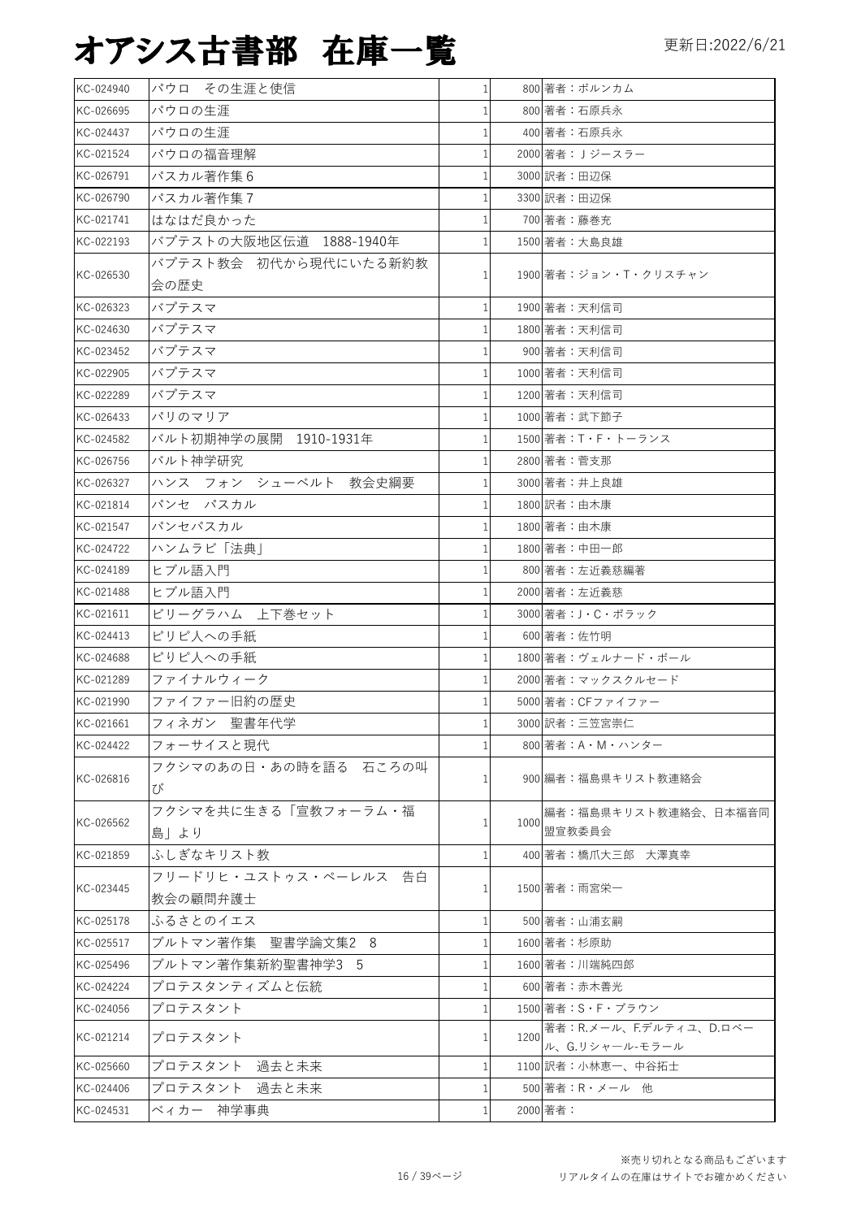# オアシス古書部　在庫一覧

更新日:2022/6/21

| | | | | |
|---|---|---|---|---|
| KC-024940 | パウロ　その生涯と使信 | 1 | 800 | 著者：ボルンカム |
| KC-026695 | パウロの生涯 | 1 | 800 | 著者：石原兵永 |
| KC-024437 | パウロの生涯 | 1 | 400 | 著者：石原兵永 |
| KC-021524 | パウロの福音理解 | 1 | 2000 | 著者：Ｊジースラー |
| KC-026791 | パスカル著作集６ | 1 | 3000 | 訳者：田辺保 |
| KC-026790 | パスカル著作集７ | 1 | 3300 | 訳者：田辺保 |
| KC-021741 | はなはだ良かった | 1 | 700 | 著者：藤巻充 |
| KC-022193 | バプテストの大阪地区伝道　1888-1940年 | 1 | 1500 | 著者：大島良雄 |
| KC-026530 | バプテスト教会　初代から現代にいたる新約教会の歴史 | 1 | 1900 | 著者：ジョン・T・クリスチャン |
| KC-026323 | バプテスマ | 1 | 1900 | 著者：天利信司 |
| KC-024630 | バプテスマ | 1 | 1800 | 著者：天利信司 |
| KC-023452 | バプテスマ | 1 | 900 | 著者：天利信司 |
| KC-022905 | バプテスマ | 1 | 1000 | 著者：天利信司 |
| KC-022289 | バプテスマ | 1 | 1200 | 著者：天利信司 |
| KC-026433 | パリのマリア | 1 | 1000 | 著者：武下節子 |
| KC-024582 | バルト初期神学の展開　1910-1931年 | 1 | 1500 | 著者：T・F・トーランス |
| KC-026756 | バルト神学研究 | 1 | 2800 | 著者：菅支那 |
| KC-026327 | ハンス　フォン　シューベルト　教会史綱要 | 1 | 3000 | 著者：井上良雄 |
| KC-021814 | パンセ　パスカル | 1 | 1800 | 訳者：由木康 |
| KC-021547 | パンセパスカル | 1 | 1800 | 著者：由木康 |
| KC-024722 | ハンムラビ「法典」 | 1 | 1800 | 著者：中田一郎 |
| KC-024189 | ヒブル語入門 | 1 | 800 | 著者：左近義慈編著 |
| KC-021488 | ヒブル語入門 | 1 | 2000 | 著者：左近義慈 |
| KC-021611 | ビリーグラハム　上下巻セット | 1 | 3000 | 著者：J・C・ポラック |
| KC-024413 | ピリピ人への手紙 | 1 | 600 | 著者：佐竹明 |
| KC-024688 | ピリピ人への手紙 | 1 | 1800 | 著者：ヴェルナード・ボール |
| KC-021289 | ファイナルウィーク | 1 | 2000 | 著者：マックスクルセード |
| KC-021990 | ファイファー旧約の歴史 | 1 | 5000 | 著者：CFファイファー |
| KC-021661 | フィネガン　聖書年代学 | 1 | 3000 | 訳者：三笠宮崇仁 |
| KC-024422 | フォーサイスと現代 | 1 | 800 | 著者：A・M・ハンター |
| KC-026816 | フクシマのあの日・あの時を語る　石ころの叫び | 1 | 900 | 編著：福島県キリスト教連絡会 |
| KC-026562 | フクシマを共に生きる「宣教フォーラム・福島」より | 1 | 1000 | 編著：福島県キリスト教連絡会、日本福音同盟宣教委員会 |
| KC-021859 | ふしぎなキリスト教 | 1 | 400 | 著者：橋爪大三郎　大澤真幸 |
| KC-023445 | フリードリヒ・ユストゥス・ペーレルス　告白教会の顧問弁護士 | 1 | 1500 | 著者：雨宮栄一 |
| KC-025178 | ふるさとのイエス | 1 | 500 | 著者：山浦玄嗣 |
| KC-025517 | ブルトマン著作集　聖書学論文集2　8 | 1 | 1600 | 著者：杉原助 |
| KC-025496 | ブルトマン著作集新約聖書神学3　5 | 1 | 1600 | 著者：川端純四郎 |
| KC-024224 | プロテスタンティズムと伝統 | 1 | 600 | 著者：赤木善光 |
| KC-024056 | プロテスタント | 1 | 1500 | 著者：S・F・ブラウン |
| KC-021214 | プロテスタント | 1 | 1200 | 著者：R.メール、F.デルティユ、D.ロベール、G.リシャール-モラール |
| KC-025660 | プロテスタント　過去と未来 | 1 | 1100 | 訳者：小林恵一、中谷拓士 |
| KC-024406 | プロテスタント　過去と未来 | 1 | 500 | 著者：R・メール　他 |
| KC-024531 | ベィカー　神学事典 | 1 | 2000 | 著者： |

※売り切れとなる商品もございます
リアルタイムの在庫はサイトでお確かめください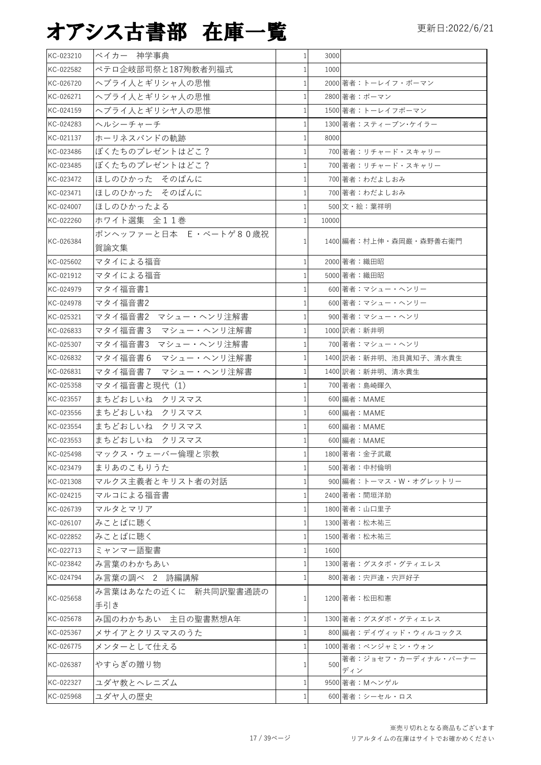# オアシス古書部　在庫一覧

更新日:2022/6/21

| | | | | |
|---|---|---|---|---|
| KC-023210 | ベイカー　神学事典 | 1 | 3000 | |
| KC-022582 | ペテロ企岐部司祭と187殉教者列福式 | 1 | 1000 | |
| KC-026720 | ヘブライ人とギリシャ人の思惟 | 1 | 2000 | 著者：トーレイフ・ボーマン |
| KC-026271 | ヘブライ人とギリシャ人の思惟 | 1 | 2800 | 著者：ボーマン |
| KC-024159 | ヘブライ人とギリシヤ人の思惟 | 1 | 1500 | 著者：トーレイフボーマン |
| KC-024283 | ヘルシーチャーチ | 1 | 1300 | 著者：スティーブン･ケイラー |
| KC-021137 | ホーリネスバンドの軌跡 | 1 | 8000 | |
| KC-023486 | ぼくたちのプレゼントはどこ？ | 1 | 700 | 著者：リチャード・スキャリー |
| KC-023485 | ぼくたちのプレゼントはどこ？ | 1 | 700 | 著者：リチャード・スキャリー |
| KC-023472 | ほしのひかった　そのばんに | 1 | 700 | 著者：わだよしおみ |
| KC-023471 | ほしのひかった　そのばんに | 1 | 700 | 著者：わだよしおみ |
| KC-024007 | ほしのひかったよる | 1 | 500 | 文・絵：葉祥明 |
| KC-022260 | ホワイト選集　全１１巻 | 1 | 10000 | |
| KC-026384 | ボンヘッファーと日本　Ｅ・ベートゲ８０歳祝賀論文集 | 1 | 1400 | 編者：村上伸・森岡巌・森野善右衛門 |
| KC-025602 | マタイによる福音 | 1 | 2000 | 著者：織田昭 |
| KC-021912 | マタイによる福音 | 1 | 5000 | 著者：織田昭 |
| KC-024979 | マタイ福音書1 | 1 | 600 | 著者：マシュー・ヘンリー |
| KC-024978 | マタイ福音書2 | 1 | 600 | 著者：マシュー・ヘンリー |
| KC-025321 | マタイ福音書2　マシュー・ヘンリ注解書 | 1 | 900 | 著者：マシュー・ヘンリ |
| KC-026833 | マタイ福音書３　マシュー・ヘンリ注解書 | 1 | 1000 | 訳者：新井明 |
| KC-025307 | マタイ福音書3　マシュー・ヘンリ注解書 | 1 | 700 | 著者：マシュー・ヘンリ |
| KC-026832 | マタイ福音書６　マシュー・ヘンリ注解書 | 1 | 1400 | 訳者：新井明、池貝眞知子、清水貴生 |
| KC-026831 | マタイ福音書７　マシュー・ヘンリ注解書 | 1 | 1400 | 訳者：新井明、清水貴生 |
| KC-025358 | マタイ福音書と現代（1） | 1 | 700 | 著者：島崎暉久 |
| KC-023557 | まちどおしいね　クリスマス | 1 | 600 | 編者：MAME |
| KC-023556 | まちどおしいね　クリスマス | 1 | 600 | 編者：MAME |
| KC-023554 | まちどおしいね　クリスマス | 1 | 600 | 編者：MAME |
| KC-023553 | まちどおしいね　クリスマス | 1 | 600 | 編者：MAME |
| KC-025498 | マックス・ウェーバー倫理と宗教 | 1 | 1800 | 著者：金子武蔵 |
| KC-023479 | まりあのこもりうた | 1 | 500 | 著者：中村倫明 |
| KC-021308 | マルクス主義者とキリスト者の対話 | 1 | 900 | 編者：トーマス・W・オグレットリー |
| KC-024215 | マルコによる福音書 | 1 | 2400 | 著者：間垣洋助 |
| KC-026739 | マルタとマリア | 1 | 1800 | 著者：山口里子 |
| KC-026107 | みことばに聴く | 1 | 1300 | 著者：松木祐三 |
| KC-022852 | みことばに聴く | 1 | 1500 | 著者：松木祐三 |
| KC-022713 | ミャンマー語聖書 | 1 | 1600 | |
| KC-023842 | み言葉のわかちあい | 1 | 1300 | 著者：グスタボ・グティエレス |
| KC-024794 | み言葉の調べ　2　詩編講解 | 1 | 800 | 著者：宍戸達・宍戸好子 |
| KC-025658 | み言葉はあなたの近くに　新共同訳聖書通読の手引き | 1 | 1200 | 著者：松田和憲 |
| KC-025678 | み国のわかちあい　主日の聖書黙想A年 | 1 | 1300 | 著者：グスダボ・グティエレス |
| KC-025367 | メサイアとクリスマスのうた | 1 | 800 | 編者：デイヴィッド・ウィルコックス |
| KC-026775 | メンターとして仕える | 1 | 1000 | 著者：ベンジャミン・ウォン |
| KC-026387 | やすらぎの贈り物 | 1 | 500 | 著者：ジョセフ・カーディナル・バーナーディン |
| KC-022327 | ユダヤ教とヘレニズム | 1 | 9500 | 著者：Mヘンゲル |
| KC-025968 | ユダヤ人の歴史 | 1 | 600 | 著者：シーセル・ロス |

※売り切れとなる商品もございます
リアルタイムの在庫はサイトでお確かめください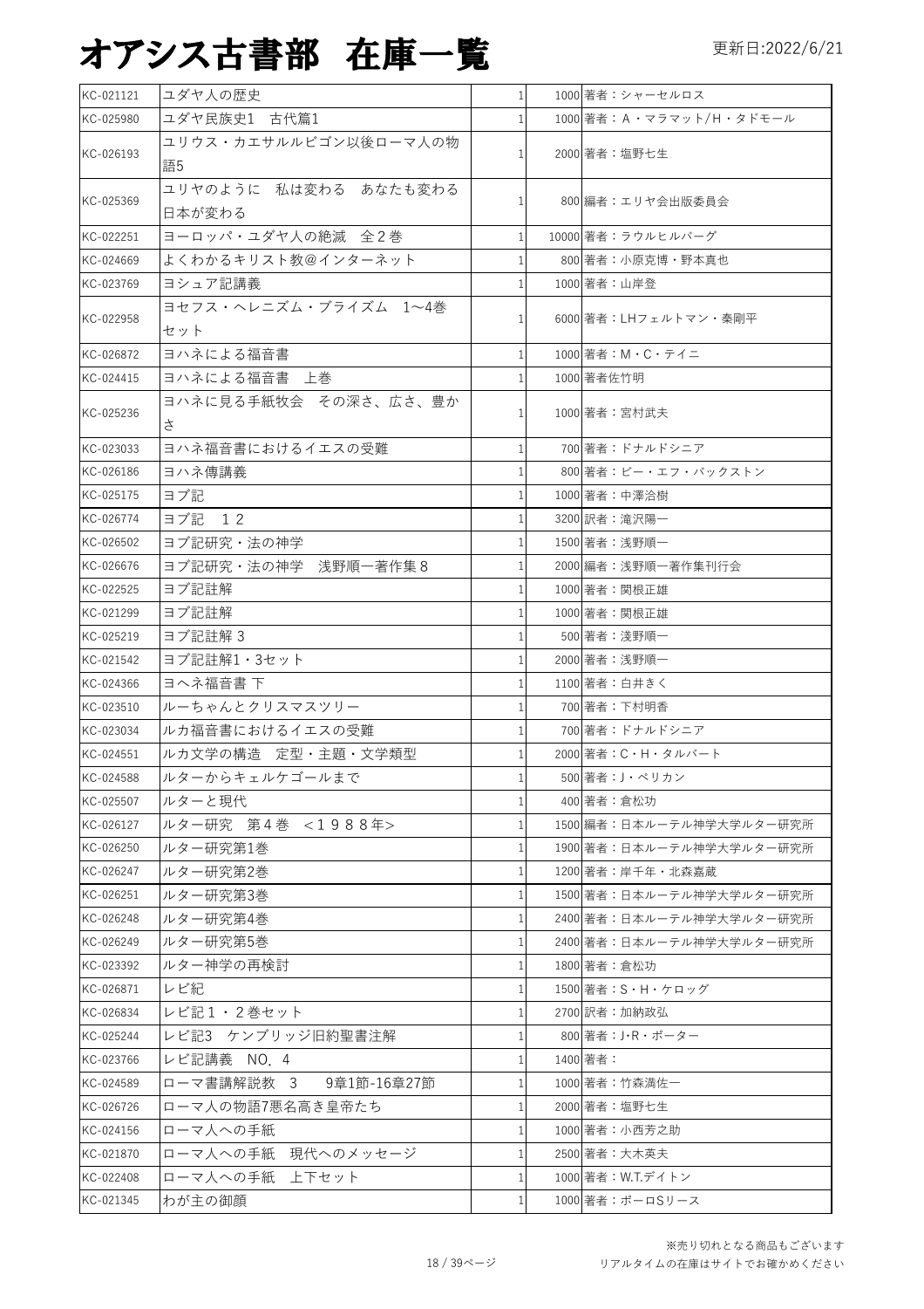# オアシス古書部　在庫一覧

更新日:2022/6/21

| | | | | |
|---|---|---|---|---|
| KC-021121 | ユダヤ人の歴史 | 1 | 1000 | 著者：シャーセルロス |
| KC-025980 | ユダヤ民族史1　古代篇1 | 1 | 1000 | 著者：A・マラマット/H・タドモール |
| KC-026193 | ユリウス・カエサルルビゴン以後ローマ人の物語5 | 1 | 2000 | 著者：塩野七生 |
| KC-025369 | ユリヤのように　私は変わる　あなたも変わる　日本が変わる | 1 | 800 | 編著：エリヤ会出版委員会 |
| KC-022251 | ヨーロッパ・ユダヤ人の絶滅　全２巻 | 1 | 10000 | 著者：ラウルヒルバーグ |
| KC-024669 | よくわかるキリスト教@インターネット | 1 | 800 | 著者：小原克博・野本真也 |
| KC-023769 | ヨシュア記講義 | 1 | 1000 | 著者：山岸登 |
| KC-022958 | ヨセフス・ヘレニズム・プライズム　1〜4巻セット | 1 | 6000 | 著者：LHフェルトマン・秦剛平 |
| KC-026872 | ヨハネによる福音書 | 1 | 1000 | 著者：M・C・テイニ |
| KC-024415 | ヨハネによる福音書　上巻 | 1 | 1000 | 著者佐竹明 |
| KC-025236 | ヨハネに見る手紙牧会　その深さ、広さ、豊かさ | 1 | 1000 | 著者：宮村武夫 |
| KC-023033 | ヨハネ福音書におけるイエスの受難 | 1 | 700 | 著者：ドナルドシニア |
| KC-026186 | ヨハネ傳講義 | 1 | 800 | 著者：ビー・エフ・バックストン |
| KC-025175 | ヨブ記 | 1 | 1000 | 著者：中澤洽樹 |
| KC-026774 | ヨブ記　１２ | 1 | 3200 | 訳者：滝沢陽一 |
| KC-026502 | ヨブ記研究・法の神学 | 1 | 1500 | 著者：浅野順一 |
| KC-026676 | ヨブ記研究・法の神学　浅野順一著作集８ | 1 | 2000 | 編著：浅野順一著作集刊行会 |
| KC-022525 | ヨブ記註解 | 1 | 1000 | 著者：関根正雄 |
| KC-021299 | ヨブ記註解 | 1 | 1000 | 著者：関根正雄 |
| KC-025219 | ヨブ記註解３ | 1 | 500 | 著者：浅野順一 |
| KC-021542 | ヨブ記註解1・3セット | 1 | 2000 | 著者：浅野順一 |
| KC-024366 | ヨヘネ福音書 下 | 1 | 1100 | 著者：白井きく |
| KC-023510 | ルーちゃんとクリスマスツリー | 1 | 700 | 著者：下村明香 |
| KC-023034 | ルカ福音書におけるイエスの受難 | 1 | 700 | 著者：ドナルドシニア |
| KC-024551 | ルカ文学の構造　定型・主題・文学類型 | 1 | 2000 | 著者：C・H・タルバート |
| KC-024588 | ルターからキェルケゴールまで | 1 | 500 | 著者：J・ペリカン |
| KC-025507 | ルターと現代 | 1 | 400 | 著者：倉松功 |
| KC-026127 | ルター研究　第４巻　<１９８８年> | 1 | 1500 | 編著：日本ルーテル神学大学ルター研究所 |
| KC-026250 | ルター研究第1巻 | 1 | 1900 | 著者：日本ルーテル神学大学ルター研究所 |
| KC-026247 | ルター研究第2巻 | 1 | 1200 | 著者：岸千年・北森嘉蔵 |
| KC-026251 | ルター研究第3巻 | 1 | 1500 | 著者：日本ルーテル神学大学ルター研究所 |
| KC-026248 | ルター研究第4巻 | 1 | 2400 | 著者：日本ルーテル神学大学ルター研究所 |
| KC-026249 | ルター研究第5巻 | 1 | 2400 | 著者：日本ルーテル神学大学ルター研究所 |
| KC-023392 | ルター神学の再検討 | 1 | 1800 | 著者：倉松功 |
| KC-026871 | レビ紀 | 1 | 1500 | 著者：S・H・ケロッグ |
| KC-026834 | レビ記１・２巻セット | 1 | 2700 | 訳者：加納政弘 |
| KC-025244 | レビ記3　ケンブリッジ旧約聖書注解 | 1 | 800 | 著者：J･R・ポーター |
| KC-023766 | レビ記講義　NO．４ | 1 | 1400 | 著者： |
| KC-024589 | ローマ書講解説教　3　　9章1節-16章27節 | 1 | 1000 | 著者：竹森満佐一 |
| KC-026726 | ローマ人の物語7悪名高き皇帝たち | 1 | 2000 | 著者：塩野七生 |
| KC-024156 | ローマ人への手紙 | 1 | 1000 | 著者：小西芳之助 |
| KC-021870 | ローマ人への手紙　現代へのメッセージ | 1 | 2500 | 著者：大木英夫 |
| KC-022408 | ローマ人への手紙　上下セット | 1 | 1000 | 著者：W.T.デイトン |
| KC-021345 | わが主の御顔 | 1 | 1000 | 著者：ポーロSリース |

※売り切れとなる商品もございます
リアルタイムの在庫はサイトでお確かめください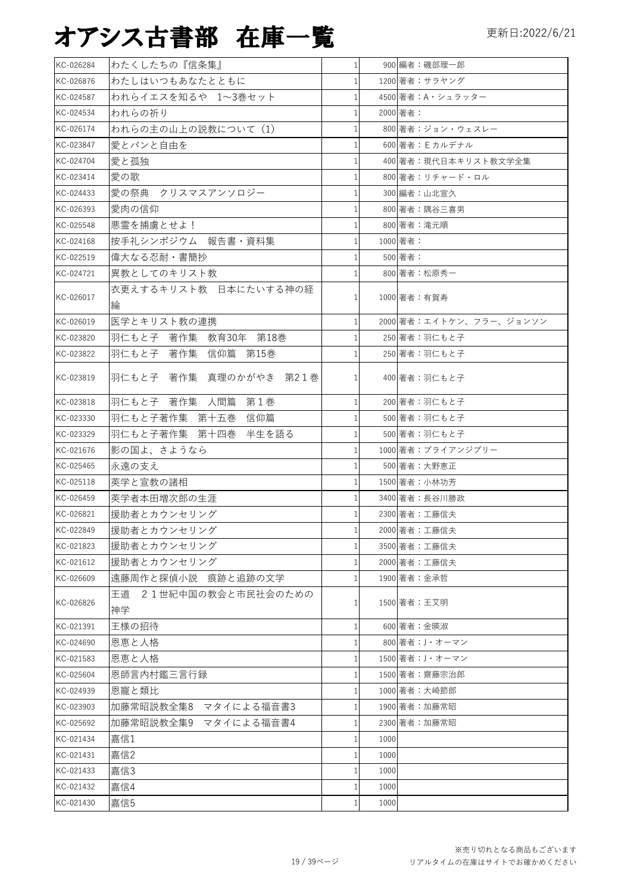# オアシス古書部 在庫一覧

更新日:2022/6/21

| | | | | |
|---|---|---|---|---|
| KC-026284 | わたくしたちの『信条集』 | 1 | 900 | 編者：磯部理一郎 |
| KC-026876 | わたしはいつもあなたとともに | 1 | 1200 | 著者：サラヤング |
| KC-024587 | われらイエスを知るや 1〜3巻セット | 1 | 4500 | 著者：A・シュラッター |
| KC-024534 | われらの祈り | 1 | 2000 | 著者： |
| KC-026174 | われらの主の山上の説教について（1） | 1 | 800 | 著者：ジョン・ウェスレー |
| KC-023847 | 愛とパンと自由を | 1 | 600 | 著者：E カルデナル |
| KC-024704 | 愛と孤独 | 1 | 400 | 著者：現代日本キリスト教文学全集 |
| KC-023414 | 愛の歌 | 1 | 800 | 著者：リチャード・ロル |
| KC-024433 | 愛の祭典 クリスマスアンソロジー | 1 | 300 | 編者：山北宣久 |
| KC-026393 | 愛肉の信仰 | 1 | 800 | 著者：隅谷三喜男 |
| KC-025548 | 悪霊を捕虜とせよ！ | 1 | 800 | 著者：滝元順 |
| KC-024168 | 按手礼シンポジウム 報告書・資料集 | 1 | 1000 | 著者： |
| KC-022519 | 偉大なる忍耐・書簡抄 | 1 | 500 | 著者： |
| KC-024721 | 異教としてのキリスト教 | 1 | 800 | 著者：松原秀一 |
| KC-026017 | 衣更えするキリスト教 日本にたいする神の経綸 | 1 | 1000 | 著者：有賀寿 |
| KC-026019 | 医学とキリスト教の連携 | 1 | 2000 | 著者：エイトケン、フラー、ジョンソン |
| KC-023820 | 羽仁もと子 著作集 教育30年 第18巻 | 1 | 250 | 著者：羽仁もと子 |
| KC-023822 | 羽仁もと子 著作集 信仰篇 第15巻 | 1 | 250 | 著者：羽仁もと子 |
| KC-023819 | 羽仁もと子 著作集 真理のかがやき 第21巻 | 1 | 400 | 著者：羽仁もと子 |
| KC-023818 | 羽仁もと子 著作集 人間篇 第1巻 | 1 | 200 | 著者：羽仁もと子 |
| KC-023330 | 羽仁もと子著作集 第十五巻 信仰篇 | 1 | 500 | 著者：羽仁もと子 |
| KC-023329 | 羽仁もと子著作集 第十四巻 半生を語る | 1 | 500 | 著者：羽仁もと子 |
| KC-021676 | 影の国よ、さようなら | 1 | 1000 | 著者：ブライアンジブリー |
| KC-025465 | 永遠の支え | 1 | 500 | 著者：大野恵正 |
| KC-025118 | 英学と宣教の諸相 | 1 | 1500 | 著者：小林功芳 |
| KC-026459 | 英学者本田増次郎の生涯 | 1 | 3400 | 著者：長谷川勝政 |
| KC-026821 | 援助者とカウンセリング | 1 | 2300 | 著者：工藤信夫 |
| KC-022849 | 援助者とカウンセリング | 1 | 2000 | 著者：工藤信夫 |
| KC-021823 | 援助者とカウンセリング | 1 | 3500 | 著者：工藤信夫 |
| KC-021612 | 援助者とカウンセリング | 1 | 2000 | 著者：工藤信夫 |
| KC-026609 | 遠藤周作と探偵小説 痕跡と追跡の文学 | 1 | 1900 | 著者：金承哲 |
| KC-026826 | 王道 21世紀中国の教会と市民社会のための神学 | 1 | 1500 | 著者：王艾明 |
| KC-021391 | 王様の招待 | 1 | 600 | 著者：金瑛淑 |
| KC-024690 | 恩恵と人格 | 1 | 800 | 著者：J・オーマン |
| KC-021583 | 恩恵と人格 | 1 | 1500 | 著者：J・オーマン |
| KC-025604 | 恩師言内村鑑三言行録 | 1 | 1500 | 著者：齋藤宗治郎 |
| KC-024939 | 恩寵と類比 | 1 | 1000 | 著者：大崎節郎 |
| KC-023903 | 加藤常昭説教全集8 マタイによる福音書3 | 1 | 1900 | 著者：加藤常昭 |
| KC-025692 | 加藤常昭説教全集9 マタイによる福音書4 | 1 | 2300 | 著者：加藤常昭 |
| KC-021434 | 嘉信1 | 1 | 1000 | |
| KC-021431 | 嘉信2 | 1 | 1000 | |
| KC-021433 | 嘉信3 | 1 | 1000 | |
| KC-021432 | 嘉信4 | 1 | 1000 | |
| KC-021430 | 嘉信5 | 1 | 1000 | |

※売り切れとなる商品もございます
リアルタイムの在庫はサイトでお確かめください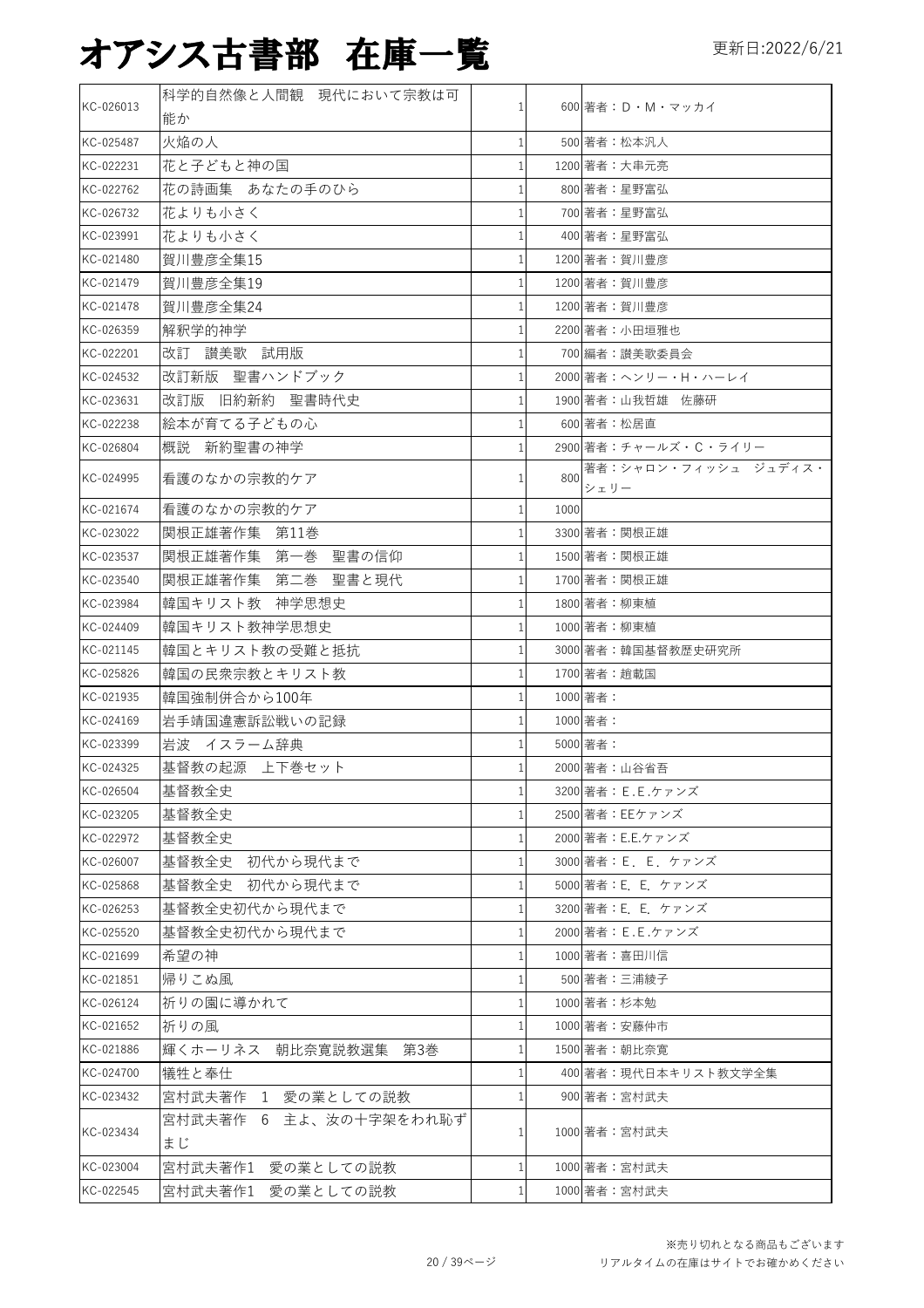# オアシス古書部 在庫一覧

更新日:2022/6/21

| | | | | |
|---|---|---|---|---|
| KC-026013 | 科学的自然像と人間観　現代において宗教は可能か | 1 | 600 | 著者：D・M・マッカイ |
| KC-025487 | 火焔の人 | 1 | 500 | 著者：松本汎人 |
| KC-022231 | 花と子どもと神の国 | 1 | 1200 | 著者：大串元亮 |
| KC-022762 | 花の詩画集　あなたの手のひら | 1 | 800 | 著者：星野富弘 |
| KC-026732 | 花よりも小さく | 1 | 700 | 著者：星野富弘 |
| KC-023991 | 花よりも小さく | 1 | 400 | 著者：星野富弘 |
| KC-021480 | 賀川豊彦全集15 | 1 | 1200 | 著者：賀川豊彦 |
| KC-021479 | 賀川豊彦全集19 | 1 | 1200 | 著者：賀川豊彦 |
| KC-021478 | 賀川豊彦全集24 | 1 | 1200 | 著者：賀川豊彦 |
| KC-026359 | 解釈学的神学 | 1 | 2200 | 著者：小田垣雅也 |
| KC-022201 | 改訂　讃美歌　試用版 | 1 | 700 | 編著：讃美歌委員会 |
| KC-024532 | 改訂新版　聖書ハンドブック | 1 | 2000 | 著者：ヘンリー・H・ハーレイ |
| KC-023631 | 改訂版　旧約新約　聖書時代史 | 1 | 1900 | 著者：山我哲雄　佐藤研 |
| KC-022238 | 絵本が育てる子どもの心 | 1 | 600 | 著者：松居直 |
| KC-026804 | 概説　新約聖書の神学 | 1 | 2900 | 著者：チャールズ・C・ライリー |
| KC-024995 | 看護のなかの宗教的ケア | 1 | 800 | 著者：シャロン・フィッシュ　ジュディス・シェリー |
| KC-021674 | 看護のなかの宗教的ケア | 1 | 1000 | |
| KC-023022 | 関根正雄著作集　第11巻 | 1 | 3300 | 著者：関根正雄 |
| KC-023537 | 関根正雄著作集　第一巻　聖書の信仰 | 1 | 1500 | 著者：関根正雄 |
| KC-023540 | 関根正雄著作集　第二巻　聖書と現代 | 1 | 1700 | 著者：関根正雄 |
| KC-023984 | 韓国キリスト教　神学思想史 | 1 | 1800 | 著者：柳東植 |
| KC-024409 | 韓国キリスト教神学思想史 | 1 | 1000 | 著者：柳東植 |
| KC-021145 | 韓国とキリスト教の受難と抵抗 | 1 | 3000 | 著者：韓国基督教歴史研究所 |
| KC-025826 | 韓国の民衆宗教とキリスト教 | 1 | 1700 | 著者：趙載国 |
| KC-021935 | 韓国強制併合から100年 | 1 | 1000 | 著者： |
| KC-024169 | 岩手靖国違憲訴訟戦いの記録 | 1 | 1000 | 著者： |
| KC-023399 | 岩波　イスラーム辞典 | 1 | 5000 | 著者： |
| KC-024325 | 基督教の起源　上下巻セット | 1 | 2000 | 著者：山谷省吾 |
| KC-026504 | 基督教全史 | 1 | 3200 | 著者：E.E.ケァンズ |
| KC-023205 | 基督教全史 | 1 | 2500 | 著者：EEケァンズ |
| KC-022972 | 基督教全史 | 1 | 2000 | 著者：E.E.ケァンズ |
| KC-026007 | 基督教全史　初代から現代まで | 1 | 3000 | 著者：E．E．ケァンズ |
| KC-025868 | 基督教全史　初代から現代まで | 1 | 5000 | 著者：E. E. ケァンズ |
| KC-026253 | 基督教全史初代から現代まで | 1 | 3200 | 著者：E. E. ケァンズ |
| KC-025520 | 基督教全史初代から現代まで | 1 | 2000 | 著者：E.E.ケァンズ |
| KC-021699 | 希望の神 | 1 | 1000 | 著者：喜田川信 |
| KC-021851 | 帰りこぬ風 | 1 | 500 | 著者：三浦綾子 |
| KC-026124 | 祈りの園に導かれて | 1 | 1000 | 著者：杉本勉 |
| KC-021652 | 祈りの風 | 1 | 1000 | 著者：安藤仲市 |
| KC-021886 | 輝くホーリネス　朝比奈寛説教選集　第3巻 | 1 | 1500 | 著者：朝比奈寛 |
| KC-024700 | 犠牲と奉仕 | 1 | 400 | 著者：現代日本キリスト教文学全集 |
| KC-023432 | 宮村武夫著作　1　愛の業としての説教 | 1 | 900 | 著者：宮村武夫 |
| KC-023434 | 宮村武夫著作　6　主よ、汝の十字架をわれ恥ずまじ | 1 | 1000 | 著者：宮村武夫 |
| KC-023004 | 宮村武夫著作1　愛の業としての説教 | 1 | 1000 | 著者：宮村武夫 |
| KC-022545 | 宮村武夫著作1　愛の業としての説教 | 1 | 1000 | 著者：宮村武夫 |

※売り切れとなる商品もございます
リアルタイムの在庫はサイトでお確かめください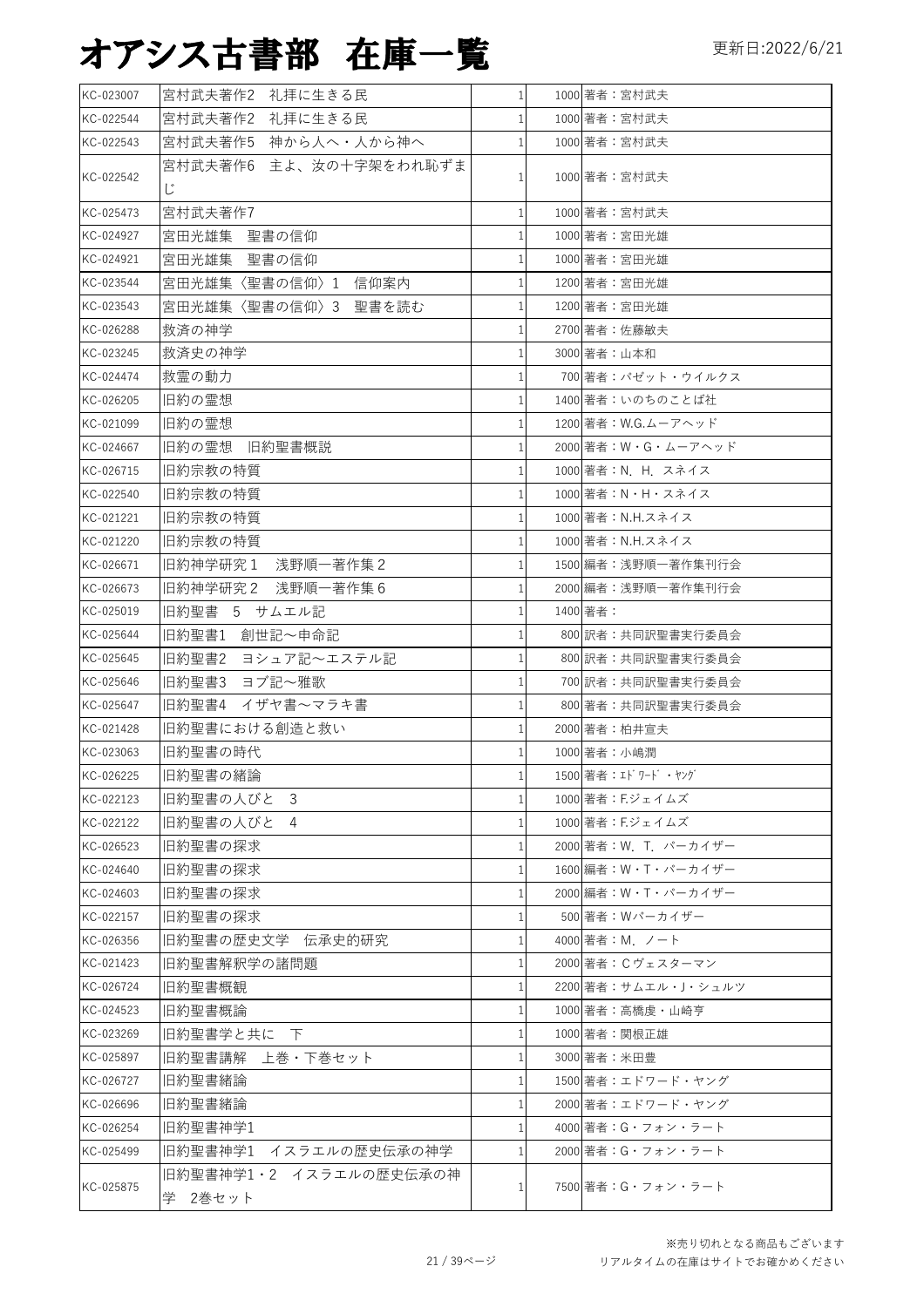# オアシス古書部 在庫一覧

更新日:2022/6/21

| | | | | |
|---|---|---|---|---|
| KC-023007 | 宮村武夫著作2 礼拝に生きる民 | 1 | 1000 | 著者：宮村武夫 |
| KC-022544 | 宮村武夫著作2 礼拝に生きる民 | 1 | 1000 | 著者：宮村武夫 |
| KC-022543 | 宮村武夫著作5 神から人へ・人から神へ | 1 | 1000 | 著者：宮村武夫 |
| KC-022542 | 宮村武夫著作6 主よ、汝の十字架をわれ恥ずまじ | 1 | 1000 | 著者：宮村武夫 |
| KC-025473 | 宮村武夫著作7 | 1 | 1000 | 著者：宮村武夫 |
| KC-024927 | 宮田光雄集 聖書の信仰 | 1 | 1000 | 著者：宮田光雄 |
| KC-024921 | 宮田光雄集 聖書の信仰 | 1 | 1000 | 著者：宮田光雄 |
| KC-023544 | 宮田光雄集〈聖書の信仰〉1 信仰案内 | 1 | 1200 | 著者：宮田光雄 |
| KC-023543 | 宮田光雄集〈聖書の信仰〉3 聖書を読む | 1 | 1200 | 著者：宮田光雄 |
| KC-026288 | 救済の神学 | 1 | 2700 | 著者：佐藤敏夫 |
| KC-023245 | 救済史の神学 | 1 | 3000 | 著者：山本和 |
| KC-024474 | 救霊の動力 | 1 | 700 | 著者：バゼット・ウイルクス |
| KC-026205 | 旧約の霊想 | 1 | 1400 | 著者：いのちのことば社 |
| KC-021099 | 旧約の霊想 | 1 | 1200 | 著者：W.G.ムーアヘッド |
| KC-024667 | 旧約の霊想 旧約聖書概説 | 1 | 2000 | 著者：W・G・ムーアヘッド |
| KC-026715 | 旧約宗教の特質 | 1 | 1000 | 著者：N．H．スネイス |
| KC-022540 | 旧約宗教の特質 | 1 | 1000 | 著者：N・H・スネイス |
| KC-021221 | 旧約宗教の特質 | 1 | 1000 | 著者：N.H.スネイス |
| KC-021220 | 旧約宗教の特質 | 1 | 1000 | 著者：N.H.スネイス |
| KC-026671 | 旧約神学研究１ 浅野順一著作集２ | 1 | 1500 | 編者：浅野順一著作集刊行会 |
| KC-026673 | 旧約神学研究２ 浅野順一著作集６ | 1 | 2000 | 編者：浅野順一著作集刊行会 |
| KC-025019 | 旧約聖書 5 サムエル記 | 1 | 1400 | 著者： |
| KC-025644 | 旧約聖書1 創世記〜申命記 | 1 | 800 | 訳者：共同訳聖書実行委員会 |
| KC-025645 | 旧約聖書2 ヨシュア記〜エステル記 | 1 | 800 | 訳者：共同訳聖書実行委員会 |
| KC-025646 | 旧約聖書3 ヨブ記〜雅歌 | 1 | 700 | 訳者：共同訳聖書実行委員会 |
| KC-025647 | 旧約聖書4 イザヤ書〜マラキ書 | 1 | 800 | 著者：共同訳聖書実行委員会 |
| KC-021428 | 旧約聖書における創造と救い | 1 | 2000 | 著者：柏井宣夫 |
| KC-023063 | 旧約聖書の時代 | 1 | 1000 | 著者：小嶋潤 |
| KC-026225 | 旧約聖書の緒論 | 1 | 1500 | 著者：ｴﾄﾞﾜｰﾄﾞ・ﾔﾝｸﾞ |
| KC-022123 | 旧約聖書の人びと 3 | 1 | 1000 | 著者：F.ジェイムズ |
| KC-022122 | 旧約聖書の人びと 4 | 1 | 1000 | 著者：F.ジェイムズ |
| KC-026523 | 旧約聖書の探求 | 1 | 2000 | 著者：W．T．パーカイザー |
| KC-024640 | 旧約聖書の探求 | 1 | 1600 | 編者：W・T・パーカイザー |
| KC-024603 | 旧約聖書の探求 | 1 | 2000 | 編者：W・T・パーカイザー |
| KC-022157 | 旧約聖書の探求 | 1 | 500 | 著者：Wパーカイザー |
| KC-026356 | 旧約聖書の歴史文学 伝承史的研究 | 1 | 4000 | 著者：M．ノート |
| KC-021423 | 旧約聖書解釈学の諸問題 | 1 | 2000 | 著者：Cヴェスターマン |
| KC-026724 | 旧約聖書概観 | 1 | 2200 | 著者：サムエル・J・シュルツ |
| KC-024523 | 旧約聖書概論 | 1 | 1000 | 著者：高橋虔・山崎亨 |
| KC-023269 | 旧約聖書学と共に 下 | 1 | 1000 | 著者：関根正雄 |
| KC-025897 | 旧約聖書講解 上巻・下巻セット | 1 | 3000 | 著者：米田豊 |
| KC-026727 | 旧約聖書緒論 | 1 | 1500 | 著者：エドワード・ヤング |
| KC-026696 | 旧約聖書緒論 | 1 | 2000 | 著者：エドワード・ヤング |
| KC-026254 | 旧約聖書神学1 | 1 | 4000 | 著者：G・フォン・ラート |
| KC-025499 | 旧約聖書神学1 イスラエルの歴史伝承の神学 | 1 | 2000 | 著者：G・フォン・ラート |
| KC-025875 | 旧約聖書神学1・2 イスラエルの歴史伝承の神学 2巻セット | 1 | 7500 | 著者：G・フォン・ラート |

※売り切れとなる商品もございます
リアルタイムの在庫はサイトでお確かめください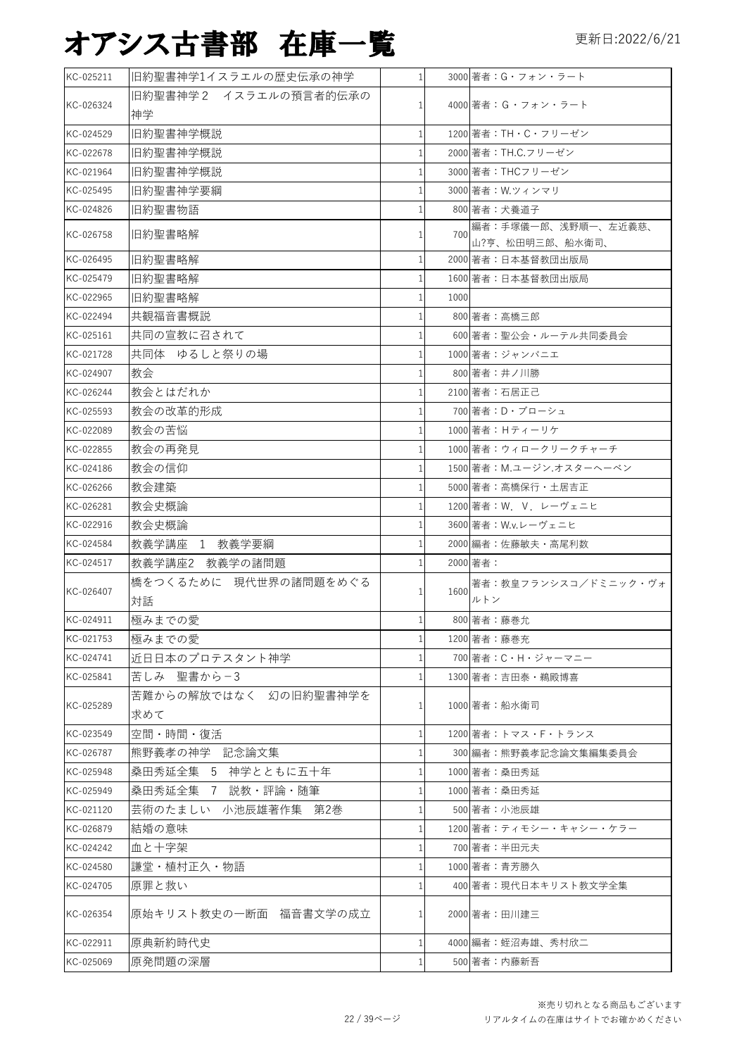# オアシス古書部　在庫一覧

更新日:2022/6/21

| | | | | |
|---|---|---|---|---|
| KC-025211 | 旧約聖書神学1イスラエルの歴史伝承の神学 | 1 | 3000 | 著者：G・フォン・ラート |
| KC-026324 | 旧約聖書神学２　イスラエルの預言者的伝承の神学 | 1 | 4000 | 著者：G・フォン・ラート |
| KC-024529 | 旧約聖書神学概説 | 1 | 1200 | 著者：TH・C・フリーゼン |
| KC-022678 | 旧約聖書神学概説 | 1 | 2000 | 著者：TH.C.フリーゼン |
| KC-021964 | 旧約聖書神学概説 | 1 | 3000 | 著者：THCフリーゼン |
| KC-025495 | 旧約聖書神学要綱 | 1 | 3000 | 著者：W.ツィンマリ |
| KC-024826 | 旧約聖書物語 | 1 | 800 | 著者：犬養道子 |
| KC-026758 | 旧約聖書略解 | 1 | 700 | 編者：手塚儀一郎、浅野順一、左近義慈、山?亨、松田明三郎、船水衛司、 |
| KC-026495 | 旧約聖書略解 | 1 | 2000 | 著者：日本基督教団出版局 |
| KC-025479 | 旧約聖書略解 | 1 | 1600 | 著者：日本基督教団出版局 |
| KC-022965 | 旧約聖書略解 | 1 | 1000 | |
| KC-022494 | 共観福音書概説 | 1 | 800 | 著者：高橋三郎 |
| KC-025161 | 共同の宣教に召されて | 1 | 600 | 著者：聖公会・ルーテル共同委員会 |
| KC-021728 | 共同体　ゆるしと祭りの場 | 1 | 1000 | 著者：ジャンバニエ |
| KC-024907 | 教会 | 1 | 800 | 著者：井ノ川勝 |
| KC-026244 | 教会とはだれか | 1 | 2100 | 著者：石居正己 |
| KC-025593 | 教会の改革的形成 | 1 | 700 | 著者：D・ブローシュ |
| KC-022089 | 教会の苦悩 | 1 | 1000 | 著者：Hティーリケ |
| KC-022855 | 教会の再発見 | 1 | 1000 | 著者：ウィロークリークチャーチ |
| KC-024186 | 教会の信仰 | 1 | 1500 | 著者：M.ユージン.オスターヘーベン |
| KC-026266 | 教会建築 | 1 | 5000 | 著者：高橋保行・土居吉正 |
| KC-026281 | 教会史概論 | 1 | 1200 | 著者：W．V．レーヴェニヒ |
| KC-022916 | 教会史概論 | 1 | 3600 | 著者：W.v.レーヴェニヒ |
| KC-024584 | 教義学講座　1　教義学要綱 | 1 | 2000 | 編者：佐藤敏夫・高尾利数 |
| KC-024517 | 教義学講座2　教義学の諸問題 | 1 | 2000 | 著者： |
| KC-026407 | 橋をつくるために　現代世界の諸問題をめぐる対話 | 1 | 1600 | 著者：教皇フランシスコ／ドミニック・ヴォルトン |
| KC-024911 | 極みまでの愛 | 1 | 800 | 著者：藤巻允 |
| KC-021753 | 極みまでの愛 | 1 | 1200 | 著者：藤巻充 |
| KC-024741 | 近日日本のプロテスタント神学 | 1 | 700 | 著者：C・H・ジャーマニー |
| KC-025841 | 苦しみ　聖書から－3 | 1 | 1300 | 著者：吉田泰・鵜殿博喜 |
| KC-025289 | 苦難からの解放ではなく　幻の旧約聖書神学を求めて | 1 | 1000 | 著者：船水衛司 |
| KC-023549 | 空間・時間・復活 | 1 | 1200 | 著者：トマス・F・トランス |
| KC-026787 | 熊野義孝の神学　記念論文集 | 1 | 300 | 編者：熊野義孝記念論文集編集委員会 |
| KC-025948 | 桑田秀延全集　5　神学とともに五十年 | 1 | 1000 | 著者：桑田秀延 |
| KC-025949 | 桑田秀延全集　7　説教・評論・随筆 | 1 | 1000 | 著者：桑田秀延 |
| KC-021120 | 芸術のたましい　小池辰雄著作集　第2巻 | 1 | 500 | 著者：小池辰雄 |
| KC-026879 | 結婚の意味 | 1 | 1200 | 著者：ティモシー・キャシー・ケラー |
| KC-024242 | 血と十字架 | 1 | 700 | 著者：半田元夫 |
| KC-024580 | 謙堂・植村正久・物語 | 1 | 1000 | 著者：青芳勝久 |
| KC-024705 | 原罪と救い | 1 | 400 | 著者：現代日本キリスト教文学全集 |
| KC-026354 | 原始キリスト教史の一断面　福音書文学の成立 | 1 | 2000 | 著者：田川建三 |
| KC-022911 | 原典新約時代史 | 1 | 4000 | 編者：蛭沼寿雄、秀村欣二 |
| KC-025069 | 原発問題の深層 | 1 | 500 | 著者：内藤新吾 |

※売り切れとなる商品もございます
リアルタイムの在庫はサイトでお確かめください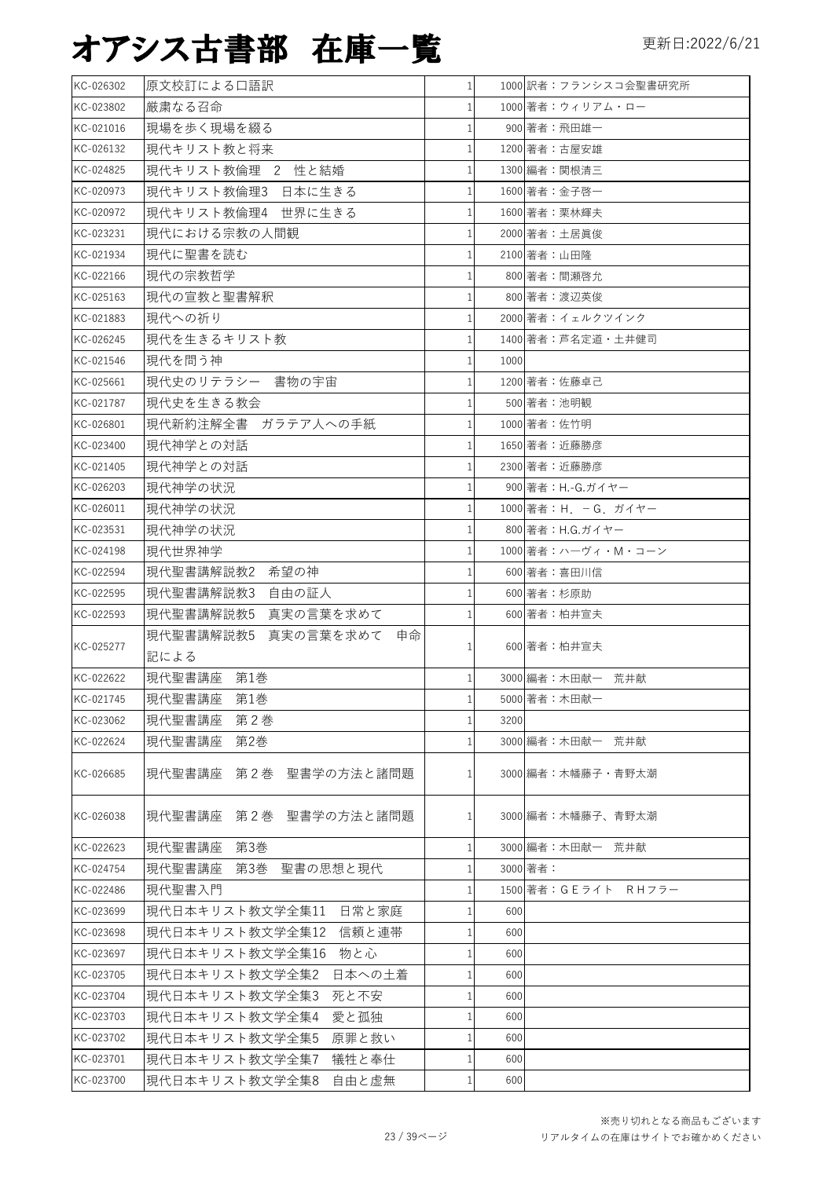# オアシス古書部　在庫一覧

更新日:2022/6/21

| | | | | |
|---|---|---|---|---|
| KC-026302 | 原文校訂による口語訳 | 1 | 1000 | 訳者：フランシスコ会聖書研究所 |
| KC-023802 | 厳粛なる召命 | 1 | 1000 | 著者：ウィリアム・ロー |
| KC-021016 | 現場を歩く現場を綴る | 1 | 900 | 著者：飛田雄一 |
| KC-026132 | 現代キリスト教と将来 | 1 | 1200 | 著者：古屋安雄 |
| KC-024825 | 現代キリスト教倫理　2　性と結婚 | 1 | 1300 | 編者：関根清三 |
| KC-020973 | 現代キリスト教倫理3　日本に生きる | 1 | 1600 | 著者：金子啓一 |
| KC-020972 | 現代キリスト教倫理4　世界に生きる | 1 | 1600 | 著者：栗林輝夫 |
| KC-023231 | 現代における宗教の人間観 | 1 | 2000 | 著者：土居眞俊 |
| KC-021934 | 現代に聖書を読む | 1 | 2100 | 著者：山田隆 |
| KC-022166 | 現代の宗教哲学 | 1 | 800 | 著者：間瀬啓允 |
| KC-025163 | 現代の宣教と聖書解釈 | 1 | 800 | 著者：渡辺英俊 |
| KC-021883 | 現代への祈り | 1 | 2000 | 著者：イェルクツインク |
| KC-026245 | 現代を生きるキリスト教 | 1 | 1400 | 著者：芦名定道・土井健司 |
| KC-021546 | 現代を問う神 | 1 | 1000 | |
| KC-025661 | 現代史のリテラシー　書物の宇宙 | 1 | 1200 | 著者：佐藤卓己 |
| KC-021787 | 現代史を生きる教会 | 1 | 500 | 著者：池明観 |
| KC-026801 | 現代新約注解全書　ガラテア人への手紙 | 1 | 1000 | 著者：佐竹明 |
| KC-023400 | 現代神学との対話 | 1 | 1650 | 著者：近藤勝彦 |
| KC-021405 | 現代神学との対話 | 1 | 2300 | 著者：近藤勝彦 |
| KC-026203 | 現代神学の状況 | 1 | 900 | 著者：H.-G.ガイヤー |
| KC-026011 | 現代神学の状況 | 1 | 1000 | 著者：H．－G．ガイヤー |
| KC-023531 | 現代神学の状況 | 1 | 800 | 著者：H.G.ガイヤー |
| KC-024198 | 現代世界神学 | 1 | 1000 | 著者：ハーヴィ・M・コーン |
| KC-022594 | 現代聖書講解説教2　希望の神 | 1 | 600 | 著者：喜田川信 |
| KC-022595 | 現代聖書講解説教3　自由の証人 | 1 | 600 | 著者：杉原助 |
| KC-022593 | 現代聖書講解説教5　真実の言葉を求めて | 1 | 600 | 著者：柏井宣夫 |
| KC-025277 | 現代聖書講解説教5　真実の言葉を求めて　申命記による | 1 | 600 | 著者：柏井宣夫 |
| KC-022622 | 現代聖書講座　第1巻 | 1 | 3000 | 編者：木田献一　荒井献 |
| KC-021745 | 現代聖書講座　第1巻 | 1 | 5000 | 著者：木田献一 |
| KC-023062 | 現代聖書講座　第２巻 | 1 | 3200 | |
| KC-022624 | 現代聖書講座　第2巻 | 1 | 3000 | 編者：木田献一　荒井献 |
| KC-026685 | 現代聖書講座　第２巻　聖書学の方法と諸問題 | 1 | 3000 | 編者：木幡藤子・青野太潮 |
| KC-026038 | 現代聖書講座　第２巻　聖書学の方法と諸問題 | 1 | 3000 | 編者：木幡藤子、青野太潮 |
| KC-022623 | 現代聖書講座　第3巻 | 1 | 3000 | 編者：木田献一　荒井献 |
| KC-024754 | 現代聖書講座　第3巻　聖書の思想と現代 | 1 | 3000 | 著者： |
| KC-022486 | 現代聖書入門 | 1 | 1500 | 著者：ＧＥライト　ＲＨフラー |
| KC-023699 | 現代日本キリスト教文学全集11　日常と家庭 | 1 | 600 | |
| KC-023698 | 現代日本キリスト教文学全集12　信頼と連帯 | 1 | 600 | |
| KC-023697 | 現代日本キリスト教文学全集16　物と心 | 1 | 600 | |
| KC-023705 | 現代日本キリスト教文学全集2　日本への土着 | 1 | 600 | |
| KC-023704 | 現代日本キリスト教文学全集3　死と不安 | 1 | 600 | |
| KC-023703 | 現代日本キリスト教文学全集4　愛と孤独 | 1 | 600 | |
| KC-023702 | 現代日本キリスト教文学全集5　原罪と救い | 1 | 600 | |
| KC-023701 | 現代日本キリスト教文学全集7　犠牲と奉仕 | 1 | 600 | |
| KC-023700 | 現代日本キリスト教文学全集8　自由と虚無 | 1 | 600 | |

※売り切れとなる商品もございます
リアルタイムの在庫はサイトでお確かめください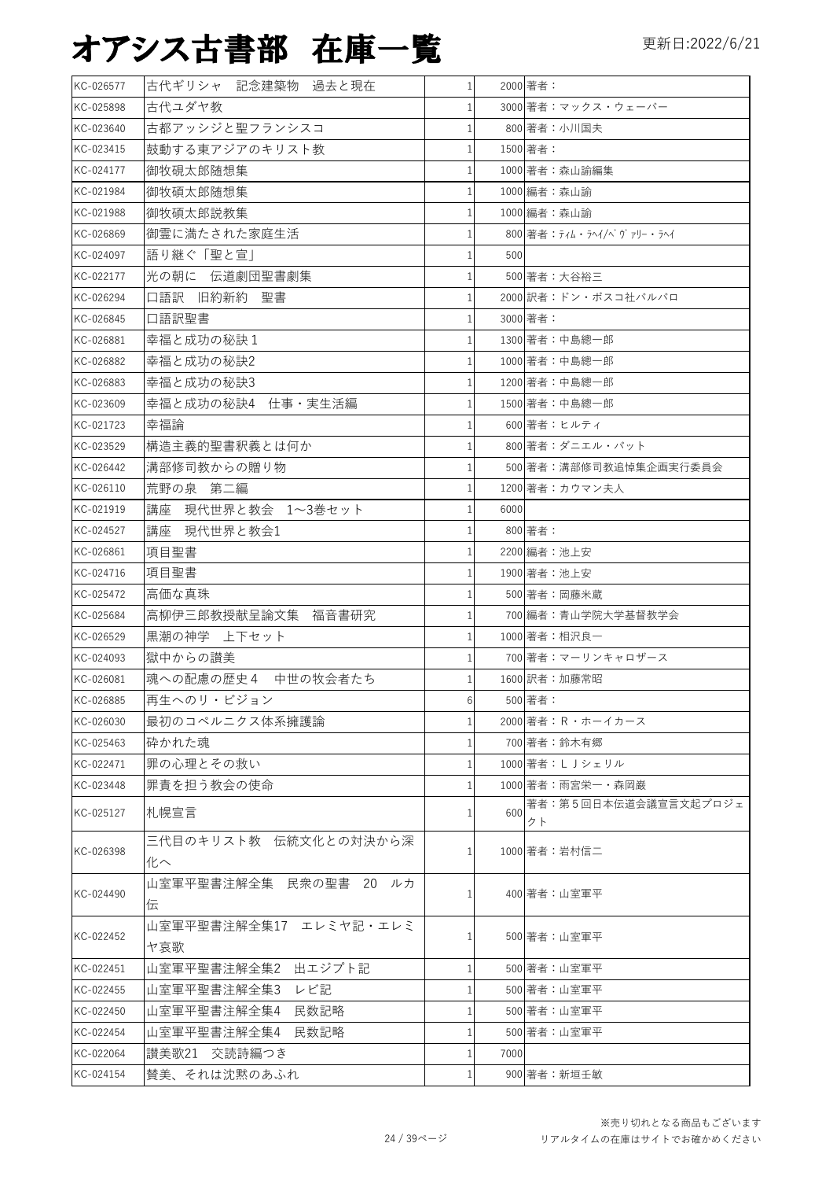# オアシス古書部　在庫一覧

更新日:2022/6/21

| | | | | |
|---|---|---|---|---|
| KC-026577 | 古代ギリシャ　記念建築物　過去と現在 | 1 | 2000 | 著者： |
| KC-025898 | 古代ユダヤ教 | 1 | 3000 | 著者：マックス・ウェーバー |
| KC-023640 | 古都アッシジと聖フランシスコ | 1 | 800 | 著者：小川国夫 |
| KC-023415 | 鼓動する東アジアのキリスト教 | 1 | 1500 | 著者： |
| KC-024177 | 御牧硯太郎随想集 | 1 | 1000 | 著者：森山諭編集 |
| KC-021984 | 御牧碩太郎随想集 | 1 | 1000 | 編者：森山諭 |
| KC-021988 | 御牧碩太郎説教集 | 1 | 1000 | 編者：森山諭 |
| KC-026869 | 御霊に満たされた家庭生活 | 1 | 800 | 著者：ﾃｨﾑ・ﾗﾍｲ/ﾍﾞｳﾞｧﾘｰ・ﾗﾍｲ |
| KC-024097 | 語り継ぐ「聖と宣」 | 1 | 500 | |
| KC-022177 | 光の朝に　伝道劇団聖書劇集 | 1 | 500 | 著者：大谷裕三 |
| KC-026294 | 口語訳　旧約新約　聖書 | 1 | 2000 | 訳者：ドン・ボスコ社バルバロ |
| KC-026845 | 口語訳聖書 | 1 | 3000 | 著者： |
| KC-026881 | 幸福と成功の秘訣１ | 1 | 1300 | 著者：中島總一郎 |
| KC-026882 | 幸福と成功の秘訣2 | 1 | 1000 | 著者：中島總一郎 |
| KC-026883 | 幸福と成功の秘訣3 | 1 | 1200 | 著者：中島總一郎 |
| KC-023609 | 幸福と成功の秘訣4　仕事・実生活編 | 1 | 1500 | 著者：中島總一郎 |
| KC-021723 | 幸福論 | 1 | 600 | 著者：ヒルティ |
| KC-023529 | 構造主義的聖書釈義とは何か | 1 | 800 | 著者：ダニエル・パット |
| KC-026442 | 溝部修司教からの贈り物 | 1 | 500 | 著者：溝部修司教追悼集企画実行委員会 |
| KC-026110 | 荒野の泉　第二編 | 1 | 1200 | 著者：カウマン夫人 |
| KC-021919 | 講座　現代世界と教会　1～3巻セット | 1 | 6000 | |
| KC-024527 | 講座　現代世界と教会1 | 1 | 800 | 著者： |
| KC-026861 | 項目聖書 | 1 | 2200 | 編者：池上安 |
| KC-024716 | 項目聖書 | 1 | 1900 | 著者：池上安 |
| KC-025472 | 高価な真珠 | 1 | 500 | 著者：岡藤米蔵 |
| KC-025684 | 高柳伊三郎教授献呈論文集　福音書研究 | 1 | 700 | 編者：青山学院大学基督教学会 |
| KC-026529 | 黒潮の神学　上下セット | 1 | 1000 | 著者：相沢良一 |
| KC-024093 | 獄中からの讃美 | 1 | 700 | 著者：マーリンキャロザース |
| KC-026081 | 魂への配慮の歴史４　中世の牧会者たち | 1 | 1600 | 訳者：加藤常昭 |
| KC-026885 | 再生へのリ・ビジョン | 6 | 500 | 著者： |
| KC-026030 | 最初のコペルニクス体系擁護論 | 1 | 2000 | 著者：R・ホーイカース |
| KC-025463 | 砕かれた魂 | 1 | 700 | 著者：鈴木有郷 |
| KC-022471 | 罪の心理とその救い | 1 | 1000 | 著者：ＬＪシェリル |
| KC-023448 | 罪責を担う教会の使命 | 1 | 1000 | 著者：雨宮栄一・森岡巌 |
| KC-025127 | 札幌宣言 | 1 | 600 | 著者：第５回日本伝道会議宣言文起プロジェクト |
| KC-026398 | 三代目のキリスト教　伝統文化との対決から深化へ | 1 | 1000 | 著者：岩村信二 |
| KC-024490 | 山室軍平聖書注解全集　民衆の聖書　20　ルカ伝 | 1 | 400 | 著者：山室軍平 |
| KC-022452 | 山室軍平聖書注解全集17　エレミヤ記・エレミヤ哀歌 | 1 | 500 | 著者：山室軍平 |
| KC-022451 | 山室軍平聖書注解全集2　出エジプト記 | 1 | 500 | 著者：山室軍平 |
| KC-022455 | 山室軍平聖書注解全集3　レビ記 | 1 | 500 | 著者：山室軍平 |
| KC-022450 | 山室軍平聖書注解全集4　民数記略 | 1 | 500 | 著者：山室軍平 |
| KC-022454 | 山室軍平聖書注解全集4　民数記略 | 1 | 500 | 著者：山室軍平 |
| KC-022064 | 讃美歌21　交読詩編つき | 1 | 7000 | |
| KC-024154 | 賛美、それは沈黙のあふれ | 1 | 900 | 著者：新垣壬敏 |

※売り切れとなる商品もございます
リアルタイムの在庫はサイトでお確かめください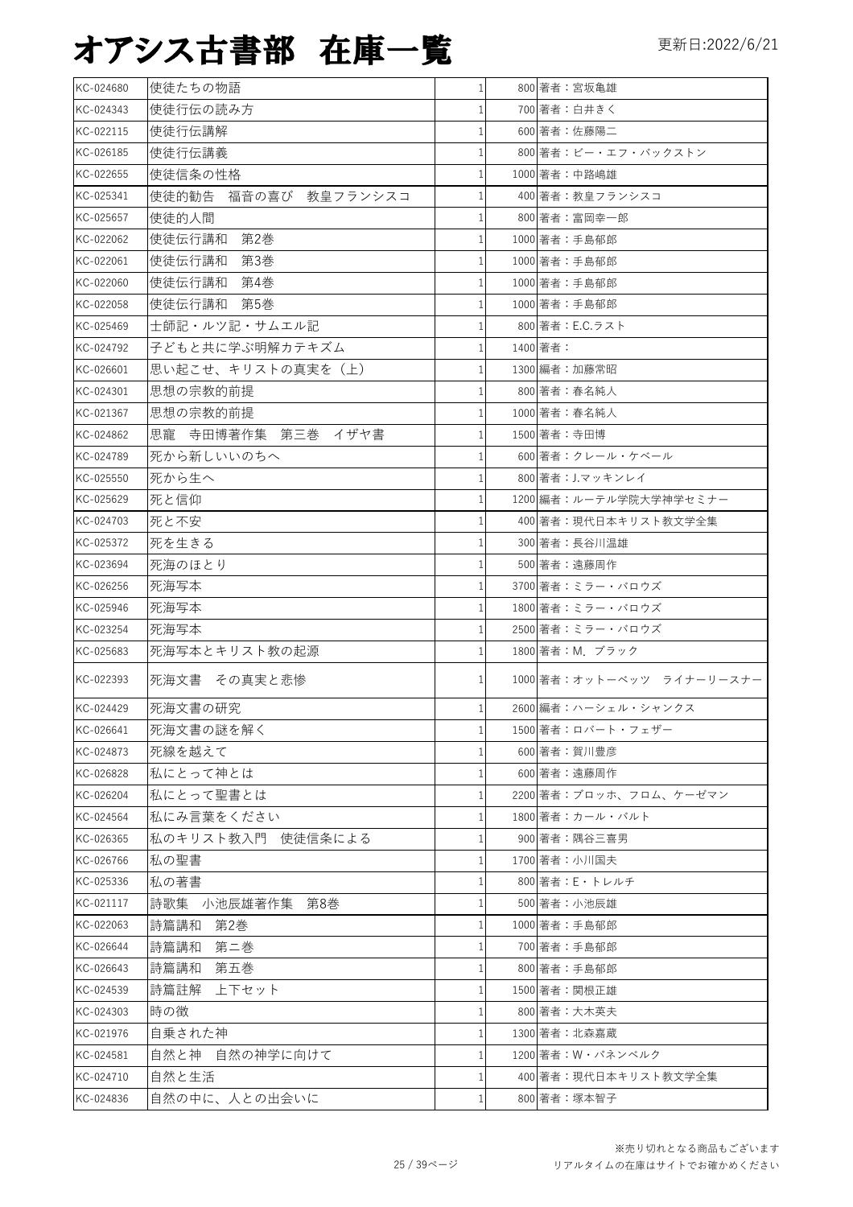# オアシス古書部 在庫一覧

更新日:2022/6/21

| | | | | |
|---|---|---|---|---|
| KC-024680 | 使徒たちの物語 | 1 | 800 | 著者：宮坂亀雄 |
| KC-024343 | 使徒行伝の読み方 | 1 | 700 | 著者：白井きく |
| KC-022115 | 使徒行伝講解 | 1 | 600 | 著者：佐藤陽二 |
| KC-026185 | 使徒行伝講義 | 1 | 800 | 著者：ビー・エフ・バックストン |
| KC-022655 | 使徒信条の性格 | 1 | 1000 | 著者：中路嶋雄 |
| KC-025341 | 使徒的勧告　福音の喜び　教皇フランシスコ | 1 | 400 | 著者：教皇フランシスコ |
| KC-025657 | 使徒的人間 | 1 | 800 | 著者：富岡幸一郎 |
| KC-022062 | 使徒伝行講和　第2巻 | 1 | 1000 | 著者：手島郁郎 |
| KC-022061 | 使徒伝行講和　第3巻 | 1 | 1000 | 著者：手島郁郎 |
| KC-022060 | 使徒伝行講和　第4巻 | 1 | 1000 | 著者：手島郁郎 |
| KC-022058 | 使徒伝行講和　第5巻 | 1 | 1000 | 著者：手島郁郎 |
| KC-025469 | 士師記・ルツ記・サムエル記 | 1 | 800 | 著者：E.C.ラスト |
| KC-024792 | 子どもと共に学ぶ明解カテキズム | 1 | 1400 | 著者： |
| KC-026601 | 思い起こせ、キリストの真実を（上） | 1 | 1300 | 編著：加藤常昭 |
| KC-024301 | 思想の宗教的前提 | 1 | 800 | 著者：春名純人 |
| KC-021367 | 思想の宗教的前提 | 1 | 1000 | 著者：春名純人 |
| KC-024862 | 思寵　寺田博著作集　第三巻　イザヤ書 | 1 | 1500 | 著者：寺田博 |
| KC-024789 | 死から新しいいのちへ | 1 | 600 | 著者：クレール・ケペール |
| KC-025550 | 死から生へ | 1 | 800 | 著者：J.マッキンレイ |
| KC-025629 | 死と信仰 | 1 | 1200 | 編著：ルーテル学院大学神学セミナー |
| KC-024703 | 死と不安 | 1 | 400 | 著者：現代日本キリスト教文学全集 |
| KC-025372 | 死を生きる | 1 | 300 | 著者：長谷川温雄 |
| KC-023694 | 死海のほとり | 1 | 500 | 著者：遠藤周作 |
| KC-026256 | 死海写本 | 1 | 3700 | 著者：ミラー・バロウズ |
| KC-025946 | 死海写本 | 1 | 1800 | 著者：ミラー・バロウズ |
| KC-023254 | 死海写本 | 1 | 2500 | 著者：ミラー・バロウズ |
| KC-025683 | 死海写本とキリスト教の起源 | 1 | 1800 | 著者：M. ブラック |
| KC-022393 | 死海文書　その真実と悲惨 | 1 | 1000 | 著者：オットーベッツ　ライナーリースナー |
| KC-024429 | 死海文書の研究 | 1 | 2600 | 編著：ハーシェル・シャンクス |
| KC-026641 | 死海文書の謎を解く | 1 | 1500 | 著者：ロバート・フェザー |
| KC-024873 | 死線を越えて | 1 | 600 | 著者：賀川豊彦 |
| KC-026828 | 私にとって神とは | 1 | 600 | 著者：遠藤周作 |
| KC-026204 | 私にとって聖書とは | 1 | 2200 | 著者：ブロッホ、フロム、ケーゼマン |
| KC-024564 | 私にみ言葉をください | 1 | 1800 | 著者：カール・バルト |
| KC-026365 | 私のキリスト教入門　使徒信条による | 1 | 900 | 著者：隅谷三喜男 |
| KC-026766 | 私の聖書 | 1 | 1700 | 著者：小川国夫 |
| KC-025336 | 私の著書 | 1 | 800 | 著者：E・トレルチ |
| KC-021117 | 詩歌集　小池辰雄著作集　第8巻 | 1 | 500 | 著者：小池辰雄 |
| KC-022063 | 詩篇講和　第2巻 | 1 | 1000 | 著者：手島郁郎 |
| KC-026644 | 詩篇講和　第二巻 | 1 | 700 | 著者：手島郁郎 |
| KC-026643 | 詩篇講和　第五巻 | 1 | 800 | 著者：手島郁郎 |
| KC-024539 | 詩篇註解　上下セット | 1 | 1500 | 著者：関根正雄 |
| KC-024303 | 時の徴 | 1 | 800 | 著者：大木英夫 |
| KC-021976 | 自乗された神 | 1 | 1300 | 著者：北森嘉蔵 |
| KC-024581 | 自然と神　自然の神学に向けて | 1 | 1200 | 著者：W・パネンベルク |
| KC-024710 | 自然と生活 | 1 | 400 | 著者：現代日本キリスト教文学全集 |
| KC-024836 | 自然の中に、人との出会いに | 1 | 800 | 著者：塚本智子 |

※売り切れとなる商品もございます
リアルタイムの在庫はサイトでお確かめください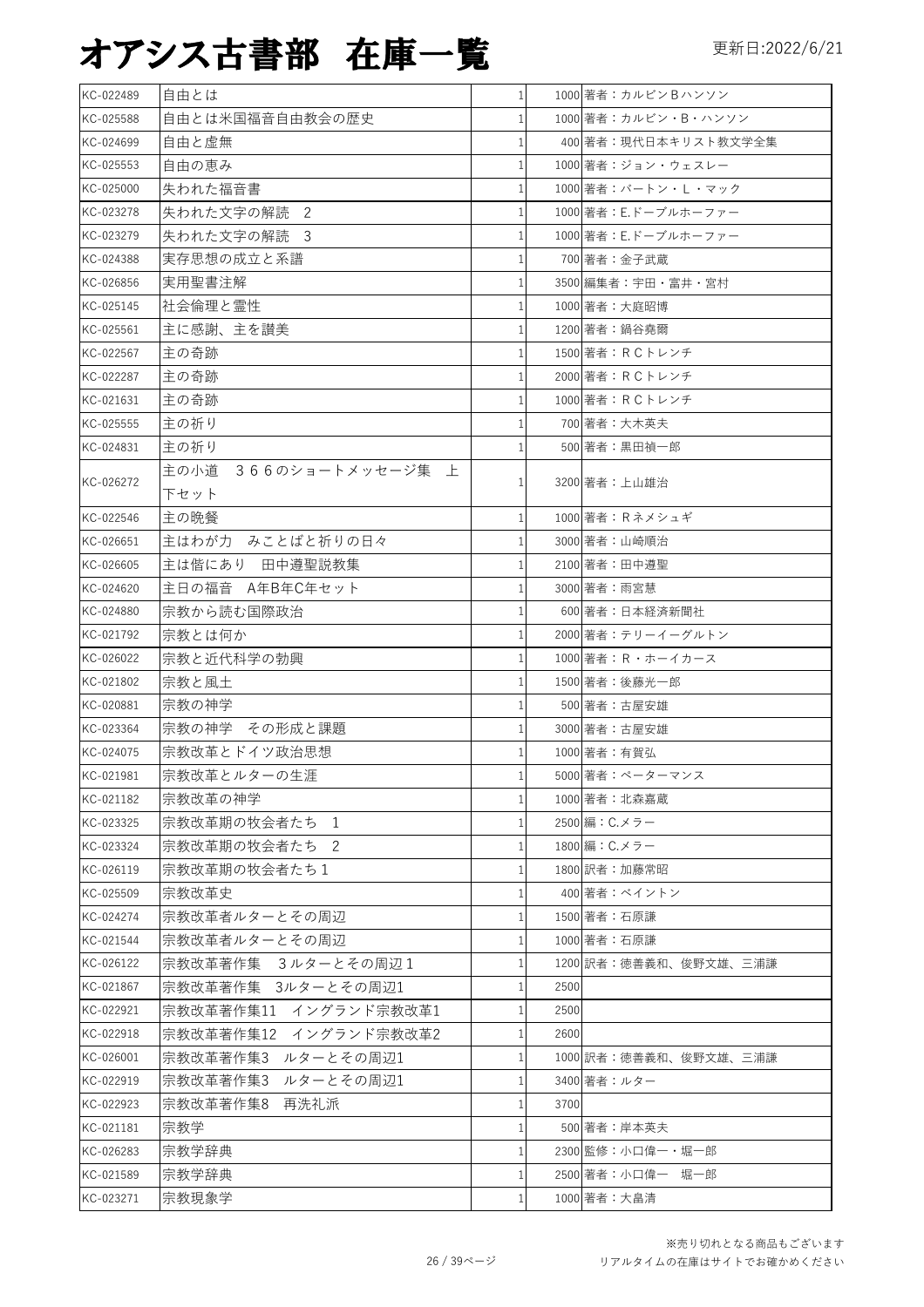# オアシス古書部　在庫一覧

更新日:2022/6/21

| | | | | |
|---|---|---|---|---|
| KC-022489 | 自由とは | 1 | 1000 | 著者：カルビンＢハンソン |
| KC-025588 | 自由とは米国福音自由教会の歴史 | 1 | 1000 | 著者：カルビン・Ｂ・ハンソン |
| KC-024699 | 自由と虚無 | 1 | 400 | 著者：現代日本キリスト教文学全集 |
| KC-025553 | 自由の恵み | 1 | 1000 | 著者：ジョン・ウェスレー |
| KC-025000 | 失われた福音書 | 1 | 1000 | 著者：バートン・Ｌ・マック |
| KC-023278 | 失われた文字の解読　2 | 1 | 1000 | 著者：E.ドーブルホーファー |
| KC-023279 | 失われた文字の解読　3 | 1 | 1000 | 著者：E.ドーブルホーファー |
| KC-024388 | 実存思想の成立と系譜 | 1 | 700 | 著者：金子武蔵 |
| KC-026856 | 実用聖書注解 | 1 | 3500 | 編集者：宇田・富井・宮村 |
| KC-025145 | 社会倫理と霊性 | 1 | 1000 | 著者：大庭昭博 |
| KC-025561 | 主に感謝、主を讃美 | 1 | 1200 | 著者：鍋谷堯爾 |
| KC-022567 | 主の奇跡 | 1 | 1500 | 著者：ＲＣトレンチ |
| KC-022287 | 主の奇跡 | 1 | 2000 | 著者：ＲＣトレンチ |
| KC-021631 | 主の奇跡 | 1 | 1000 | 著者：ＲＣトレンチ |
| KC-025555 | 主の祈り | 1 | 700 | 著者：大木英夫 |
| KC-024831 | 主の祈り | 1 | 500 | 著者：黒田禎一郎 |
| KC-026272 | 主の小道　３６６のショートメッセージ集　上下セット | 1 | 3200 | 著者：上山雄治 |
| KC-022546 | 主の晩餐 | 1 | 1000 | 著者：Ｒネメシュギ |
| KC-026651 | 主はわが力　みことばと祈りの日々 | 1 | 3000 | 著者：山崎順治 |
| KC-026605 | 主は偕にあり　田中遵聖説教集 | 1 | 2100 | 著者：田中遵聖 |
| KC-024620 | 主日の福音　A年B年C年セット | 1 | 3000 | 著者：雨宮慧 |
| KC-024880 | 宗教から読む国際政治 | 1 | 600 | 著者：日本経済新聞社 |
| KC-021792 | 宗教とは何か | 1 | 2000 | 著者：テリーイーグルトン |
| KC-026022 | 宗教と近代科学の勃興 | 1 | 1000 | 著者：Ｒ・ホーイカース |
| KC-021802 | 宗教と風土 | 1 | 1500 | 著者：後藤光一郎 |
| KC-020881 | 宗教の神学 | 1 | 500 | 著者：古屋安雄 |
| KC-023364 | 宗教の神学　その形成と課題 | 1 | 3000 | 著者：古屋安雄 |
| KC-024075 | 宗教改革とドイツ政治思想 | 1 | 1000 | 著者：有賀弘 |
| KC-021981 | 宗教改革とルターの生涯 | 1 | 5000 | 著者：ベーターマンス |
| KC-021182 | 宗教改革の神学 | 1 | 1000 | 著者：北森嘉蔵 |
| KC-023325 | 宗教改革期の牧会者たち　1 | 1 | 2500 | 編：C.メラー |
| KC-023324 | 宗教改革期の牧会者たち　2 | 1 | 1800 | 編：C.メラー |
| KC-026119 | 宗教改革期の牧会者たち１ | 1 | 1800 | 訳者：加藤常昭 |
| KC-025509 | 宗教改革史 | 1 | 400 | 著者：ベイントン |
| KC-024274 | 宗教改革者ルターとその周辺 | 1 | 1500 | 著者：石原謙 |
| KC-021544 | 宗教改革者ルターとその周辺 | 1 | 1000 | 著者：石原謙 |
| KC-026122 | 宗教改革著作集　3ルターとその周辺１ | 1 | 1200 | 訳者：徳善義和、俊野文雄、三浦謙 |
| KC-021867 | 宗教改革著作集　3ルターとその周辺1 | 1 | 2500 | |
| KC-022921 | 宗教改革著作集11　イングランド宗教改革1 | 1 | 2500 | |
| KC-022918 | 宗教改革著作集12　イングランド宗教改革2 | 1 | 2600 | |
| KC-026001 | 宗教改革著作集3　ルターとその周辺1 | 1 | 1000 | 訳者：徳善義和、俊野文雄、三浦謙 |
| KC-022919 | 宗教改革著作集3　ルターとその周辺1 | 1 | 3400 | 著者：ルター |
| KC-022923 | 宗教改革著作集8　再洗礼派 | 1 | 3700 | |
| KC-021181 | 宗教学 | 1 | 500 | 著者：岸本英夫 |
| KC-026283 | 宗教学辞典 | 1 | 2300 | 監修：小口偉一・堀一郎 |
| KC-021589 | 宗教学辞典 | 1 | 2500 | 著者：小口偉一　堀一郎 |
| KC-023271 | 宗教現象学 | 1 | 1000 | 著者：大畠清 |

※売り切れとなる商品もございます
リアルタイムの在庫はサイトでお確かめください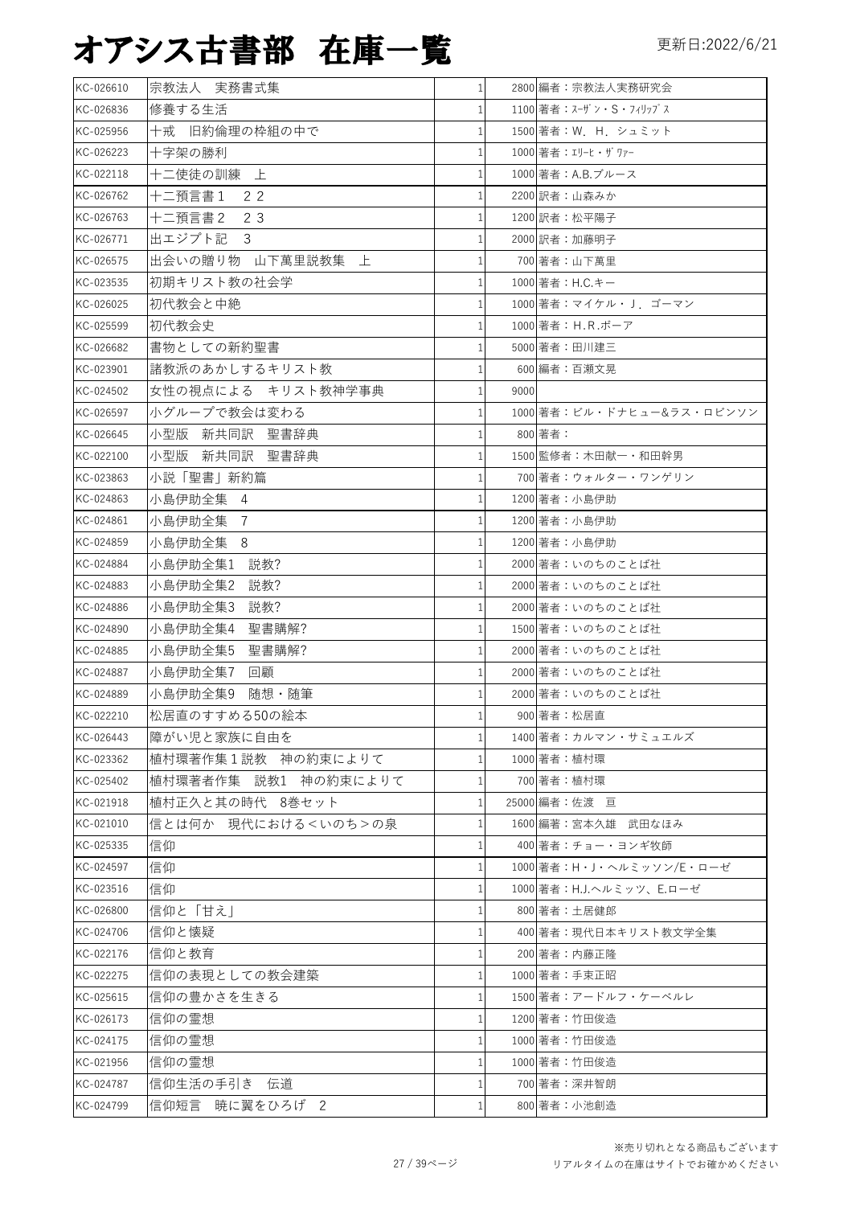# オアシス古書部 在庫一覧

更新日:2022/6/21

| | | | | |
|---|---|---|---|---|
| KC-026610 | 宗教法人 実務書式集 | 1 | 2800 | 編者：宗教法人実務研究会 |
| KC-026836 | 修養する生活 | 1 | 1100 | 著者：ｽｰｻﾞﾝ・S・ﾌｨﾘｯﾌﾟｽ |
| KC-025956 | 十戒 旧約倫理の枠組の中で | 1 | 1500 | 著者：W．H．シュミット |
| KC-026223 | 十字架の勝利 | 1 | 1000 | 著者：ｴﾘｰﾋ・ｻﾞｳｧｰ |
| KC-022118 | 十二使徒の訓練 上 | 1 | 1000 | 著者：A.B.ブルース |
| KC-026762 | 十二預言書１ ２２ | 1 | 2200 | 訳者：山森みか |
| KC-026763 | 十二預言書２ ２３ | 1 | 1200 | 訳者：松平陽子 |
| KC-026771 | 出エジプト記 3 | 1 | 2000 | 訳者：加藤明子 |
| KC-026575 | 出会いの贈り物 山下萬里説教集 上 | 1 | 700 | 著者：山下萬里 |
| KC-023535 | 初期キリスト教の社会学 | 1 | 1000 | 著者：H.C.キー |
| KC-026025 | 初代教会と中絶 | 1 | 1000 | 著者：マイケル・J．ゴーマン |
| KC-025599 | 初代教会史 | 1 | 1000 | 著者：H.R.ボーア |
| KC-026682 | 書物としての新約聖書 | 1 | 5000 | 著者：田川建三 |
| KC-023901 | 諸教派のあかしするキリスト教 | 1 | 600 | 編者：百瀬文晃 |
| KC-024502 | 女性の視点による キリスト教神学事典 | 1 | 9000 | |
| KC-026597 | 小グループで教会は変わる | 1 | 1000 | 著者：ビル・ドナヒュー&ラス・ロビンソン |
| KC-026645 | 小型版 新共同訳 聖書辞典 | 1 | 800 | 著者： |
| KC-022100 | 小型版 新共同訳 聖書辞典 | 1 | 1500 | 監修者：木田献一・和田幹男 |
| KC-023863 | 小説「聖書」新約篇 | 1 | 700 | 著者：ウォルター・ワンゲリン |
| KC-024863 | 小島伊助全集 4 | 1 | 1200 | 著者：小島伊助 |
| KC-024861 | 小島伊助全集 7 | 1 | 1200 | 著者：小島伊助 |
| KC-024859 | 小島伊助全集 8 | 1 | 1200 | 著者：小島伊助 |
| KC-024884 | 小島伊助全集1 説教? | 1 | 2000 | 著者：いのちのことば社 |
| KC-024883 | 小島伊助全集2 説教? | 1 | 2000 | 著者：いのちのことば社 |
| KC-024886 | 小島伊助全集3 説教? | 1 | 2000 | 著者：いのちのことば社 |
| KC-024890 | 小島伊助全集4 聖書購解? | 1 | 1500 | 著者：いのちのことば社 |
| KC-024885 | 小島伊助全集5 聖書購解? | 1 | 2000 | 著者：いのちのことば社 |
| KC-024887 | 小島伊助全集7 回顧 | 1 | 2000 | 著者：いのちのことば社 |
| KC-024889 | 小島伊助全集9 随想・随筆 | 1 | 2000 | 著者：いのちのことば社 |
| KC-022210 | 松居直のすすめる50の絵本 | 1 | 900 | 著者：松居直 |
| KC-026443 | 障がい児と家族に自由を | 1 | 1400 | 著者：カルマン・サミュエルズ |
| KC-023362 | 植村環著作集１説教 神の約束によりて | 1 | 1000 | 著者：植村環 |
| KC-025402 | 植村環著者作集 説教1 神の約束によりて | 1 | 700 | 著者：植村環 |
| KC-021918 | 植村正久と其の時代 8巻セット | 1 | 25000 | 編著：佐渡 亘 |
| KC-021010 | 信とは何か 現代における<いのち>の泉 | 1 | 1600 | 編著：宮本久雄 武田なほみ |
| KC-025335 | 信仰 | 1 | 400 | 著者：チョー・ヨンギ牧師 |
| KC-024597 | 信仰 | 1 | 1000 | 著者：H・J・ヘルミッソン/E・ローゼ |
| KC-023516 | 信仰 | 1 | 1000 | 著者：H.J.ヘルミッツ、E.ローゼ |
| KC-026800 | 信仰と「甘え」 | 1 | 800 | 著者：土居健郎 |
| KC-024706 | 信仰と懐疑 | 1 | 400 | 著者：現代日本キリスト教文学全集 |
| KC-022176 | 信仰と教育 | 1 | 200 | 著者：内藤正隆 |
| KC-022275 | 信仰の表現としての教会建築 | 1 | 1000 | 著者：手束正昭 |
| KC-025615 | 信仰の豊かさを生きる | 1 | 1500 | 著者：アードルフ・ケーベルレ |
| KC-026173 | 信仰の霊想 | 1 | 1200 | 著者：竹田俊造 |
| KC-024175 | 信仰の霊想 | 1 | 1000 | 著者：竹田俊造 |
| KC-021956 | 信仰の霊想 | 1 | 1000 | 著者：竹田俊造 |
| KC-024787 | 信仰生活の手引き 伝道 | 1 | 700 | 著者：深井智朗 |
| KC-024799 | 信仰短言 暁に翼をひろげ 2 | 1 | 800 | 著者：小池創造 |

※売り切れとなる商品もございます
リアルタイムの在庫はサイトでお確かめください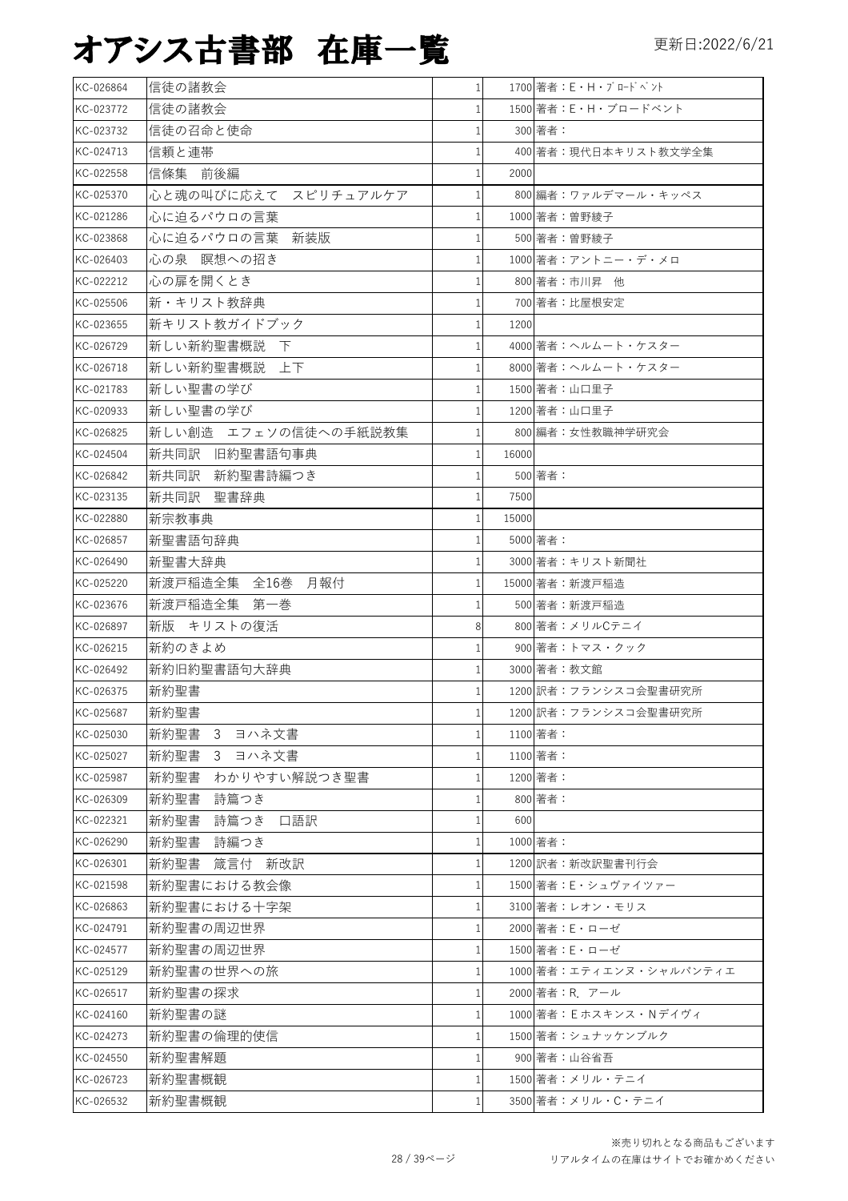# オアシス古書部　在庫一覧

更新日:2022/6/21

| | | | | |
|---|---|---|---|---|
| KC-026864 | 信徒の諸教会 | 1 | 1700 | 著者：E・H・ﾌﾞﾛｰﾄﾞﾍﾞﾝﾄ |
| KC-023772 | 信徒の諸教会 | 1 | 1500 | 著者：E・H・ブロードベント |
| KC-023732 | 信徒の召命と使命 | 1 | 300 | 著者： |
| KC-024713 | 信頼と連帯 | 1 | 400 | 著者：現代日本キリスト教文学全集 |
| KC-022558 | 信條集　前後編 | 1 | 2000 | |
| KC-025370 | 心と魂の叫びに応えて　スピリチュアルケア | 1 | 800 | 編著：ヴァルデマール・キッペス |
| KC-021286 | 心に迫るパウロの言葉 | 1 | 1000 | 著者：曽野綾子 |
| KC-023868 | 心に迫るパウロの言葉　新装版 | 1 | 500 | 著者：曽野綾子 |
| KC-026403 | 心の泉　瞑想への招き | 1 | 1000 | 著者：アントニー・デ・メロ |
| KC-022212 | 心の扉を開くとき | 1 | 800 | 著者：市川昇　他 |
| KC-025506 | 新・キリスト教辞典 | 1 | 700 | 著者：比屋根安定 |
| KC-023655 | 新キリスト教ガイドブック | 1 | 1200 | |
| KC-026729 | 新しい新約聖書概説　下 | 1 | 4000 | 著者：ヘルムート・ケスター |
| KC-026718 | 新しい新約聖書概説　上下 | 1 | 8000 | 著者：ヘルムート・ケスター |
| KC-021783 | 新しい聖書の学び | 1 | 1500 | 著者：山口里子 |
| KC-020933 | 新しい聖書の学び | 1 | 1200 | 著者：山口里子 |
| KC-026825 | 新しい創造　エフェソの信徒への手紙説教集 | 1 | 800 | 編著：女性教職神学研究会 |
| KC-024504 | 新共同訳　旧約聖書語句事典 | 1 | 16000 | |
| KC-026842 | 新共同訳　新約聖書詩編つき | 1 | 500 | 著者： |
| KC-023135 | 新共同訳　聖書辞典 | 1 | 7500 | |
| KC-022880 | 新宗教事典 | 1 | 15000 | |
| KC-026857 | 新聖書語句辞典 | 1 | 5000 | 著者： |
| KC-026490 | 新聖書大辞典 | 1 | 3000 | 著者：キリスト新聞社 |
| KC-025220 | 新渡戸稲造全集　全16巻　月報付 | 1 | 15000 | 著者：新渡戸稲造 |
| KC-023676 | 新渡戸稲造全集　第一巻 | 1 | 500 | 著者：新渡戸稲造 |
| KC-026897 | 新版　キリストの復活 | 8 | 800 | 著者：メリルCテニイ |
| KC-026215 | 新約のきよめ | 1 | 900 | 著者：トマス・クック |
| KC-026492 | 新約旧約聖書語句大辞典 | 1 | 3000 | 著者：教文館 |
| KC-026375 | 新約聖書 | 1 | 1200 | 訳者：フランシスコ会聖書研究所 |
| KC-025687 | 新約聖書 | 1 | 1200 | 訳者：フランシスコ会聖書研究所 |
| KC-025030 | 新約聖書　3　ヨハネ文書 | 1 | 1100 | 著者： |
| KC-025027 | 新約聖書　3　ヨハネ文書 | 1 | 1100 | 著者： |
| KC-025987 | 新約聖書　わかりやすい解説つき聖書 | 1 | 1200 | 著者： |
| KC-026309 | 新約聖書　詩篇つき | 1 | 800 | 著者： |
| KC-022321 | 新約聖書　詩篇つき　口語訳 | 1 | 600 | |
| KC-026290 | 新約聖書　詩編つき | 1 | 1000 | 著者： |
| KC-026301 | 新約聖書　箴言付　新改訳 | 1 | 1200 | 訳者：新改訳聖書刊行会 |
| KC-021598 | 新約聖書における教会像 | 1 | 1500 | 著者：E・シュヴァイツァー |
| KC-026863 | 新約聖書における十字架 | 1 | 3100 | 著者：レオン・モリス |
| KC-024791 | 新約聖書の周辺世界 | 1 | 2000 | 著者：E・ローゼ |
| KC-024577 | 新約聖書の周辺世界 | 1 | 1500 | 著者：E・ローゼ |
| KC-025129 | 新約聖書の世界への旅 | 1 | 1000 | 著者：エティエンヌ・シャルパンティエ |
| KC-026517 | 新約聖書の探求 | 1 | 2000 | 著者：R．アール |
| KC-024160 | 新約聖書の謎 | 1 | 1000 | 著者：Eホスキンス・Nデイヴィ |
| KC-024273 | 新約聖書の倫理的使信 | 1 | 1500 | 著者：シュナッケンブルク |
| KC-024550 | 新約聖書解題 | 1 | 900 | 著者：山谷省吾 |
| KC-026723 | 新約聖書概観 | 1 | 1500 | 著者：メリル・テニイ |
| KC-026532 | 新約聖書概観 | 1 | 3500 | 著者：メリル・C・テニイ |

※売り切れとなる商品もございます
リアルタイムの在庫はサイトでお確かめください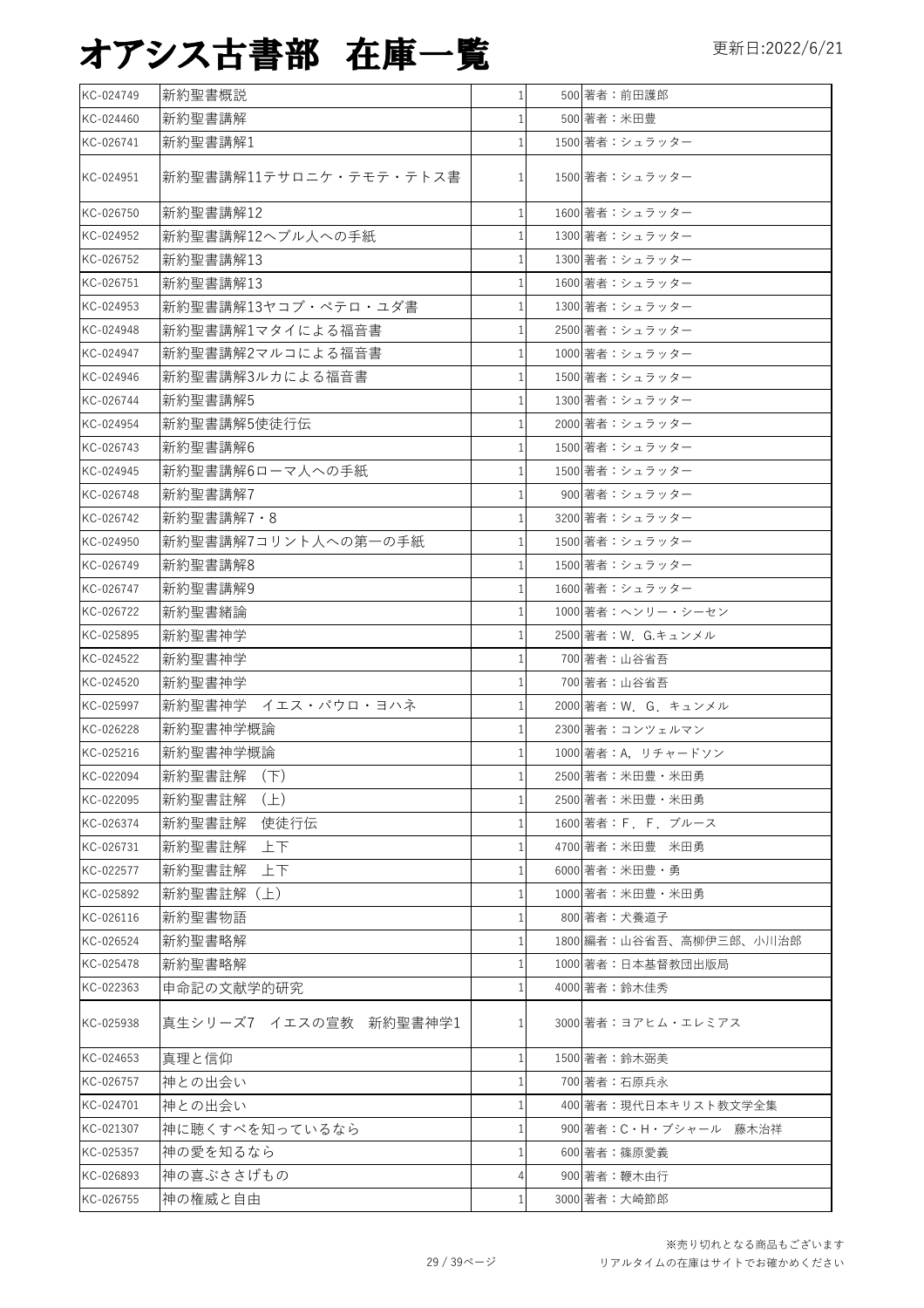# オアシス古書部　在庫一覧

更新日:2022/6/21

| | | | | |
|---|---|---|---|---|
| KC-024749 | 新約聖書概説 | 1 | 500 | 著者：前田護郎 |
| KC-024460 | 新約聖書講解 | 1 | 500 | 著者：米田豊 |
| KC-026741 | 新約聖書講解1 | 1 | 1500 | 著者：シュラッター |
| KC-024951 | 新約聖書講解11テサロニケ・テモテ・テトス書 | 1 | 1500 | 著者：シュラッター |
| KC-026750 | 新約聖書講解12 | 1 | 1600 | 著者：シュラッター |
| KC-024952 | 新約聖書講解12ヘブル人への手紙 | 1 | 1300 | 著者：シュラッター |
| KC-026752 | 新約聖書講解13 | 1 | 1300 | 著者：シュラッター |
| KC-026751 | 新約聖書講解13 | 1 | 1600 | 著者：シュラッター |
| KC-024953 | 新約聖書講解13ヤコブ・ペテロ・ユダ書 | 1 | 1300 | 著者：シュラッター |
| KC-024948 | 新約聖書講解1マタイによる福音書 | 1 | 2500 | 著者：シュラッター |
| KC-024947 | 新約聖書講解2マルコによる福音書 | 1 | 1000 | 著者：シュラッター |
| KC-024946 | 新約聖書講解3ルカによる福音書 | 1 | 1500 | 著者：シュラッター |
| KC-026744 | 新約聖書講解5 | 1 | 1300 | 著者：シュラッター |
| KC-024954 | 新約聖書講解5使徒行伝 | 1 | 2000 | 著者：シュラッター |
| KC-026743 | 新約聖書講解6 | 1 | 1500 | 著者：シュラッター |
| KC-024945 | 新約聖書講解6ローマ人への手紙 | 1 | 1500 | 著者：シュラッター |
| KC-026748 | 新約聖書講解7 | 1 | 900 | 著者：シュラッター |
| KC-026742 | 新約聖書講解7・8 | 1 | 3200 | 著者：シュラッター |
| KC-024950 | 新約聖書講解7コリント人への第一の手紙 | 1 | 1500 | 著者：シュラッター |
| KC-026749 | 新約聖書講解8 | 1 | 1500 | 著者：シュラッター |
| KC-026747 | 新約聖書講解9 | 1 | 1600 | 著者：シュラッター |
| KC-026722 | 新約聖書緒論 | 1 | 1000 | 著者：ヘンリー・シーセン |
| KC-025895 | 新約聖書神学 | 1 | 2500 | 著者：W．G.キュンメル |
| KC-024522 | 新約聖書神学 | 1 | 700 | 著者：山谷省吾 |
| KC-024520 | 新約聖書神学 | 1 | 700 | 著者：山谷省吾 |
| KC-025997 | 新約聖書神学　イエス・パウロ・ヨハネ | 1 | 2000 | 著者：W．G．キュンメル |
| KC-026228 | 新約聖書神学概論 | 1 | 2300 | 著者：コンツェルマン |
| KC-025216 | 新約聖書神学概論 | 1 | 1000 | 著者：A，リチャードソン |
| KC-022094 | 新約聖書註解　(下) | 1 | 2500 | 著者：米田豊・米田勇 |
| KC-022095 | 新約聖書註解　(上) | 1 | 2500 | 著者：米田豊・米田勇 |
| KC-026374 | 新約聖書註解　使徒行伝 | 1 | 1600 | 著者：F．F．ブルース |
| KC-026731 | 新約聖書註解　上下 | 1 | 4700 | 著者：米田豊　米田勇 |
| KC-022577 | 新約聖書註解　上下 | 1 | 6000 | 著者：米田豊・勇 |
| KC-025892 | 新約聖書註解（上） | 1 | 1000 | 著者：米田豊・米田勇 |
| KC-026116 | 新約聖書物語 | 1 | 800 | 著者：犬養道子 |
| KC-026524 | 新約聖書略解 | 1 | 1800 | 編著：山谷省吾、高柳伊三郎、小川治郎 |
| KC-025478 | 新約聖書略解 | 1 | 1000 | 著者：日本基督教団出版局 |
| KC-022363 | 申命記の文献学的研究 | 1 | 4000 | 著者：鈴木佳秀 |
| KC-025938 | 真生シリーズ7　イエスの宣教　新約聖書神学1 | 1 | 3000 | 著者：ヨアヒム・エレミアス |
| KC-024653 | 真理と信仰 | 1 | 1500 | 著者：鈴木弼美 |
| KC-026757 | 神との出会い | 1 | 700 | 著者：石原兵永 |
| KC-024701 | 神との出会い | 1 | 400 | 著者：現代日本キリスト教文学全集 |
| KC-021307 | 神に聴くすべを知っているなら | 1 | 900 | 著者：C・H・ブシャール　藤木治祥 |
| KC-025357 | 神の愛を知るなら | 1 | 600 | 著者：篠原愛義 |
| KC-026893 | 神の喜ぶささげもの | 4 | 900 | 著者：鞭木由行 |
| KC-026755 | 神の権威と自由 | 1 | 3000 | 著者：大崎節郎 |

※売り切れとなる商品もございます
リアルタイムの在庫はサイトでお確かめください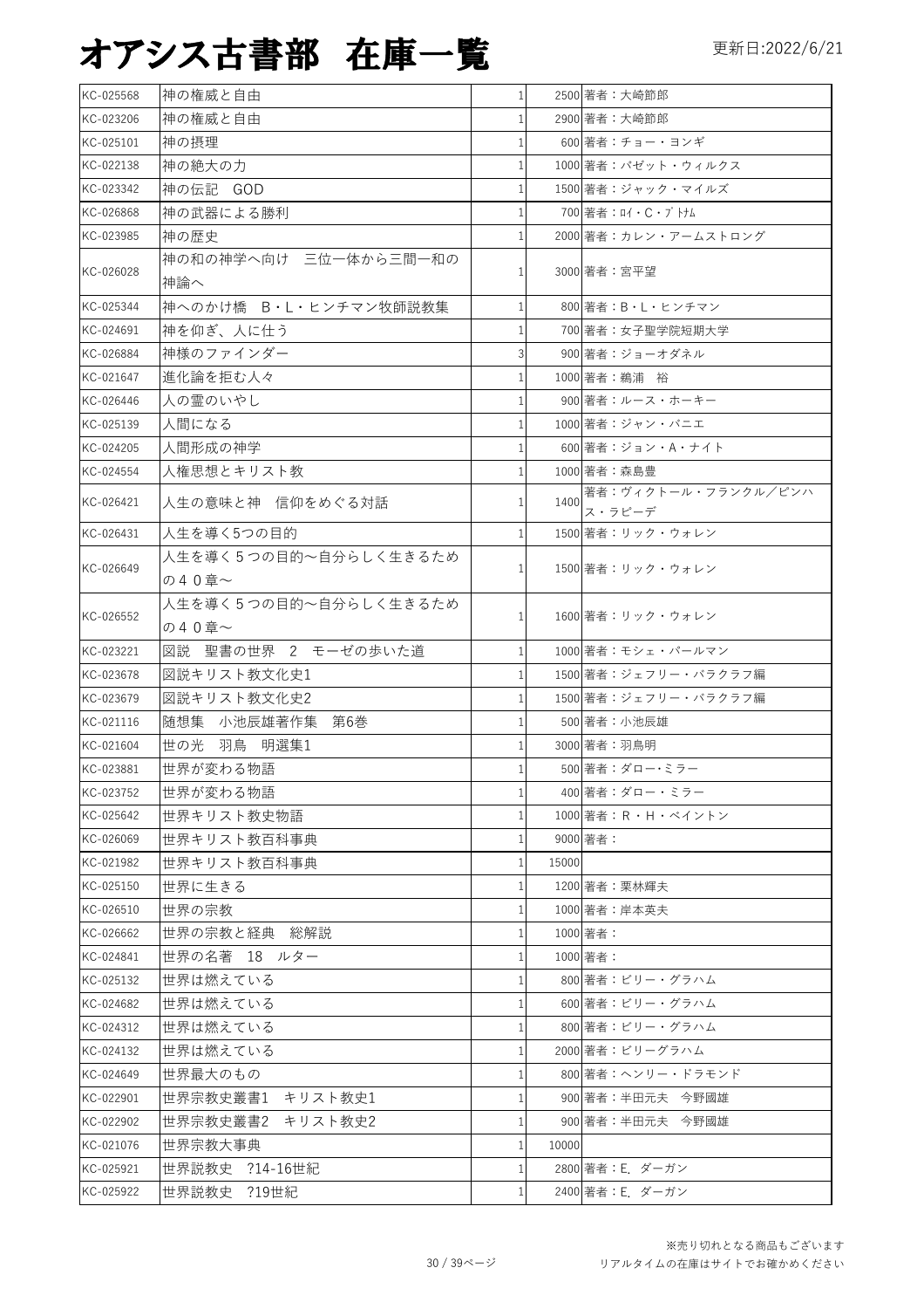# オアシス古書部 在庫一覧

更新日:2022/6/21

| | | | | |
|---|---|---|---|---|
| KC-025568 | 神の権威と自由 | 1 | 2500 | 著者：大崎節郎 |
| KC-023206 | 神の権威と自由 | 1 | 2900 | 著者：大崎節郎 |
| KC-025101 | 神の摂理 | 1 | 600 | 著者：チョー・ヨンギ |
| KC-022138 | 神の絶大の力 | 1 | 1000 | 著者：バゼット・ウィルクス |
| KC-023342 | 神の伝記　GOD | 1 | 1500 | 著者：ジャック・マイルズ |
| KC-026868 | 神の武器による勝利 | 1 | 700 | 著者：ﾛｲ・C・ﾌﾞﾄﾑ |
| KC-023985 | 神の歴史 | 1 | 2000 | 著者：カレン・アームストロング |
| KC-026028 | 神の和の神学へ向け　三位一体から三間一和の神論へ | 1 | 3000 | 著者：宮平望 |
| KC-025344 | 神へのかけ橋　B・L・ヒンチマン牧師説教集 | 1 | 800 | 著者：B・L・ヒンチマン |
| KC-024691 | 神を仰ぎ、人に仕う | 1 | 700 | 著者：女子聖学院短期大学 |
| KC-026884 | 神様のファインダー | 3 | 900 | 著者：ジョーオダネル |
| KC-021647 | 進化論を拒む人々 | 1 | 1000 | 著者：鵜浦　裕 |
| KC-026446 | 人の霊のいやし | 1 | 900 | 著者：ルース・ホーキー |
| KC-025139 | 人間になる | 1 | 1000 | 著者：ジャン・バニエ |
| KC-024205 | 人間形成の神学 | 1 | 600 | 著者：ジョン・A・ナイト |
| KC-024554 | 人権思想とキリスト教 | 1 | 1000 | 著者：森島豊 |
| KC-026421 | 人生の意味と神　信仰をめぐる対話 | 1 | 1400 | 著者：ヴィクトール・フランクル／ピンハス・ラピーデ |
| KC-026431 | 人生を導く5つの目的 | 1 | 1500 | 著者：リック・ウォレン |
| KC-026649 | 人生を導く５つの目的～自分らしく生きるための４０章～ | 1 | 1500 | 著者：リック・ウォレン |
| KC-026552 | 人生を導く５つの目的～自分らしく生きるための４０章～ | 1 | 1600 | 著者：リック・ウォレン |
| KC-023221 | 図説　聖書の世界　2　モーゼの歩いた道 | 1 | 1000 | 著者：モシェ・パールマン |
| KC-023678 | 図説キリスト教文化史1 | 1 | 1500 | 著者：ジェフリー・バラクラフ編 |
| KC-023679 | 図説キリスト教文化史2 | 1 | 1500 | 著者：ジェフリー・バラクラフ編 |
| KC-021116 | 随想集　小池辰雄著作集　第6巻 | 1 | 500 | 著者：小池辰雄 |
| KC-021604 | 世の光　羽鳥　明選集1 | 1 | 3000 | 著者：羽鳥明 |
| KC-023881 | 世界が変わる物語 | 1 | 500 | 著者：ダロー･ミラー |
| KC-023752 | 世界が変わる物語 | 1 | 400 | 著者：ダロー・ミラー |
| KC-025642 | 世界キリスト教史物語 | 1 | 1000 | 著者：R・H・ベイントン |
| KC-026069 | 世界キリスト教百科事典 | 1 | 9000 | 著者： |
| KC-021982 | 世界キリスト教百科事典 | 1 | 15000 | |
| KC-025150 | 世界に生きる | 1 | 1200 | 著者：栗林輝夫 |
| KC-026510 | 世界の宗教 | 1 | 1000 | 著者：岸本英夫 |
| KC-026662 | 世界の宗教と経典　総解説 | 1 | 1000 | 著者： |
| KC-024841 | 世界の名著　18　ルター | 1 | 1000 | 著者： |
| KC-025132 | 世界は燃えている | 1 | 800 | 著者：ビリー・グラハム |
| KC-024682 | 世界は燃えている | 1 | 600 | 著者：ビリー・グラハム |
| KC-024312 | 世界は燃えている | 1 | 800 | 著者：ビリー・グラハム |
| KC-024132 | 世界は燃えている | 1 | 2000 | 著者：ビリーグラハム |
| KC-024649 | 世界最大のもの | 1 | 800 | 著者：ヘンリー・ドラモンド |
| KC-022901 | 世界宗教史叢書1　キリスト教史1 | 1 | 900 | 著者：半田元夫　今野國雄 |
| KC-022902 | 世界宗教史叢書2　キリスト教史2 | 1 | 900 | 著者：半田元夫　今野國雄 |
| KC-021076 | 世界宗教大事典 | 1 | 10000 | |
| KC-025921 | 世界説教史　?14-16世紀 | 1 | 2800 | 著者：E．ダーガン |
| KC-025922 | 世界説教史　?19世紀 | 1 | 2400 | 著者：E．ダーガン |

※売り切れとなる商品もございます
リアルタイムの在庫はサイトでお確かめください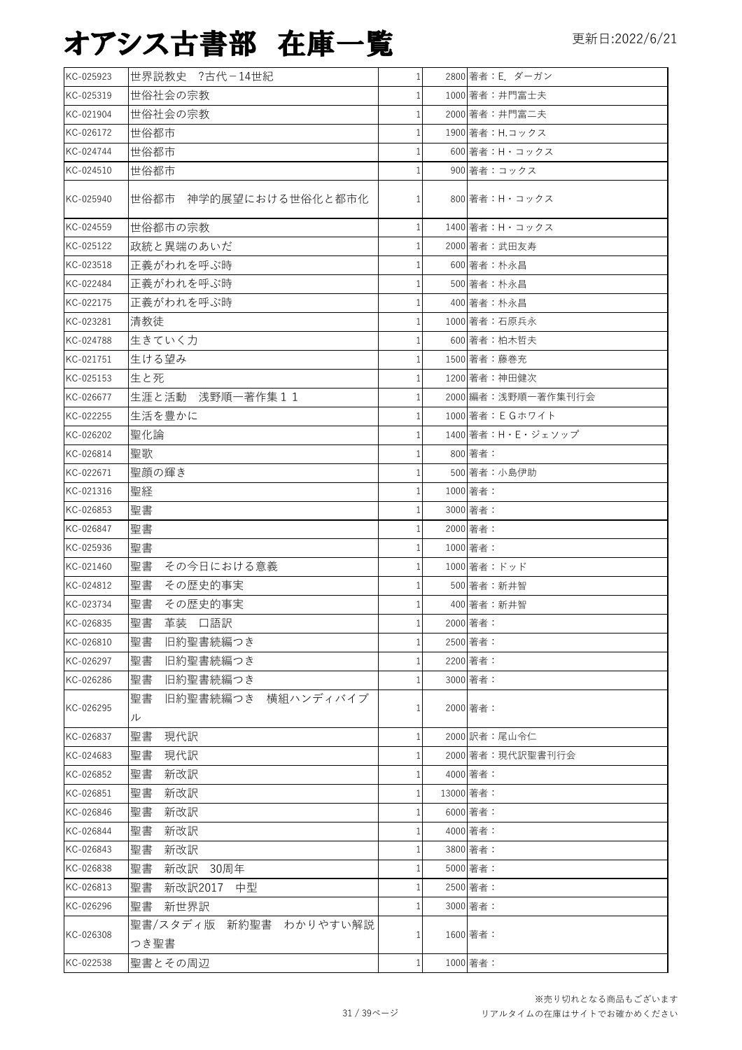# オアシス古書部　在庫一覧

更新日:2022/6/21

| | | | | |
|---|---|---|---|---|
| KC-025923 | 世界説教史　?古代－14世紀 | 1 | 2800 | 著者：E. ダーガン |
| KC-025319 | 世俗社会の宗教 | 1 | 1000 | 著者：井門富士夫 |
| KC-021904 | 世俗社会の宗教 | 1 | 2000 | 著者：井門富二夫 |
| KC-026172 | 世俗都市 | 1 | 1900 | 著者：H.コックス |
| KC-024744 | 世俗都市 | 1 | 600 | 著者：H・コックス |
| KC-024510 | 世俗都市 | 1 | 900 | 著者：コックス |
| KC-025940 | 世俗都市　神学的展望における世俗化と都市化 | 1 | 800 | 著者：H・コックス |
| KC-024559 | 世俗都市の宗教 | 1 | 1400 | 著者：H・コックス |
| KC-025122 | 政統と異端のあいだ | 1 | 2000 | 著者：武田友寿 |
| KC-023518 | 正義がわれを呼ぶ時 | 1 | 600 | 著者：朴永昌 |
| KC-022484 | 正義がわれを呼ぶ時 | 1 | 500 | 著者：朴永昌 |
| KC-022175 | 正義がわれを呼ぶ時 | 1 | 400 | 著者：朴永昌 |
| KC-023281 | 清教徒 | 1 | 1000 | 著者：石原兵永 |
| KC-024788 | 生きていく力 | 1 | 600 | 著者：柏木哲夫 |
| KC-021751 | 生ける望み | 1 | 1500 | 著者：藤巻充 |
| KC-025153 | 生と死 | 1 | 1200 | 著者：神田健次 |
| KC-026677 | 生涯と活動　浅野順一著作集１１ | 1 | 2000 | 編者：浅野順一著作集刊行会 |
| KC-022255 | 生活を豊かに | 1 | 1000 | 著者：ＥＧホワイト |
| KC-026202 | 聖化論 | 1 | 1400 | 著者：H・E・ジェソップ |
| KC-026814 | 聖歌 | 1 | 800 | 著者： |
| KC-022671 | 聖顔の輝き | 1 | 500 | 著者：小島伊助 |
| KC-021316 | 聖経 | 1 | 1000 | 著者： |
| KC-026853 | 聖書 | 1 | 3000 | 著者： |
| KC-026847 | 聖書 | 1 | 2000 | 著者： |
| KC-025936 | 聖書 | 1 | 1000 | 著者： |
| KC-021460 | 聖書　その今日における意義 | 1 | 1000 | 著者：ドッド |
| KC-024812 | 聖書　その歴史的事実 | 1 | 500 | 著者：新井智 |
| KC-023734 | 聖書　その歴史的事実 | 1 | 400 | 著者：新井智 |
| KC-026835 | 聖書　革装　口語訳 | 1 | 2000 | 著者： |
| KC-026810 | 聖書　旧約聖書続編つき | 1 | 2500 | 著者： |
| KC-026297 | 聖書　旧約聖書続編つき | 1 | 2200 | 著者： |
| KC-026286 | 聖書　旧約聖書続編つき | 1 | 3000 | 著者： |
| KC-026295 | 聖書　旧約聖書続編つき　横組ハンディバイブル | 1 | 2000 | 著者： |
| KC-026837 | 聖書　現代訳 | 1 | 2000 | 訳者：尾山令仁 |
| KC-024683 | 聖書　現代訳 | 1 | 2000 | 著者：現代訳聖書刊行会 |
| KC-026852 | 聖書　新改訳 | 1 | 4000 | 著者： |
| KC-026851 | 聖書　新改訳 | 1 | 13000 | 著者： |
| KC-026846 | 聖書　新改訳 | 1 | 6000 | 著者： |
| KC-026844 | 聖書　新改訳 | 1 | 4000 | 著者： |
| KC-026843 | 聖書　新改訳 | 1 | 3800 | 著者： |
| KC-026838 | 聖書　新改訳　30周年 | 1 | 5000 | 著者： |
| KC-026813 | 聖書　新改訳2017　中型 | 1 | 2500 | 著者： |
| KC-026296 | 聖書　新世界訳 | 1 | 3000 | 著者： |
| KC-026308 | 聖書/スタディ版　新約聖書　わかりやすい解説つき聖書 | 1 | 1600 | 著者： |
| KC-022538 | 聖書とその周辺 | 1 | 1000 | 著者： |

※売り切れとなる商品もございます
リアルタイムの在庫はサイトでお確かめください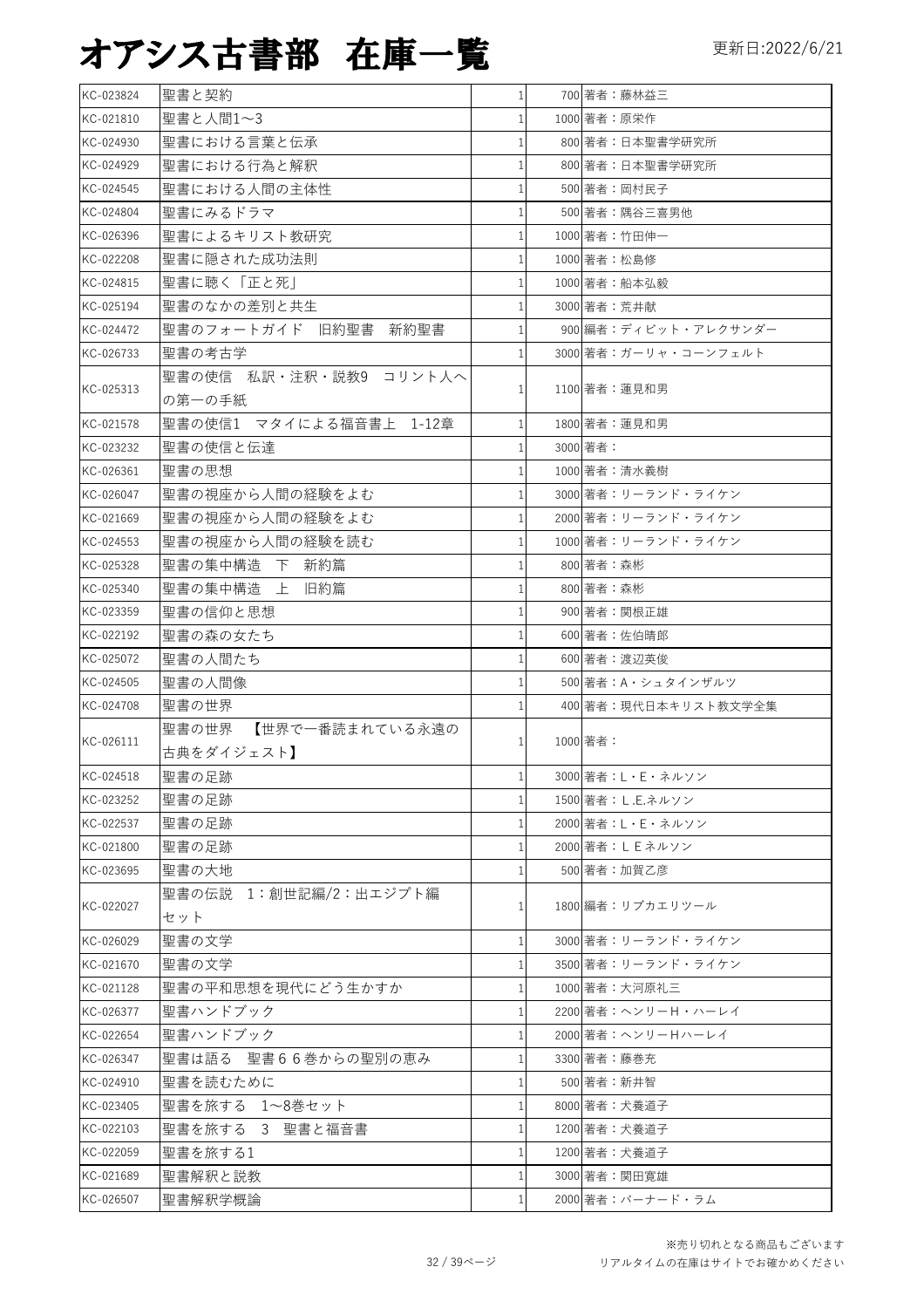# オアシス古書部 在庫一覧

更新日:2022/6/21

| | | | | |
|---|---|---|---|---|
| KC-023824 | 聖書と契約 | 1 | 700 | 著者：藤林益三 |
| KC-021810 | 聖書と人間1～3 | 1 | 1000 | 著者：原栄作 |
| KC-024930 | 聖書における言葉と伝承 | 1 | 800 | 著者：日本聖書学研究所 |
| KC-024929 | 聖書における行為と解釈 | 1 | 800 | 著者：日本聖書学研究所 |
| KC-024545 | 聖書における人間の主体性 | 1 | 500 | 著者：岡村民子 |
| KC-024804 | 聖書にみるドラマ | 1 | 500 | 著者：隅谷三喜男他 |
| KC-026396 | 聖書によるキリスト教研究 | 1 | 1000 | 著者：竹田伸一 |
| KC-022208 | 聖書に隠された成功法則 | 1 | 1000 | 著者：松島修 |
| KC-024815 | 聖書に聴く「正と死」 | 1 | 1000 | 著者：船本弘毅 |
| KC-025194 | 聖書のなかの差別と共生 | 1 | 3000 | 著者：荒井献 |
| KC-024472 | 聖書のフォートガイド　旧約聖書　新約聖書 | 1 | 900 | 編者：ディビット・アレクサンダー |
| KC-026733 | 聖書の考古学 | 1 | 3000 | 著者：ガーリャ・コーンフェルト |
| KC-025313 | 聖書の使信　私訳・注釈・説教9　コリント人への第一の手紙 | 1 | 1100 | 著者：蓮見和男 |
| KC-021578 | 聖書の使信1　マタイによる福音書上　1-12章 | 1 | 1800 | 著者：蓮見和男 |
| KC-023232 | 聖書の使信と伝達 | 1 | 3000 | 著者： |
| KC-026361 | 聖書の思想 | 1 | 1000 | 著者：清水義樹 |
| KC-026047 | 聖書の視座から人間の経験をよむ | 1 | 3000 | 著者：リーランド・ライケン |
| KC-021669 | 聖書の視座から人間の経験をよむ | 1 | 2000 | 著者：リーランド・ライケン |
| KC-024553 | 聖書の視座から人間の経験を読む | 1 | 1000 | 著者：リーランド・ライケン |
| KC-025328 | 聖書の集中構造　下　新約篇 | 1 | 800 | 著者：森彬 |
| KC-025340 | 聖書の集中構造　上　旧約篇 | 1 | 800 | 著者：森彬 |
| KC-023359 | 聖書の信仰と思想 | 1 | 900 | 著者：関根正雄 |
| KC-022192 | 聖書の森の女たち | 1 | 600 | 著者：佐伯晴郎 |
| KC-025072 | 聖書の人間たち | 1 | 600 | 著者：渡辺英俊 |
| KC-024505 | 聖書の人間像 | 1 | 500 | 著者：A・シュタインザルツ |
| KC-024708 | 聖書の世界 | 1 | 400 | 著者：現代日本キリスト教文学全集 |
| KC-026111 | 聖書の世界　【世界で一番読まれている永遠の古典をダイジェスト】 | 1 | 1000 | 著者： |
| KC-024518 | 聖書の足跡 | 1 | 3000 | 著者：L・E・ネルソン |
| KC-023252 | 聖書の足跡 | 1 | 1500 | 著者：L .E.ネルソン |
| KC-022537 | 聖書の足跡 | 1 | 2000 | 著者：L・E・ネルソン |
| KC-021800 | 聖書の足跡 | 1 | 2000 | 著者：L E ネルソン |
| KC-023695 | 聖書の大地 | 1 | 500 | 著者：加賀乙彦 |
| KC-022027 | 聖書の伝説　1：創世記編/2：出エジプト編セット | 1 | 1800 | 編者：リブカエリツール |
| KC-026029 | 聖書の文学 | 1 | 3000 | 著者：リーランド・ライケン |
| KC-021670 | 聖書の文学 | 1 | 3500 | 著者：リーランド・ライケン |
| KC-021128 | 聖書の平和思想を現代にどう生かすか | 1 | 1000 | 著者：大河原礼三 |
| KC-026377 | 聖書ハンドブック | 1 | 2200 | 著者：ヘンリーH・ハーレイ |
| KC-022654 | 聖書ハンドブック | 1 | 2000 | 著者：ヘンリーHハーレイ |
| KC-026347 | 聖書は語る　聖書６６巻からの聖別の恵み | 1 | 3300 | 著者：藤巻充 |
| KC-024910 | 聖書を読むために | 1 | 500 | 著者：新井智 |
| KC-023405 | 聖書を旅する　1～8巻セット | 1 | 8000 | 著者：犬養道子 |
| KC-022103 | 聖書を旅する　3　聖書と福音書 | 1 | 1200 | 著者：犬養道子 |
| KC-022059 | 聖書を旅する1 | 1 | 1200 | 著者：犬養道子 |
| KC-021689 | 聖書解釈と説教 | 1 | 3000 | 著者：関田寛雄 |
| KC-026507 | 聖書解釈学概論 | 1 | 2000 | 著者：バーナード・ラム |

※売り切れとなる商品もございます
リアルタイムの在庫はサイトでお確かめください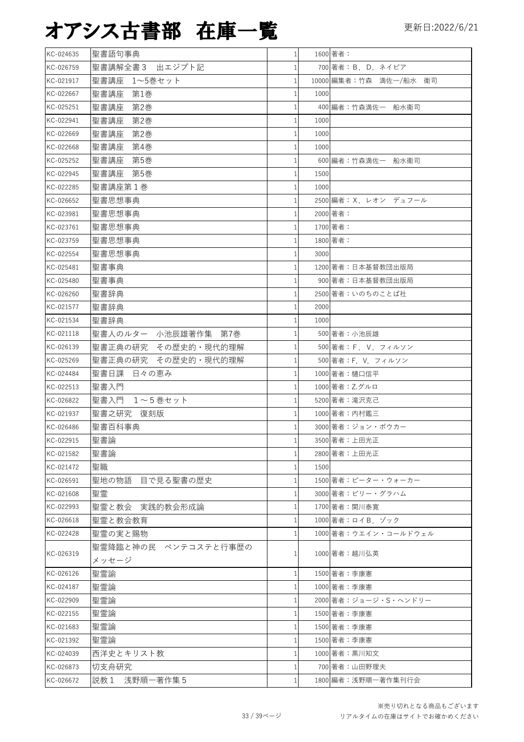# オアシス古書部　在庫一覧

更新日:2022/6/21

| | | | | |
|---|---|---|---|---|
| KC-024635 | 聖書語句事典 | 1 | 1600 | 著者： |
| KC-026759 | 聖書講解全書３　出エジプト記 | 1 | 700 | 著者：Ｂ．Ｄ．ネイピア |
| KC-021917 | 聖書講座　1～5巻セット | 1 | 10000 | 編集者：竹森　満佐一/船水　衛司 |
| KC-022667 | 聖書講座　第1巻 | 1 | 1000 | |
| KC-025251 | 聖書講座　第2巻 | 1 | 400 | 編者：竹森満佐一　船水衛司 |
| KC-022941 | 聖書講座　第2巻 | 1 | 1000 | |
| KC-022669 | 聖書講座　第2巻 | 1 | 1000 | |
| KC-022668 | 聖書講座　第4巻 | 1 | 1000 | |
| KC-025252 | 聖書講座　第5巻 | 1 | 600 | 編者：竹森満佐一　船水衛司 |
| KC-022945 | 聖書講座　第5巻 | 1 | 1500 | |
| KC-022285 | 聖書講座第１巻 | 1 | 1000 | |
| KC-026652 | 聖書思想事典 | 1 | 2500 | 編者：Ｘ．レオン　デュフール |
| KC-023981 | 聖書思想事典 | 1 | 2000 | 著者： |
| KC-023761 | 聖書思想事典 | 1 | 1700 | 著者： |
| KC-023759 | 聖書思想事典 | 1 | 1800 | 著者： |
| KC-022554 | 聖書思想事典 | 1 | 3000 | |
| KC-025481 | 聖書事典 | 1 | 1200 | 著者：日本基督教団出版局 |
| KC-025480 | 聖書事典 | 1 | 900 | 著者：日本基督教団出版局 |
| KC-026260 | 聖書辞典 | 1 | 2500 | 著者：いのちのことば社 |
| KC-021577 | 聖書辞典 | 1 | 2000 | |
| KC-021534 | 聖書辞典 | 1 | 1000 | |
| KC-021118 | 聖書人のルター　小池辰雄著作集　第7巻 | 1 | 500 | 著者：小池辰雄 |
| KC-026139 | 聖書正典の研究　その歴史的・現代的理解 | 1 | 500 | 著者：Ｆ．Ｖ．フィルソン |
| KC-025269 | 聖書正典の研究　その歴史的・現代的理解 | 1 | 500 | 著者：F．V．フィルソン |
| KC-024484 | 聖書日課　日々の恵み | 1 | 1000 | 著者：樋口信平 |
| KC-022513 | 聖書入門 | 1 | 1000 | 著者：Z.グルロ |
| KC-026822 | 聖書入門　１～５巻セット | 1 | 5200 | 著者：滝沢克己 |
| KC-021937 | 聖書之研究　復刻版 | 1 | 1000 | 著者：内村鑑三 |
| KC-026486 | 聖書百科事典 | 1 | 3000 | 著者：ジョン・ボウカー |
| KC-022915 | 聖書論 | 1 | 3500 | 著者：上田光正 |
| KC-021582 | 聖書論 | 1 | 2800 | 著者：上田光正 |
| KC-021472 | 聖職 | 1 | 1500 | |
| KC-026591 | 聖地の物語　目で見る聖書の歴史 | 1 | 1500 | 著者：ピーター・ウォーカー |
| KC-021608 | 聖霊 | 1 | 3000 | 著者：ビリー・グラハム |
| KC-022993 | 聖霊と教会　実践的教会形成論 | 1 | 1700 | 著者：関川泰寛 |
| KC-026618 | 聖霊と教会教育 | 1 | 1000 | 著者：ロイB．ゾック |
| KC-022428 | 聖霊の実と賜物 | 1 | 1000 | 著者：ウエイン・コールドウェル |
| KC-026319 | 聖霊降臨と神の民　ペンテコステと行事暦のメッセージ | 1 | 1000 | 著者：越川弘英 |
| KC-026126 | 聖霊諭 | 1 | 1500 | 著者：李康憲 |
| KC-024187 | 聖霊論 | 1 | 1000 | 著者：李康憲 |
| KC-022909 | 聖霊論 | 1 | 2000 | 著者：ジョージ・S・ヘンドリー |
| KC-022155 | 聖霊論 | 1 | 1500 | 著者：李康憲 |
| KC-021683 | 聖霊論 | 1 | 1500 | 著者：李康憲 |
| KC-021392 | 聖霊論 | 1 | 1500 | 著者：李康憲 |
| KC-024039 | 西洋史とキリスト教 | 1 | 1000 | 著者：黒川知文 |
| KC-026873 | 切支舟研究 | 1 | 700 | 著者：山田野理夫 |
| KC-026672 | 説教１　浅野順一著作集５ | 1 | 1800 | 編者：浅野順一著作集刊行会 |

※売り切れとなる商品もございます
リアルタイムの在庫はサイトでお確かめください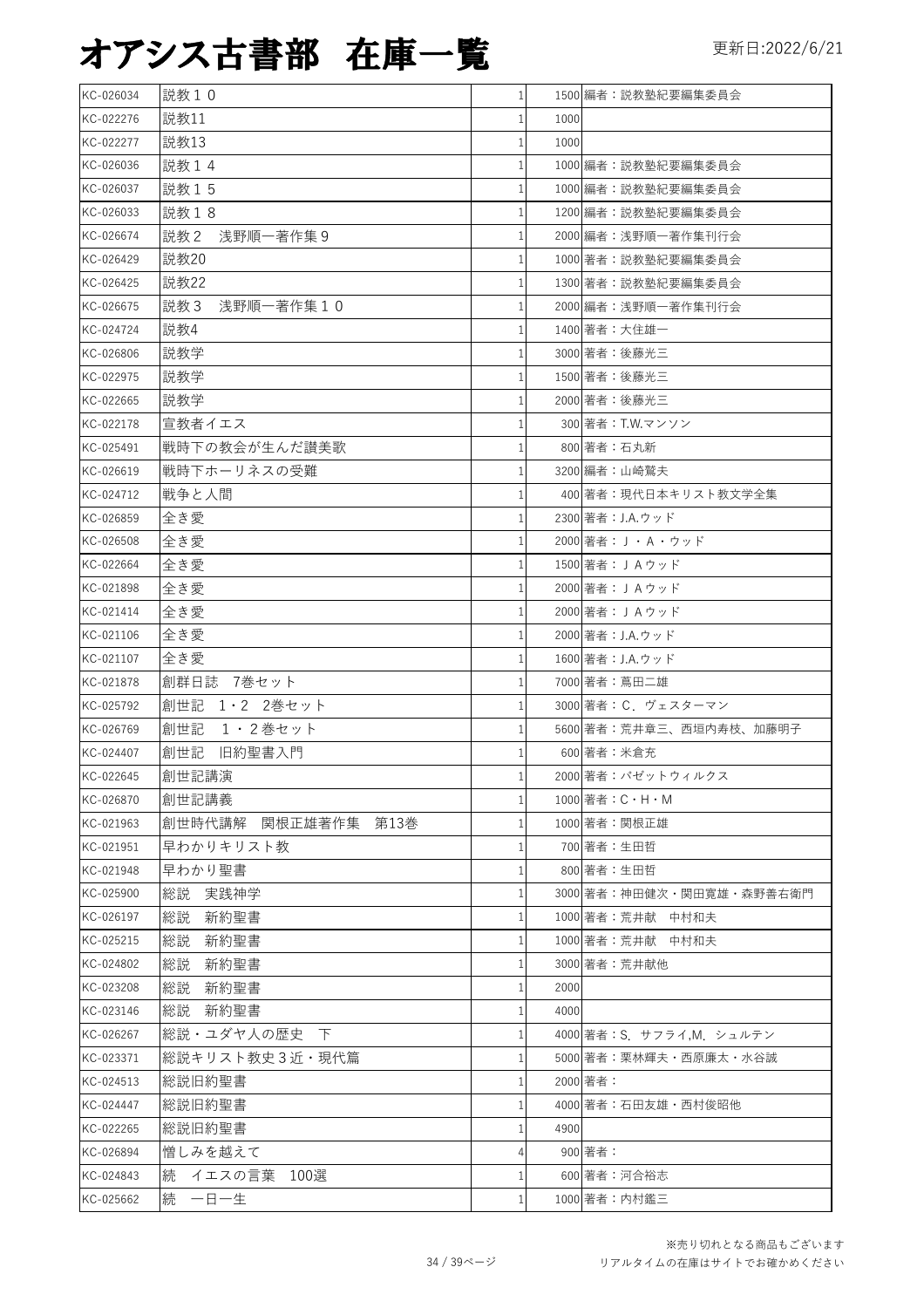# オアシス古書部　在庫一覧

更新日:2022/6/21

| | | | | |
|---|---|---|---|---|
| KC-026034 | 説教１０ | 1 | 1500 | 編者：説教塾紀要編集委員会 |
| KC-022276 | 説教11 | 1 | 1000 | |
| KC-022277 | 説教13 | 1 | 1000 | |
| KC-026036 | 説教１４ | 1 | 1000 | 編者：説教塾紀要編集委員会 |
| KC-026037 | 説教１５ | 1 | 1000 | 編者：説教塾紀要編集委員会 |
| KC-026033 | 説教１８ | 1 | 1200 | 編者：説教塾紀要編集委員会 |
| KC-026674 | 説教２　浅野順一著作集９ | 1 | 2000 | 編者：浅野順一著作集刊行会 |
| KC-026429 | 説教20 | 1 | 1000 | 著者：説教塾紀要編集委員会 |
| KC-026425 | 説教22 | 1 | 1300 | 著者：説教塾紀要編集委員会 |
| KC-026675 | 説教３　浅野順一著作集１０ | 1 | 2000 | 編者：浅野順一著作集刊行会 |
| KC-024724 | 説教4 | 1 | 1400 | 著者：大住雄一 |
| KC-026806 | 説教学 | 1 | 3000 | 著者：後藤光三 |
| KC-022975 | 説教学 | 1 | 1500 | 著者：後藤光三 |
| KC-022665 | 説教学 | 1 | 2000 | 著者：後藤光三 |
| KC-022178 | 宣教者イエス | 1 | 300 | 著者：T.W.マンソン |
| KC-025491 | 戦時下の教会が生んだ讃美歌 | 1 | 800 | 著者：石丸新 |
| KC-026619 | 戦時下ホーリネスの受難 | 1 | 3200 | 編者：山崎鷲夫 |
| KC-024712 | 戦争と人間 | 1 | 400 | 著者：現代日本キリスト教文学全集 |
| KC-026859 | 全き愛 | 1 | 2300 | 著者：J.A.ウッド |
| KC-026508 | 全き愛 | 1 | 2000 | 著者：Ｊ・Ａ・ウッド |
| KC-022664 | 全き愛 | 1 | 1500 | 著者：ＪＡウッド |
| KC-021898 | 全き愛 | 1 | 2000 | 著者：ＪＡウッド |
| KC-021414 | 全き愛 | 1 | 2000 | 著者：ＪＡウッド |
| KC-021106 | 全き愛 | 1 | 2000 | 著者：J.A.ウッド |
| KC-021107 | 全き愛 | 1 | 1600 | 著者：J.A.ウッド |
| KC-021878 | 創群日誌　7巻セット | 1 | 7000 | 著者：蔦田二雄 |
| KC-025792 | 創世記　1・2　2巻セット | 1 | 3000 | 著者：C．ヴェスターマン |
| KC-026769 | 創世記　１・２巻セット | 1 | 5600 | 著者：荒井章三、西垣内寿枝、加藤明子 |
| KC-024407 | 創世記　旧約聖書入門 | 1 | 600 | 著者：米倉充 |
| KC-022645 | 創世記講演 | 1 | 2000 | 著者：パゼットウィルクス |
| KC-026870 | 創世記講義 | 1 | 1000 | 著者：C・H・M |
| KC-021963 | 創世時代講解　関根正雄著作集　第13巻 | 1 | 1000 | 著者：関根正雄 |
| KC-021951 | 早わかりキリスト教 | 1 | 700 | 著者：生田哲 |
| KC-021948 | 早わかり聖書 | 1 | 800 | 著者：生田哲 |
| KC-025900 | 総説　実践神学 | 1 | 3000 | 著者：神田健次・関田寛雄・森野善右衛門 |
| KC-026197 | 総説　新約聖書 | 1 | 1000 | 著者：荒井献　中村和夫 |
| KC-025215 | 総説　新約聖書 | 1 | 1000 | 著者：荒井献　中村和夫 |
| KC-024802 | 総説　新約聖書 | 1 | 3000 | 著者：荒井献他 |
| KC-023208 | 総説　新約聖書 | 1 | 2000 | |
| KC-023146 | 総説　新約聖書 | 1 | 4000 | |
| KC-026267 | 総説・ユダヤ人の歴史　下 | 1 | 4000 | 著者：S．サフライ,M．シュルテン |
| KC-023371 | 総説キリスト教史３近・現代篇 | 1 | 5000 | 著者：栗林輝夫・西原廉太・水谷誠 |
| KC-024513 | 総説旧約聖書 | 1 | 2000 | 著者： |
| KC-024447 | 総説旧約聖書 | 1 | 4000 | 著者：石田友雄・西村俊昭他 |
| KC-022265 | 総説旧約聖書 | 1 | 4900 | |
| KC-026894 | 憎しみを越えて | 4 | 900 | 著者： |
| KC-024843 | 続　イエスの言葉　100選 | 1 | 600 | 著者：河合裕志 |
| KC-025662 | 続　一日一生 | 1 | 1000 | 著者：内村鑑三 |

※売り切れとなる商品もございます
リアルタイムの在庫はサイトでお確かめください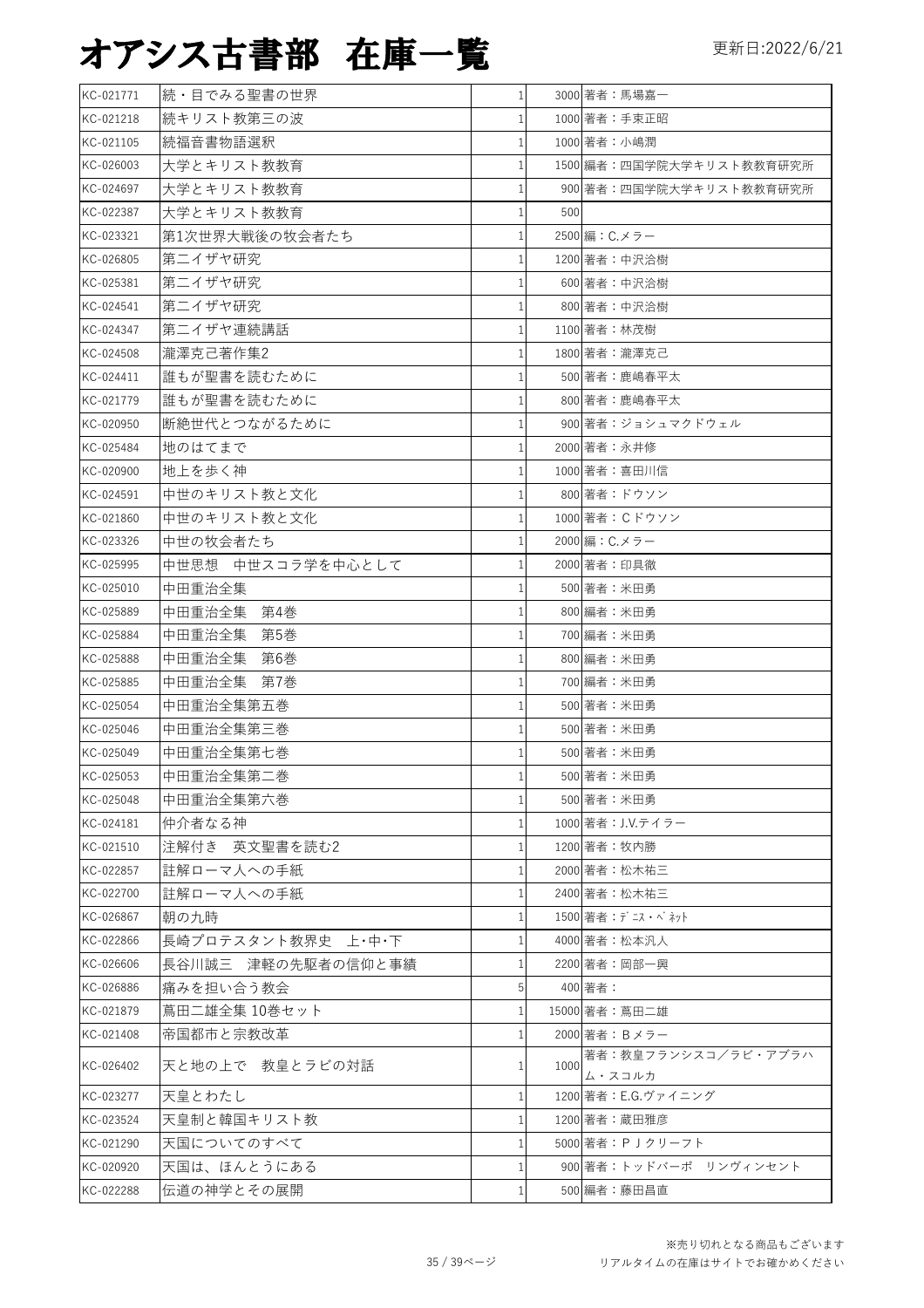# オアシス古書部 在庫一覧

更新日:2022/6/21

| | | | | |
|---|---|---|---|---|
| KC-021771 | 続・目でみる聖書の世界 | 1 | 3000 | 著者：馬場嘉一 |
| KC-021218 | 続キリスト教第三の波 | 1 | 1000 | 著者：手束正昭 |
| KC-021105 | 続福音書物語選釈 | 1 | 1000 | 著者：小嶋潤 |
| KC-026003 | 大学とキリスト教教育 | 1 | 1500 | 編著：四国学院大学キリスト教教育研究所 |
| KC-024697 | 大学とキリスト教教育 | 1 | 900 | 著者：四国学院大学キリスト教教育研究所 |
| KC-022387 | 大学とキリスト教教育 | 1 | 500 | |
| KC-023321 | 第1次世界大戦後の牧会者たち | 1 | 2500 | 編：C.メラー |
| KC-026805 | 第二イザヤ研究 | 1 | 1200 | 著者：中沢洽樹 |
| KC-025381 | 第二イザヤ研究 | 1 | 600 | 著者：中沢洽樹 |
| KC-024541 | 第二イザヤ研究 | 1 | 800 | 著者：中沢洽樹 |
| KC-024347 | 第二イザヤ連続講話 | 1 | 1100 | 著者：林茂樹 |
| KC-024508 | 瀧澤克己著作集2 | 1 | 1800 | 著者：瀧澤克己 |
| KC-024411 | 誰もが聖書を読むために | 1 | 500 | 著者：鹿嶋春平太 |
| KC-021779 | 誰もが聖書を読むために | 1 | 800 | 著者：鹿嶋春平太 |
| KC-020950 | 断絶世代とつながるために | 1 | 900 | 著者：ジョシュマクドウェル |
| KC-025484 | 地のはてまで | 1 | 2000 | 著者：永井修 |
| KC-020900 | 地上を歩く神 | 1 | 1000 | 著者：喜田川信 |
| KC-024591 | 中世のキリスト教と文化 | 1 | 800 | 著者：ドウソン |
| KC-021860 | 中世のキリスト教と文化 | 1 | 1000 | 著者：Cドウソン |
| KC-023326 | 中世の牧会者たち | 1 | 2000 | 編：C.メラー |
| KC-025995 | 中世思想　中世スコラ学を中心として | 1 | 2000 | 著者：印具徹 |
| KC-025010 | 中田重治全集 | 1 | 500 | 著者：米田勇 |
| KC-025889 | 中田重治全集　第4巻 | 1 | 800 | 編著：米田勇 |
| KC-025884 | 中田重治全集　第5巻 | 1 | 700 | 編著：米田勇 |
| KC-025888 | 中田重治全集　第6巻 | 1 | 800 | 編著：米田勇 |
| KC-025885 | 中田重治全集　第7巻 | 1 | 700 | 編著：米田勇 |
| KC-025054 | 中田重治全集第五巻 | 1 | 500 | 著者：米田勇 |
| KC-025046 | 中田重治全集第三巻 | 1 | 500 | 著者：米田勇 |
| KC-025049 | 中田重治全集第七巻 | 1 | 500 | 著者：米田勇 |
| KC-025053 | 中田重治全集第二巻 | 1 | 500 | 著者：米田勇 |
| KC-025048 | 中田重治全集第六巻 | 1 | 500 | 著者：米田勇 |
| KC-024181 | 仲介者なる神 | 1 | 1000 | 著者：J.V.テイラー |
| KC-021510 | 注解付き　英文聖書を読む2 | 1 | 1200 | 著者：牧内勝 |
| KC-022857 | 註解ローマ人への手紙 | 1 | 2000 | 著者：松木祐三 |
| KC-022700 | 註解ローマ人への手紙 | 1 | 2400 | 著者：松木祐三 |
| KC-026867 | 朝の九時 | 1 | 1500 | 著者：ﾃﾞﾆｽ・ﾍﾞﾈｯﾄ |
| KC-022866 | 長崎プロテスタント教界史　上･中･下 | 1 | 4000 | 著者：松本汎人 |
| KC-026606 | 長谷川誠三　津軽の先駆者の信仰と事績 | 1 | 2200 | 著者：岡部一興 |
| KC-026886 | 痛みを担い合う教会 | 5 | 400 | 著者： |
| KC-021879 | 蔦田二雄全集 10巻セット | 1 | 15000 | 著者：蔦田二雄 |
| KC-021408 | 帝国都市と宗教改革 | 1 | 2000 | 著者：Bメラー |
| KC-026402 | 天と地の上で　教皇とラビの対話 | 1 | 1000 | 著者：教皇フランシスコ／ラビ・アブラハム・スコルカ |
| KC-023277 | 天皇とわたし | 1 | 1200 | 著者：E.G.ヴァイニング |
| KC-023524 | 天皇制と韓国キリスト教 | 1 | 1200 | 著者：蔵田雅彦 |
| KC-021290 | 天国についてのすべて | 1 | 5000 | 著者：ＰＪクリーフト |
| KC-020920 | 天国は、ほんとうにある | 1 | 900 | 著者：トッドバーポ　リンヴィンセント |
| KC-022288 | 伝道の神学とその展開 | 1 | 500 | 編著：藤田昌直 |

※売り切れとなる商品もございます
リアルタイムの在庫はサイトでお確かめください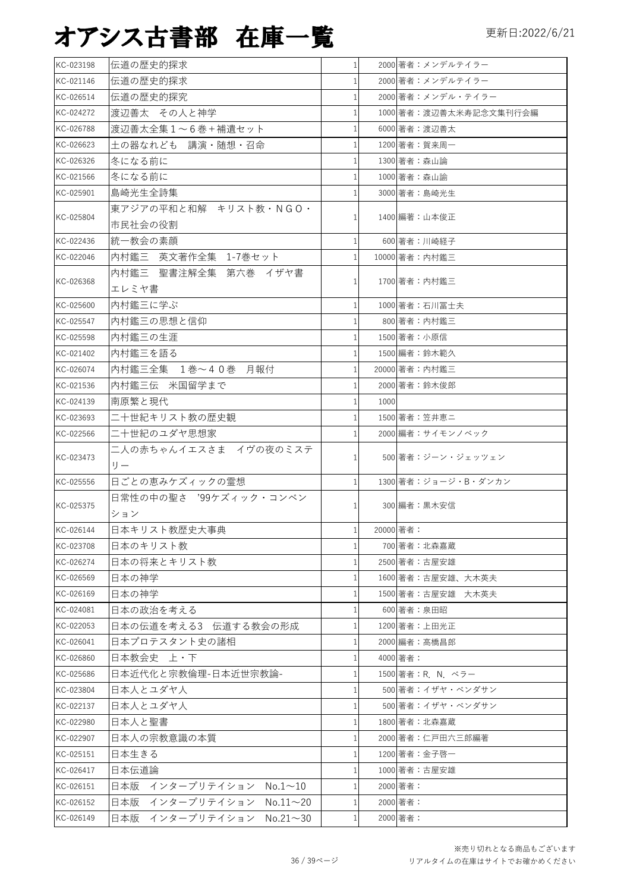# オアシス古書部　在庫一覧

更新日:2022/6/21

| | | | | |
|---|---|---|---|---|
| KC-023198 | 伝道の歴史的探求 | 1 | 2000 | 著者：メンデルテイラー |
| KC-021146 | 伝道の歴史的探求 | 1 | 2000 | 著者：メンデルテイラー |
| KC-026514 | 伝道の歴史的探究 | 1 | 2000 | 著者：メンデル・テイラー |
| KC-024272 | 渡辺善太　その人と神学 | 1 | 1000 | 著者：渡辺善太米寿記念文集刊行会編 |
| KC-026788 | 渡辺善太全集１～６巻＋補遺セット | 1 | 6000 | 著者：渡辺善太 |
| KC-026623 | 土の器なれども　講演・随想・召命 | 1 | 1200 | 著者：賀来周一 |
| KC-026326 | 冬になる前に | 1 | 1300 | 著者：森山諭 |
| KC-021566 | 冬になる前に | 1 | 1000 | 著者：森山諭 |
| KC-025901 | 島崎光生全詩集 | 1 | 3000 | 著者：島崎光生 |
| KC-025804 | 東アジアの平和と和解　キリスト教・ＮＧＯ・市民社会の役割 | 1 | 1400 | 編著：山本俊正 |
| KC-022436 | 統一教会の素顔 | 1 | 600 | 著者：川崎経子 |
| KC-022046 | 内村鑑三　英文著作全集　1-7巻セット | 1 | 10000 | 著者：内村鑑三 |
| KC-026368 | 内村鑑三　聖書注解全集　第六巻　イザヤ書　エレミヤ書 | 1 | 1700 | 著者：内村鑑三 |
| KC-025600 | 内村鑑三に学ぶ | 1 | 1000 | 著者：石川冨士夫 |
| KC-025547 | 内村鑑三の思想と信仰 | 1 | 800 | 著者：内村鑑三 |
| KC-025598 | 内村鑑三の生涯 | 1 | 1500 | 著者：小原信 |
| KC-021402 | 内村鑑三を語る | 1 | 1500 | 編著：鈴木範久 |
| KC-026074 | 内村鑑三全集　１巻～４０巻　月報付 | 1 | 20000 | 著者：内村鑑三 |
| KC-021536 | 内村鑑三伝　米国留学まで | 1 | 2000 | 著者：鈴木俊郎 |
| KC-024139 | 南原繁と現代 | 1 | 1000 | |
| KC-023693 | 二十世紀キリスト教の歴史観 | 1 | 1500 | 著者：笠井恵ニ |
| KC-022566 | 二十世紀のユダヤ思想家 | 1 | 2000 | 編著：サイモンノベック |
| KC-023473 | 二人の赤ちゃんイエスさま　イヴの夜のミステリー | 1 | 500 | 著者：ジーン・ジェッツェン |
| KC-025556 | 日ごとの恵みケズィックの霊想 | 1 | 1300 | 著者：ジョージ・B・ダンカン |
| KC-025375 | 日常性の中の聖さ　'99ケズィック・コンベンション | 1 | 300 | 編著：黒木安信 |
| KC-026144 | 日本キリスト教歴史大事典 | 1 | 20000 | 著者： |
| KC-023708 | 日本のキリスト教 | 1 | 700 | 著者：北森嘉蔵 |
| KC-026274 | 日本の将来とキリスト教 | 1 | 2500 | 著者：古屋安雄 |
| KC-026569 | 日本の神学 | 1 | 1600 | 著者：古屋安雄、大木英夫 |
| KC-026169 | 日本の神学 | 1 | 1500 | 著者：古屋安雄　大木英夫 |
| KC-024081 | 日本の政治を考える | 1 | 600 | 著者：泉田昭 |
| KC-022053 | 日本の伝道を考える3　伝道する教会の形成 | 1 | 1200 | 著者：上田光正 |
| KC-026041 | 日本プロテスタント史の諸相 | 1 | 2000 | 編著：高橋昌郎 |
| KC-026860 | 日本教会史　上・下 | 1 | 4000 | 著者： |
| KC-025686 | 日本近代化と宗教倫理-日本近世宗教論- | 1 | 1500 | 著者：R. N. ベラー |
| KC-023804 | 日本人とユダヤ人 | 1 | 500 | 著者：イザヤ・ベンダサン |
| KC-022137 | 日本人とユダヤ人 | 1 | 500 | 著者：イザヤ・ベンダサン |
| KC-022980 | 日本人と聖書 | 1 | 1800 | 著者：北森嘉蔵 |
| KC-022907 | 日本人の宗教意識の本質 | 1 | 2000 | 著者：仁戸田六三郎編著 |
| KC-025151 | 日本生きる | 1 | 1200 | 著者：金子啓一 |
| KC-026417 | 日本伝道論 | 1 | 1000 | 著者：古屋安雄 |
| KC-026151 | 日本版　インタープリテイション　No.1～10 | 1 | 2000 | 著者： |
| KC-026152 | 日本版　インタープリテイション　No.11～20 | 1 | 2000 | 著者： |
| KC-026149 | 日本版　インタープリテイション　No.21～30 | 1 | 2000 | 著者： |

※売り切れとなる商品もございます
リアルタイムの在庫はサイトでお確かめください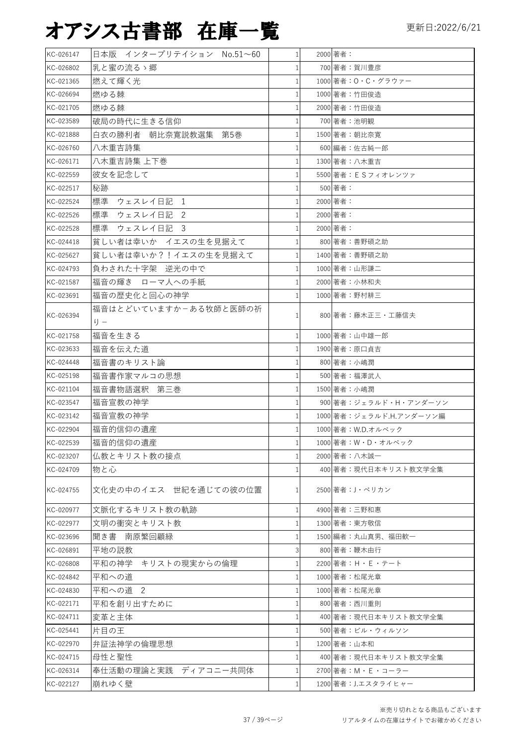# オアシス古書部　在庫一覧

更新日:2022/6/21

| | | | | |
|---|---|---|---|---|
| KC-026147 | 日本版　インタープリテイション　No.51～60 | 1 | 2000 | 著者： |
| KC-026802 | 乳と蜜の流るゝ郷 | 1 | 700 | 著者：賀川豊彦 |
| KC-021365 | 燃えて輝く光 | 1 | 1000 | 著者：O・C・グラウァー |
| KC-026694 | 燃ゆる棘 | 1 | 1000 | 著者：竹田俊造 |
| KC-021705 | 燃ゆる棘 | 1 | 2000 | 著者：竹田俊造 |
| KC-023589 | 破局の時代に生きる信仰 | 1 | 700 | 著者：池明観 |
| KC-021888 | 白衣の勝利者　朝比奈寛説教選集　第5巻 | 1 | 1500 | 著者：朝比奈寛 |
| KC-026760 | 八木重吉詩集 | 1 | 600 | 編著：佐古純一郎 |
| KC-026171 | 八木重吉詩集 上下巻 | 1 | 1300 | 著者：八木重吉 |
| KC-022559 | 彼女を記念して | 1 | 5500 | 著者：ＥＳフィオレンツァ |
| KC-022517 | 秘跡 | 1 | 500 | 著者： |
| KC-022524 | 標準　ウェスレイ日記　1 | 1 | 2000 | 著者： |
| KC-022526 | 標準　ウェスレイ日記　2 | 1 | 2000 | 著者： |
| KC-022528 | 標準　ウェスレイ日記　3 | 1 | 2000 | 著者： |
| KC-024418 | 貧しい者は幸いか　イエスの生を見据えて | 1 | 800 | 著者：善野碩之助 |
| KC-025627 | 貧しい者は幸いか？！イエスの生を見据えて | 1 | 1400 | 著者：善野碩之助 |
| KC-024793 | 負わされた十字架　逆光の中で | 1 | 1000 | 著者：山形謙二 |
| KC-021587 | 福音の輝き　ローマ人への手紙 | 1 | 2000 | 著者：小林和夫 |
| KC-023691 | 福音の歴史化と回心の神学 | 1 | 1000 | 著者：野村耕三 |
| KC-026394 | 福音はとどいていますか－ある牧師と医師の祈り－ | 1 | 800 | 著者：藤木正三・工藤信夫 |
| KC-021758 | 福音を生きる | 1 | 1000 | 著者：山中雄一郎 |
| KC-023633 | 福音を伝えた道 | 1 | 1900 | 著者：原口貞吉 |
| KC-024448 | 福音書のキリスト論 | 1 | 800 | 著者：小嶋潤 |
| KC-025198 | 福音書作家マルコの思想 | 1 | 500 | 著者：福澤武人 |
| KC-021104 | 福音書物語選釈　第三巻 | 1 | 1500 | 著者：小嶋潤 |
| KC-023547 | 福音宣教の神学 | 1 | 900 | 著者：ジェラルド・H・アンダーソン |
| KC-023142 | 福音宣教の神学 | 1 | 1000 | 著者：ジェラルド.H.アンダーソン編 |
| KC-022904 | 福音的信仰の遺産 | 1 | 1000 | 著者：W.D.オルベック |
| KC-022539 | 福音的信仰の遺産 | 1 | 1000 | 著者：W・D・オルベック |
| KC-023207 | 仏教とキリスト教の接点 | 1 | 2000 | 著者：八木誠一 |
| KC-024709 | 物と心 | 1 | 400 | 著者：現代日本キリスト教文学全集 |
| KC-024755 | 文化史の中のイエス　世紀を通じての彼の位置 | 1 | 2500 | 著者：J・ペリカン |
| KC-020977 | 文脈化するキリスト教の軌跡 | 1 | 4900 | 著者：三野和惠 |
| KC-022977 | 文明の衝突とキリスト教 | 1 | 1300 | 著者：東方敬信 |
| KC-023696 | 聞き書　南原繁回顧録 | 1 | 1500 | 編著：丸山真男、福田歓一 |
| KC-026891 | 平地の説教 | 3 | 800 | 著者：鞭木由行 |
| KC-026808 | 平和の神学　キリストの現実からの倫理 | 1 | 2200 | 著者：H・E・テート |
| KC-024842 | 平和への道 | 1 | 1000 | 著者：松尾光章 |
| KC-024830 | 平和への道　2 | 1 | 1000 | 著者：松尾光章 |
| KC-022171 | 平和を創り出すために | 1 | 800 | 著者：西川重則 |
| KC-024711 | 変革と主体 | 1 | 400 | 著者：現代日本キリスト教文学全集 |
| KC-025441 | 片目の王 | 1 | 500 | 著者：ビル・ウィルソン |
| KC-022970 | 弁証法神学の倫理思想 | 1 | 1200 | 著者：山本和 |
| KC-024715 | 母性と聖性 | 1 | 400 | 著者：現代日本キリスト教文学全集 |
| KC-026314 | 奉仕活動の理論と実践　ディアコニー共同体 | 1 | 2700 | 著者：M・E・コーラー |
| KC-022127 | 崩れゆく壁 | 1 | 1200 | 著者：J.エスタライヒャー |

※売り切れとなる商品もございます
リアルタイムの在庫はサイトでお確かめください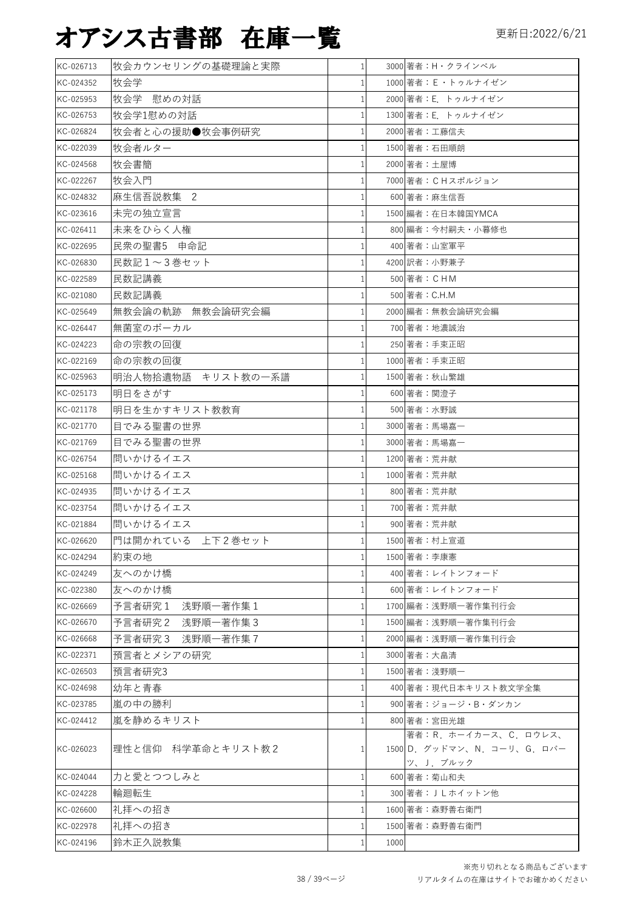# オアシス古書部　在庫一覧

更新日:2022/6/21

| | | | | |
|---|---|---|---|---|
| KC-026713 | 牧会カウンセリングの基礎理論と実際 | 1 | 3000 | 著者：H・クラインベル |
| KC-024352 | 牧会学 | 1 | 1000 | 著者：Ｅ・トゥルナイゼン |
| KC-025953 | 牧会学　慰めの対話 | 1 | 2000 | 著者：E. トゥルナイゼン |
| KC-026753 | 牧会学1慰めの対話 | 1 | 1300 | 著者：E. トゥルナイゼン |
| KC-026824 | 牧会者と心の援助●牧会事例研究 | 1 | 2000 | 著者：工藤信夫 |
| KC-022039 | 牧会者ルター | 1 | 1500 | 著者：石田順朗 |
| KC-024568 | 牧会書簡 | 1 | 2000 | 著者：土屋博 |
| KC-022267 | 牧会入門 | 1 | 7000 | 著者：ＣＨスポルジョン |
| KC-024832 | 麻生信吾説教集　2 | 1 | 600 | 著者：麻生信吾 |
| KC-023616 | 未完の独立宣言 | 1 | 1500 | 編者：在日本韓国YMCA |
| KC-026411 | 未来をひらく人権 | 1 | 800 | 編者：今村嗣夫・小暮修也 |
| KC-022695 | 民衆の聖書5　申命記 | 1 | 400 | 著者：山室軍平 |
| KC-026830 | 民数記１～３巻セット | 1 | 4200 | 訳者：小野兼子 |
| KC-022589 | 民数記講義 | 1 | 500 | 著者：ＣＨＭ |
| KC-021080 | 民数記講義 | 1 | 500 | 著者：C.H.M |
| KC-025649 | 無教会論の軌跡　無教会論研究会編 | 1 | 2000 | 編者：無教会論研究会編 |
| KC-026447 | 無菌室のボーカル | 1 | 700 | 著者：地濃誠治 |
| KC-024223 | 命の宗教の回復 | 1 | 250 | 著者：手束正昭 |
| KC-022169 | 命の宗教の回復 | 1 | 1000 | 著者：手束正昭 |
| KC-025963 | 明治人物拾遺物語　キリスト教の一系譜 | 1 | 1500 | 著者：秋山繁雄 |
| KC-025173 | 明日をさがす | 1 | 600 | 著者：関澄子 |
| KC-021178 | 明日を生かすキリスト教教育 | 1 | 500 | 著者：水野誠 |
| KC-021770 | 目でみる聖書の世界 | 1 | 3000 | 著者：馬場嘉一 |
| KC-021769 | 目でみる聖書の世界 | 1 | 3000 | 著者：馬場嘉一 |
| KC-026754 | 問いかけるイエス | 1 | 1200 | 著者：荒井献 |
| KC-025168 | 問いかけるイエス | 1 | 1000 | 著者：荒井献 |
| KC-024935 | 問いかけるイエス | 1 | 800 | 著者：荒井献 |
| KC-023754 | 問いかけるイエス | 1 | 700 | 著者：荒井献 |
| KC-021884 | 問いかけるイエス | 1 | 900 | 著者：荒井献 |
| KC-026620 | 門は開かれている　上下２巻セット | 1 | 1500 | 著者：村上宣道 |
| KC-024294 | 約束の地 | 1 | 1500 | 著者：李康憲 |
| KC-024249 | 友へのかけ橋 | 1 | 400 | 著者：レイトンフォード |
| KC-022380 | 友へのかけ橋 | 1 | 600 | 著者：レイトンフォード |
| KC-026669 | 予言者研究１　浅野順一著作集１ | 1 | 1700 | 編者：浅野順一著作集刊行会 |
| KC-026670 | 予言者研究２　浅野順一著作集３ | 1 | 1500 | 編者：浅野順一著作集刊行会 |
| KC-026668 | 予言者研究３　浅野順一著作集７ | 1 | 2000 | 編者：浅野順一著作集刊行会 |
| KC-022371 | 預言者とメシアの研究 | 1 | 3000 | 著者：大畠清 |
| KC-026503 | 預言者研究3 | 1 | 1500 | 著者：浅野順一 |
| KC-024698 | 幼年と青春 | 1 | 400 | 著者：現代日本キリスト教文学全集 |
| KC-023785 | 嵐の中の勝利 | 1 | 900 | 著者：ジョージ・B・ダンカン |
| KC-024412 | 嵐を静めるキリスト | 1 | 800 | 著者：宮田光雄 |
| KC-026023 | 理性と信仰　科学革命とキリスト教２ | 1 | 1500 | 著者：R．ホーイカース、C．ロウレス、D．グッドマン、N．コーリ、G．ロバーツ、J．ブルック |
| KC-024044 | 力と愛とつつしみと | 1 | 600 | 著者：菊山和夫 |
| KC-024228 | 輪廻転生 | 1 | 300 | 著者：ＪＬホイットン他 |
| KC-026600 | 礼拝への招き | 1 | 1600 | 著者：森野善右衛門 |
| KC-022978 | 礼拝への招き | 1 | 1500 | 著者：森野善右衛門 |
| KC-024196 | 鈴木正久説教集 | 1 | 1000 | |

※売り切れとなる商品もございます
リアルタイムの在庫はサイトでお確かめください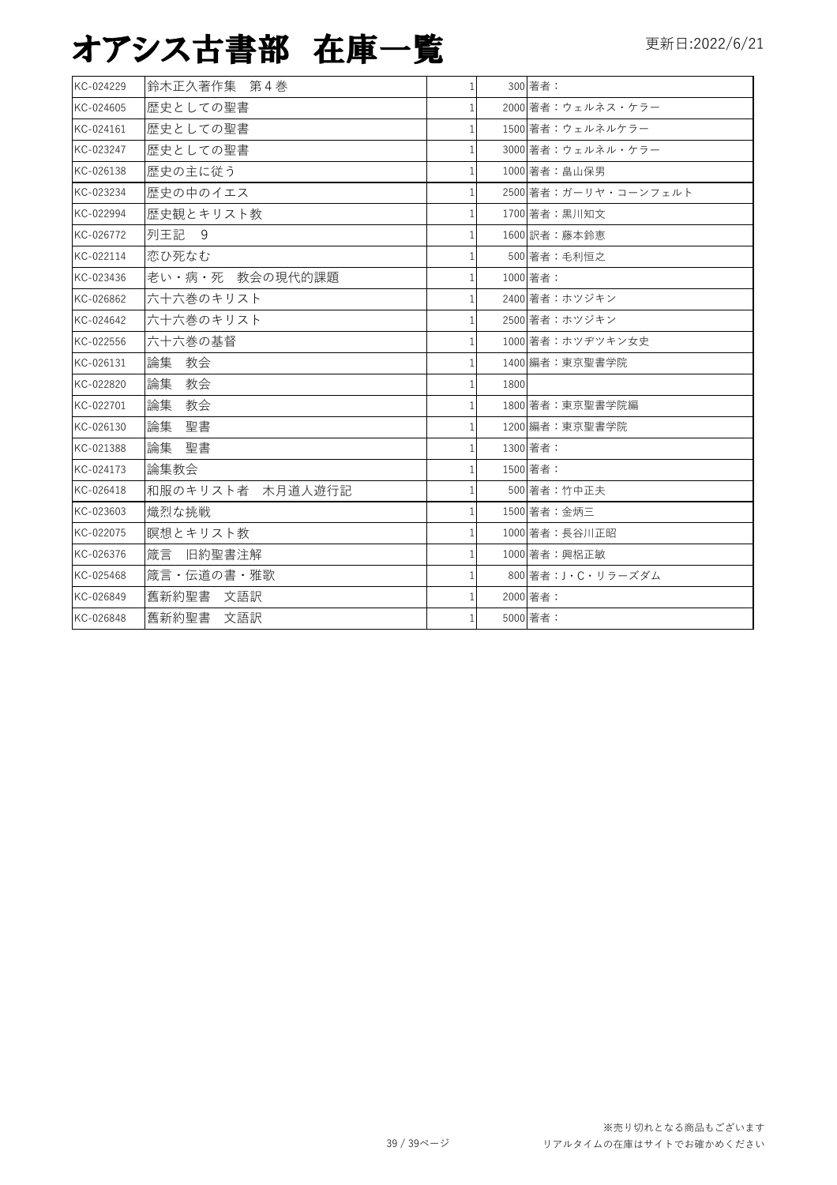# オアシス古書部　在庫一覧

更新日:2022/6/21

| | | | | |
|---|---|---|---|---|
| KC-024229 | 鈴木正久著作集　第４巻 | 1 | 300 | 著者： |
| KC-024605 | 歴史としての聖書 | 1 | 2000 | 著者：ウェルネス・ケラー |
| KC-024161 | 歴史としての聖書 | 1 | 1500 | 著者：ウェルネルケラー |
| KC-023247 | 歴史としての聖書 | 1 | 3000 | 著者：ウェルネル・ケラー |
| KC-026138 | 歴史の主に従う | 1 | 1000 | 著者：畠山保男 |
| KC-023234 | 歴史の中のイエス | 1 | 2500 | 著者：ガーリヤ・コーンフェルト |
| KC-022994 | 歴史観とキリスト教 | 1 | 1700 | 著者：黒川知文 |
| KC-026772 | 列王記　9 | 1 | 1600 | 訳者：藤本鈴恵 |
| KC-022114 | 恋ひ死なむ | 1 | 500 | 著者：毛利恒之 |
| KC-023436 | 老い・病・死　教会の現代的課題 | 1 | 1000 | 著者： |
| KC-026862 | 六十六巻のキリスト | 1 | 2400 | 著者：ホツジキン |
| KC-024642 | 六十六巻のキリスト | 1 | 2500 | 著者：ホツジキン |
| KC-022556 | 六十六巻の基督 | 1 | 1000 | 著者：ホツヂツキン女史 |
| KC-026131 | 論集　教会 | 1 | 1400 | 編者：東京聖書学院 |
| KC-022820 | 論集　教会 | 1 | 1800 | |
| KC-022701 | 論集　教会 | 1 | 1800 | 著者：東京聖書学院編 |
| KC-026130 | 論集　聖書 | 1 | 1200 | 編者：東京聖書学院 |
| KC-021388 | 論集　聖書 | 1 | 1300 | 著者： |
| KC-024173 | 論集教会 | 1 | 1500 | 著者： |
| KC-026418 | 和服のキリスト者　木月道人遊行記 | 1 | 500 | 著者：竹中正夫 |
| KC-023603 | 熾烈な挑戦 | 1 | 1500 | 著者：金炳三 |
| KC-022075 | 瞑想とキリスト教 | 1 | 1000 | 著者：長谷川正昭 |
| KC-026376 | 箴言　旧約聖書注解 | 1 | 1000 | 著者：興梠正敏 |
| KC-025468 | 箴言・伝道の書・雅歌 | 1 | 800 | 著者：J・C・リラーズダム |
| KC-026849 | 舊新約聖書　文語訳 | 1 | 2000 | 著者： |
| KC-026848 | 舊新約聖書　文語訳 | 1 | 5000 | 著者： |

※売り切れとなる商品もございます
リアルタイムの在庫はサイトでお確かめください